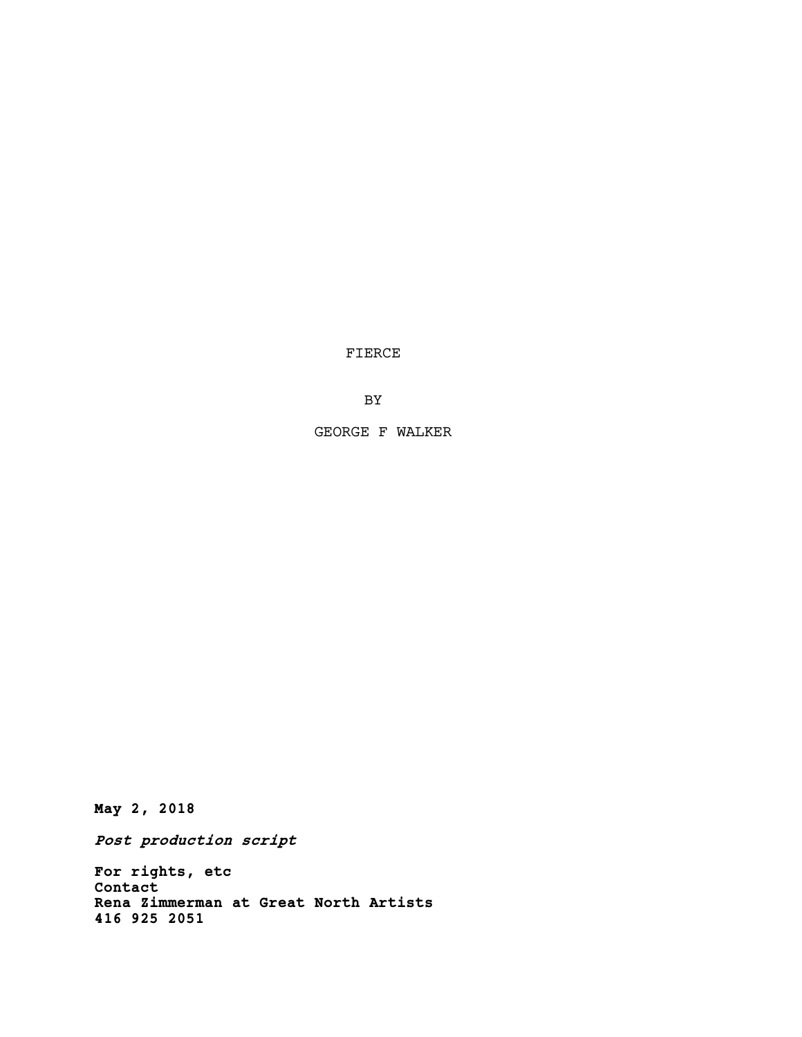# FIERCE

BY

GEORGE F WALKER

**May 2, 2018**

***Post production script***

**For rights, etc**
**Contact**
**Rena Zimmerman at Great North Artists**
**416 925 2051**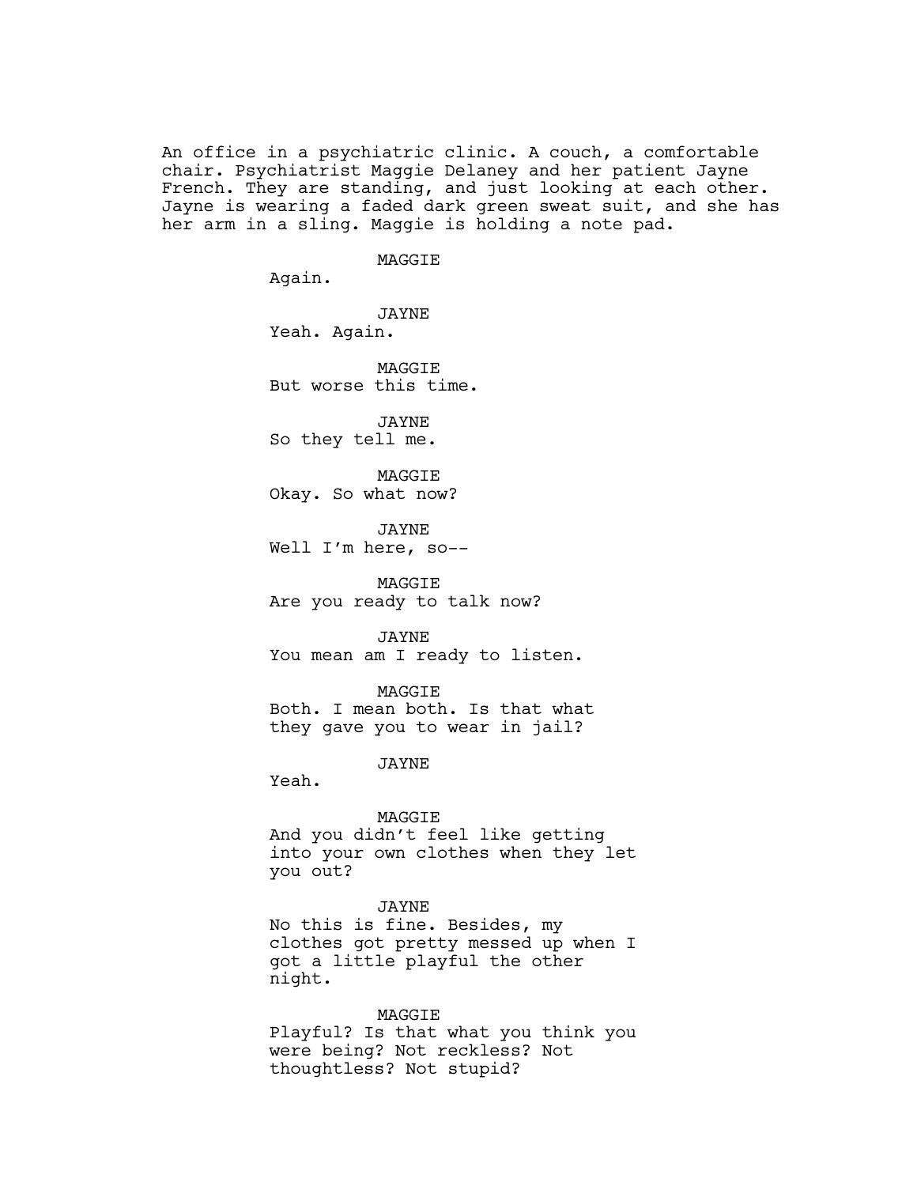An office in a psychiatric clinic. A couch, a comfortable chair. Psychiatrist Maggie Delaney and her patient Jayne French. They are standing, and just looking at each other. Jayne is wearing a faded dark green sweat suit, and she has her arm in a sling. Maggie is holding a note pad.

MAGGIE
Again.

JAYNE
Yeah. Again.

MAGGIE
But worse this time.

JAYNE
So they tell me.

MAGGIE
Okay. So what now?

JAYNE
Well I'm here, so--

MAGGIE
Are you ready to talk now?

JAYNE
You mean am I ready to listen.

MAGGIE
Both. I mean both. Is that what they gave you to wear in jail?

JAYNE
Yeah.

MAGGIE
And you didn't feel like getting into your own clothes when they let you out?

JAYNE
No this is fine. Besides, my clothes got pretty messed up when I got a little playful the other night.

MAGGIE
Playful? Is that what you think you were being? Not reckless? Not thoughtless? Not stupid?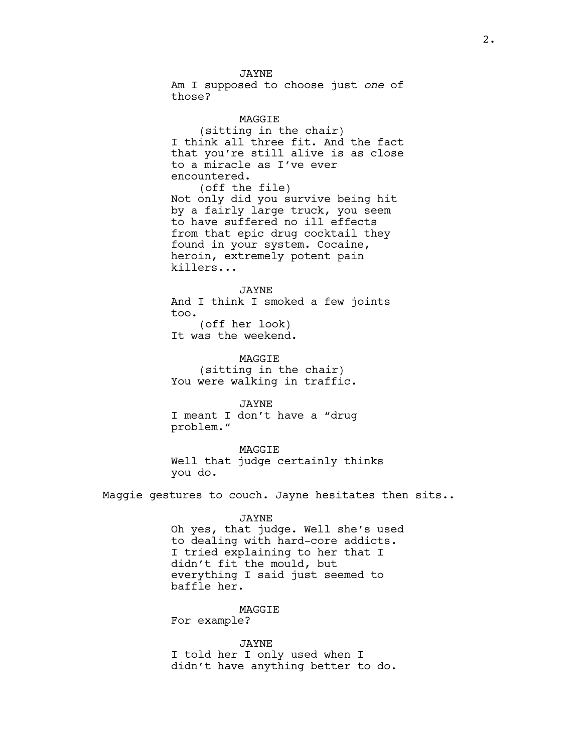JAYNE
Am I supposed to choose just *one* of those?

MAGGIE
(sitting in the chair)
I think all three fit. And the fact that you're still alive is as close to a miracle as I've ever encountered.
(off the file)
Not only did you survive being hit by a fairly large truck, you seem to have suffered no ill effects from that epic drug cocktail they found in your system. Cocaine, heroin, extremely potent pain killers...

JAYNE
And I think I smoked a few joints too.
(off her look)
It was the weekend.

MAGGIE
(sitting in the chair)
You were walking in traffic.

JAYNE
I meant I don't have a "drug problem."

MAGGIE
Well that judge certainly thinks you do.

Maggie gestures to couch. Jayne hesitates then sits..

JAYNE
Oh yes, that judge. Well she's used to dealing with hard-core addicts. I tried explaining to her that I didn't fit the mould, but everything I said just seemed to baffle her.

MAGGIE
For example?

JAYNE
I told her I only used when I didn't have anything better to do.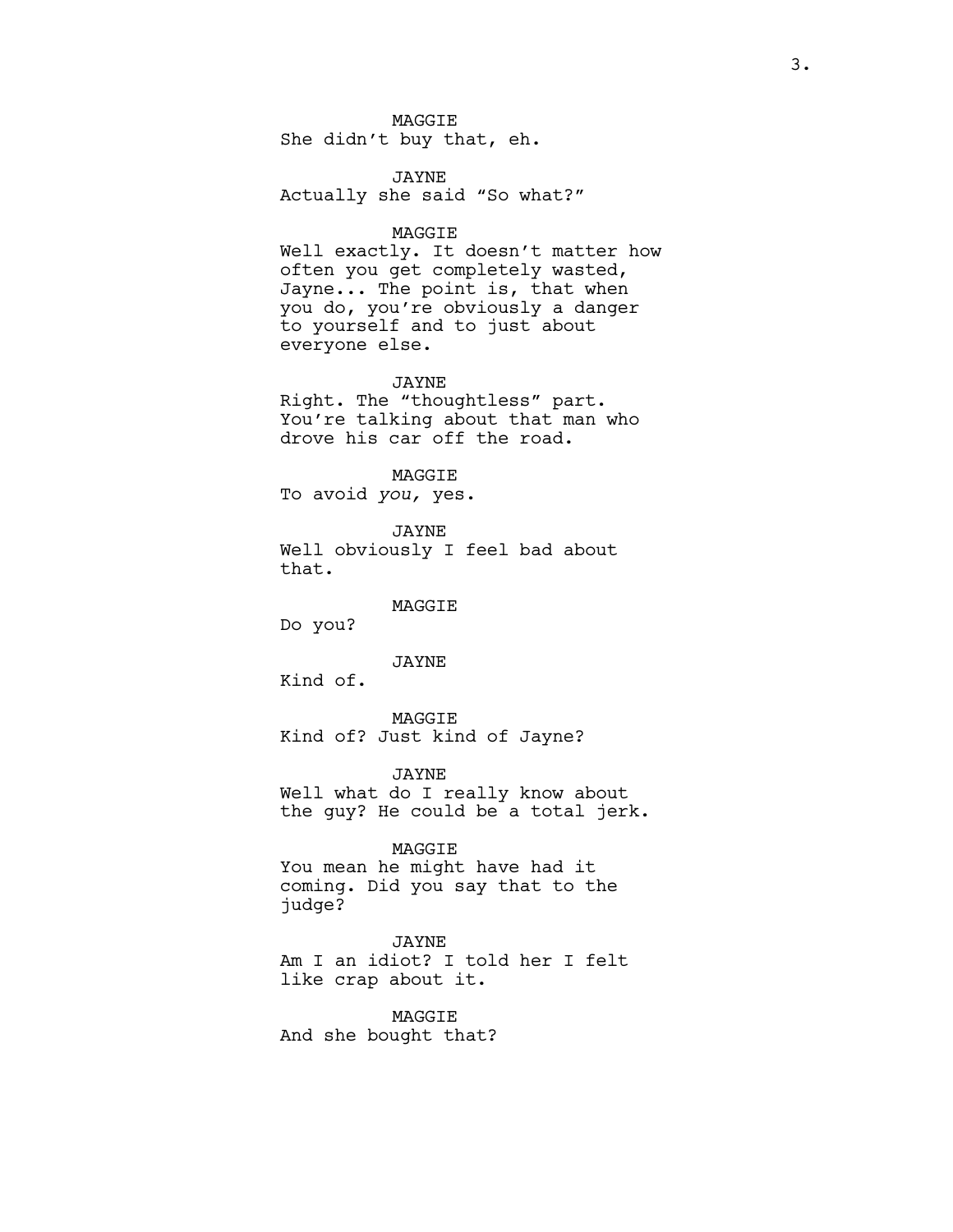MAGGIE
She didn't buy that, eh.

JAYNE
Actually she said "So what?"

MAGGIE
Well exactly. It doesn't matter how often you get completely wasted, Jayne... The point is, that when you do, you're obviously a danger to yourself and to just about everyone else.

JAYNE
Right. The "thoughtless" part. You're talking about that man who drove his car off the road.

MAGGIE
To avoid *you*, yes.

JAYNE
Well obviously I feel bad about that.

MAGGIE
Do you?

JAYNE
Kind of.

MAGGIE
Kind of? Just kind of Jayne?

JAYNE
Well what do I really know about the guy? He could be a total jerk.

MAGGIE
You mean he might have had it coming. Did you say that to the judge?

JAYNE
Am I an idiot? I told her I felt like crap about it.

MAGGIE
And she bought that?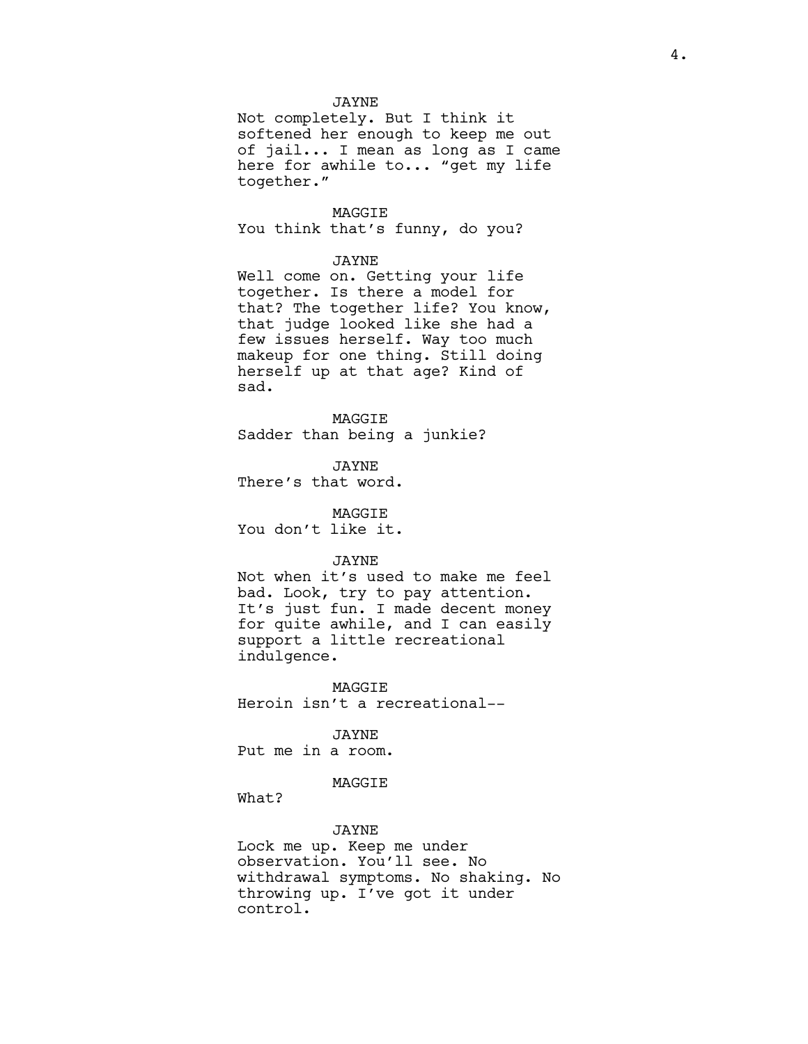JAYNE

Not completely. But I think it softened her enough to keep me out of jail... I mean as long as I came here for awhile to... “get my life together.”

MAGGIE

You think that’s funny, do you?

JAYNE

Well come on. Getting your life together. Is there a model for that? The together life? You know, that judge looked like she had a few issues herself. Way too much makeup for one thing. Still doing herself up at that age? Kind of sad.

MAGGIE

Sadder than being a junkie?

JAYNE

There’s that word.

MAGGIE

You don’t like it.

JAYNE

Not when it’s used to make me feel bad. Look, try to pay attention. It’s just fun. I made decent money for quite awhile, and I can easily support a little recreational indulgence.

MAGGIE

Heroin isn’t a recreational--

JAYNE

Put me in a room.

MAGGIE

What?

JAYNE

Lock me up. Keep me under observation. You’ll see. No withdrawal symptoms. No shaking. No throwing up. I’ve got it under control.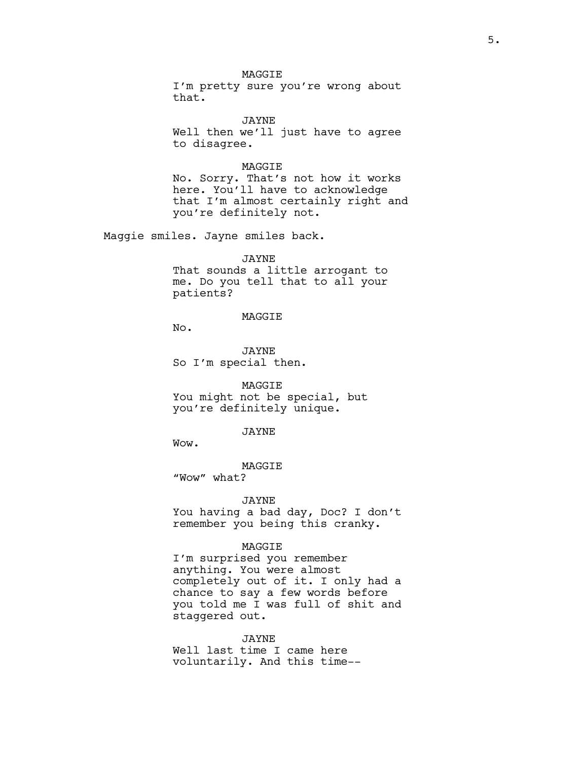MAGGIE
I'm pretty sure you're wrong about that.

JAYNE
Well then we'll just have to agree to disagree.

MAGGIE
No. Sorry. That's not how it works here. You'll have to acknowledge that I'm almost certainly right and you're definitely not.

Maggie smiles. Jayne smiles back.

JAYNE
That sounds a little arrogant to me. Do you tell that to all your patients?

MAGGIE
No.

JAYNE
So I'm special then.

MAGGIE
You might not be special, but you're definitely unique.

JAYNE
Wow.

MAGGIE
"Wow" what?

JAYNE
You having a bad day, Doc? I don't remember you being this cranky.

MAGGIE
I'm surprised you remember anything. You were almost completely out of it. I only had a chance to say a few words before you told me I was full of shit and staggered out.

JAYNE
Well last time I came here voluntarily. And this time--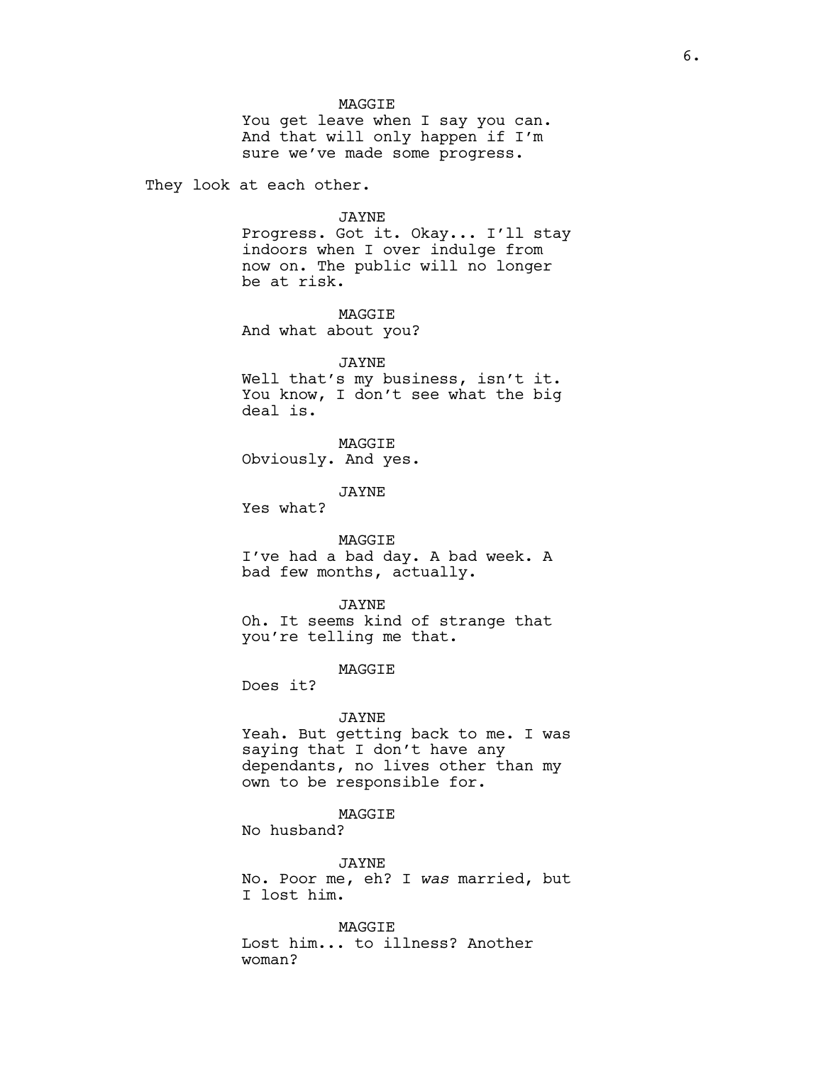MAGGIE
You get leave when I say you can. And that will only happen if I'm sure we've made some progress.

They look at each other.

JAYNE
Progress. Got it. Okay... I'll stay indoors when I over indulge from now on. The public will no longer be at risk.

MAGGIE
And what about you?

JAYNE
Well that's my business, isn't it. You know, I don't see what the big deal is.

MAGGIE
Obviously. And yes.

JAYNE
Yes what?

MAGGIE
I've had a bad day. A bad week. A bad few months, actually.

JAYNE
Oh. It seems kind of strange that you're telling me that.

MAGGIE
Does it?

JAYNE
Yeah. But getting back to me. I was saying that I don't have any dependants, no lives other than my own to be responsible for.

MAGGIE
No husband?

JAYNE
No. Poor me, eh? I *was* married, but I lost him.

MAGGIE
Lost him... to illness? Another woman?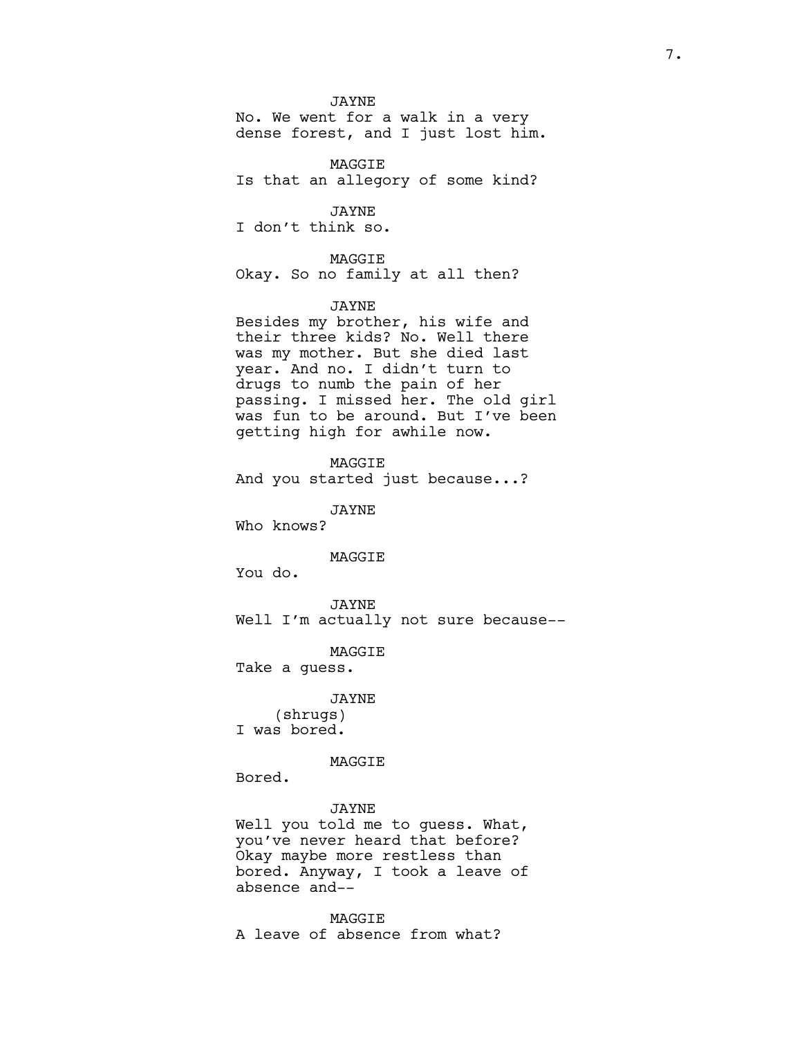JAYNE
No. We went for a walk in a very dense forest, and I just lost him.

MAGGIE
Is that an allegory of some kind?

JAYNE
I don't think so.

MAGGIE
Okay. So no family at all then?

JAYNE
Besides my brother, his wife and their three kids? No. Well there was my mother. But she died last year. And no. I didn't turn to drugs to numb the pain of her passing. I missed her. The old girl was fun to be around. But I've been getting high for awhile now.

MAGGIE
And you started just because...?

JAYNE
Who knows?

MAGGIE
You do.

JAYNE
Well I'm actually not sure because--

MAGGIE
Take a guess.

JAYNE
(shrugs)
I was bored.

MAGGIE
Bored.

JAYNE
Well you told me to guess. What, you've never heard that before? Okay maybe more restless than bored. Anyway, I took a leave of absence and--

MAGGIE
A leave of absence from what?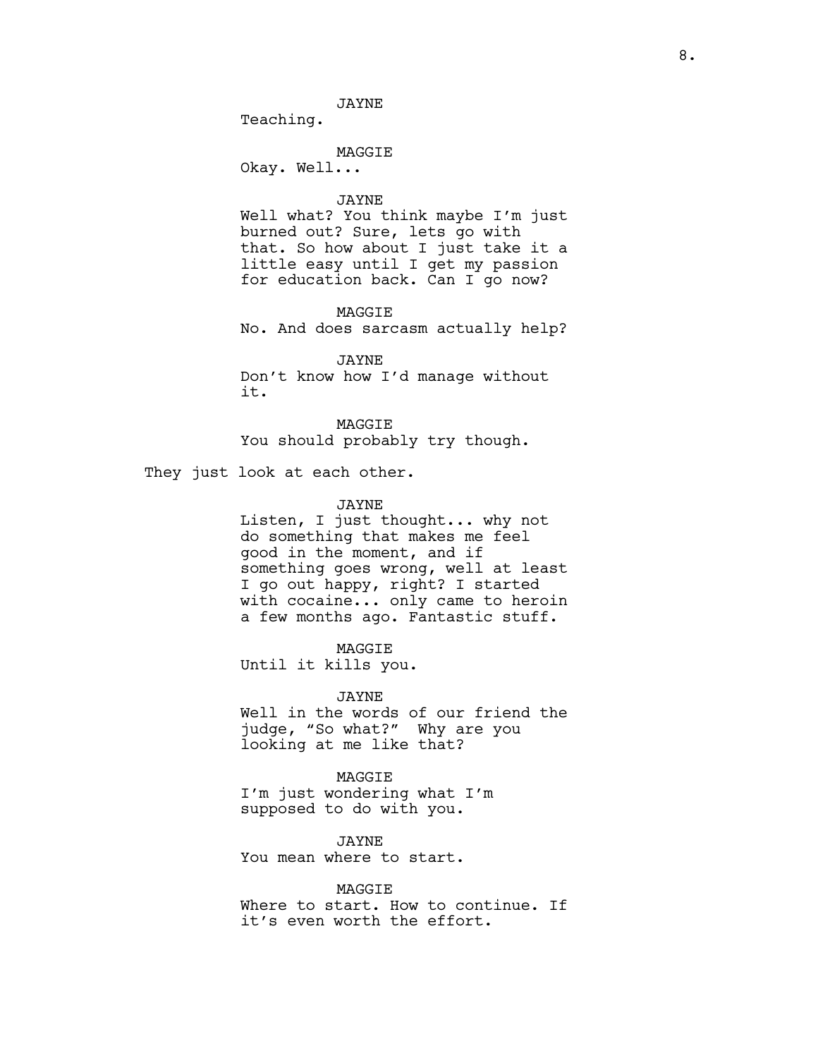JAYNE
Teaching.

MAGGIE
Okay. Well...

JAYNE
Well what? You think maybe I'm just burned out? Sure, lets go with that. So how about I just take it a little easy until I get my passion for education back. Can I go now?

MAGGIE
No. And does sarcasm actually help?

JAYNE
Don't know how I'd manage without it.

MAGGIE
You should probably try though.

They just look at each other.

JAYNE
Listen, I just thought... why not do something that makes me feel good in the moment, and if something goes wrong, well at least I go out happy, right? I started with cocaine... only came to heroin a few months ago. Fantastic stuff.

MAGGIE
Until it kills you.

JAYNE
Well in the words of our friend the judge, "So what?" Why are you looking at me like that?

MAGGIE
I'm just wondering what I'm supposed to do with you.

JAYNE
You mean where to start.

MAGGIE
Where to start. How to continue. If it's even worth the effort.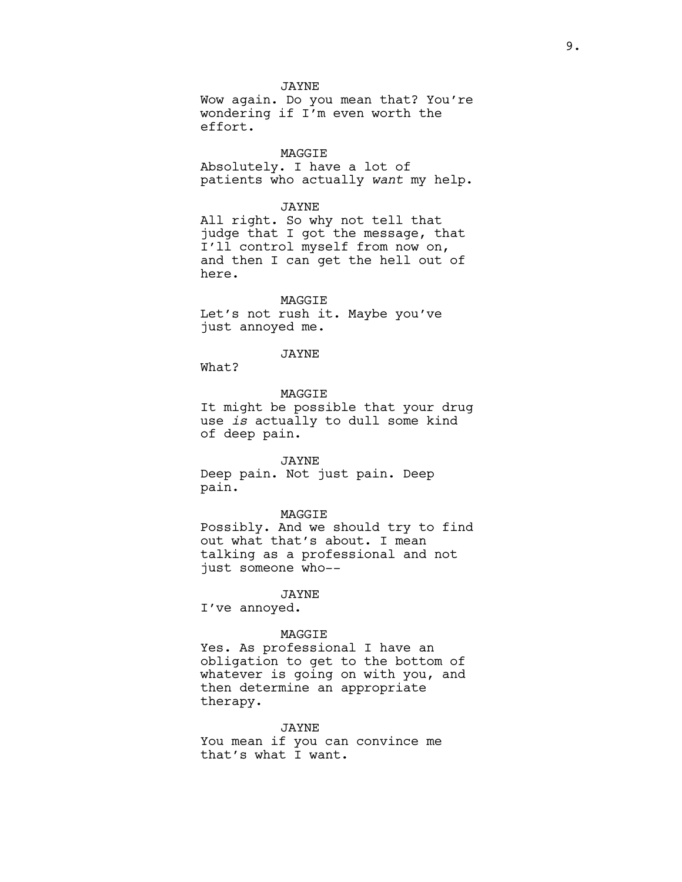JAYNE

Wow again. Do you mean that? You're wondering if I'm even worth the effort.

MAGGIE

Absolutely. I have a lot of patients who actually *want* my help.

JAYNE

All right. So why not tell that judge that I got the message, that I'll control myself from now on, and then I can get the hell out of here.

MAGGIE

Let's not rush it. Maybe you've just annoyed me.

JAYNE

What?

MAGGIE

It might be possible that your drug use *is* actually to dull some kind of deep pain.

JAYNE

Deep pain. Not just pain. Deep pain.

MAGGIE

Possibly. And we should try to find out what that's about. I mean talking as a professional and not just someone who--

JAYNE

I've annoyed.

MAGGIE

Yes. As professional I have an obligation to get to the bottom of whatever is going on with you, and then determine an appropriate therapy.

JAYNE

You mean if you can convince me that's what I want.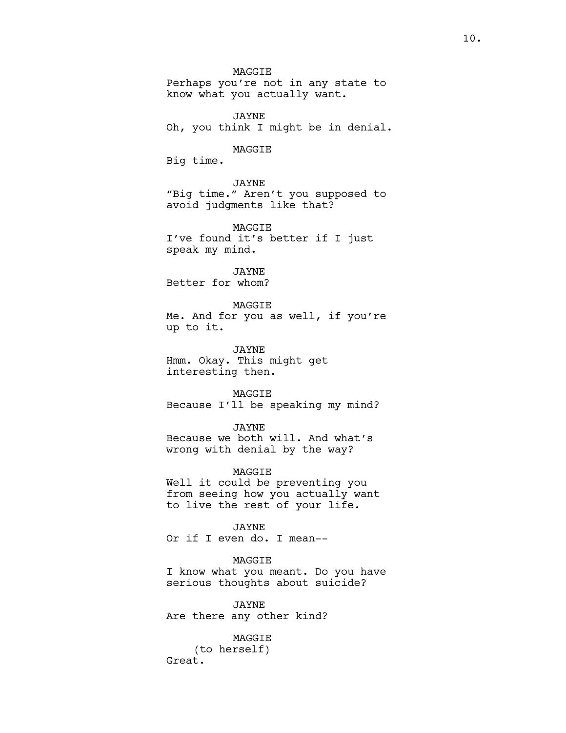MAGGIE
Perhaps you're not in any state to know what you actually want.

JAYNE
Oh, you think I might be in denial.

MAGGIE
Big time.

JAYNE
"Big time." Aren't you supposed to avoid judgments like that?

MAGGIE
I've found it's better if I just speak my mind.

JAYNE
Better for whom?

MAGGIE
Me. And for you as well, if you're up to it.

JAYNE
Hmm. Okay. This might get interesting then.

MAGGIE
Because I'll be speaking my mind?

JAYNE
Because we both will. And what's wrong with denial by the way?

MAGGIE
Well it could be preventing you from seeing how you actually want to live the rest of your life.

JAYNE
Or if I even do. I mean--

MAGGIE
I know what you meant. Do you have serious thoughts about suicide?

JAYNE
Are there any other kind?

MAGGIE
(to herself)
Great.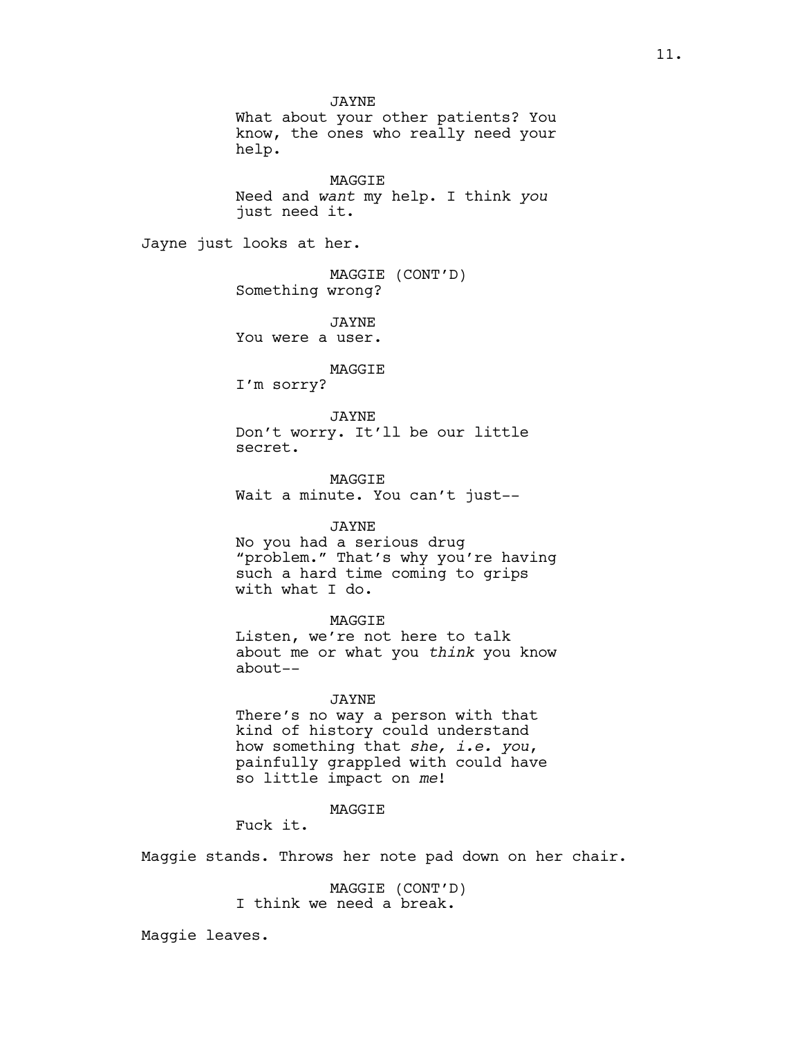JAYNE

What about your other patients? You know, the ones who really need your help.

MAGGIE

Need and *want* my help. I think *you* just need it.

Jayne just looks at her.

MAGGIE (CONT'D)

Something wrong?

JAYNE

You were a user.

MAGGIE

I'm sorry?

JAYNE

Don't worry. It'll be our little secret.

MAGGIE

Wait a minute. You can't just--

JAYNE

No you had a serious drug "problem." That's why you're having such a hard time coming to grips with what I do.

MAGGIE

Listen, we're not here to talk about me or what you *think* you know about--

JAYNE

There's no way a person with that kind of history could understand how something that *she, i.e. you*, painfully grappled with could have so little impact on *me*!

MAGGIE

Fuck it.

Maggie stands. Throws her note pad down on her chair.

MAGGIE (CONT'D)

I think we need a break.

Maggie leaves.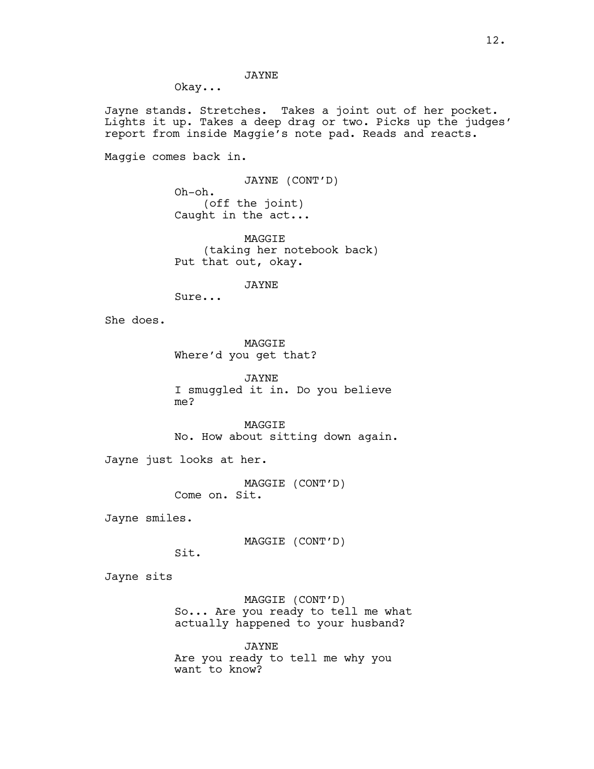JAYNE

Okay...

Jayne stands. Stretches. Takes a joint out of her pocket. Lights it up. Takes a deep drag or two. Picks up the judges' report from inside Maggie's note pad. Reads and reacts.

Maggie comes back in.

JAYNE (CONT'D)

Oh-oh.
(off the joint)
Caught in the act...

MAGGIE
(taking her notebook back)

Put that out, okay.

JAYNE

Sure...

She does.

MAGGIE

Where'd you get that?

JAYNE

I smuggled it in. Do you believe me?

MAGGIE

No. How about sitting down again.

Jayne just looks at her.

MAGGIE (CONT'D)

Come on. Sit.

Jayne smiles.

MAGGIE (CONT'D)

Sit.

Jayne sits

MAGGIE (CONT'D)

So... Are you ready to tell me what actually happened to your husband?

JAYNE

Are you ready to tell me why you want to know?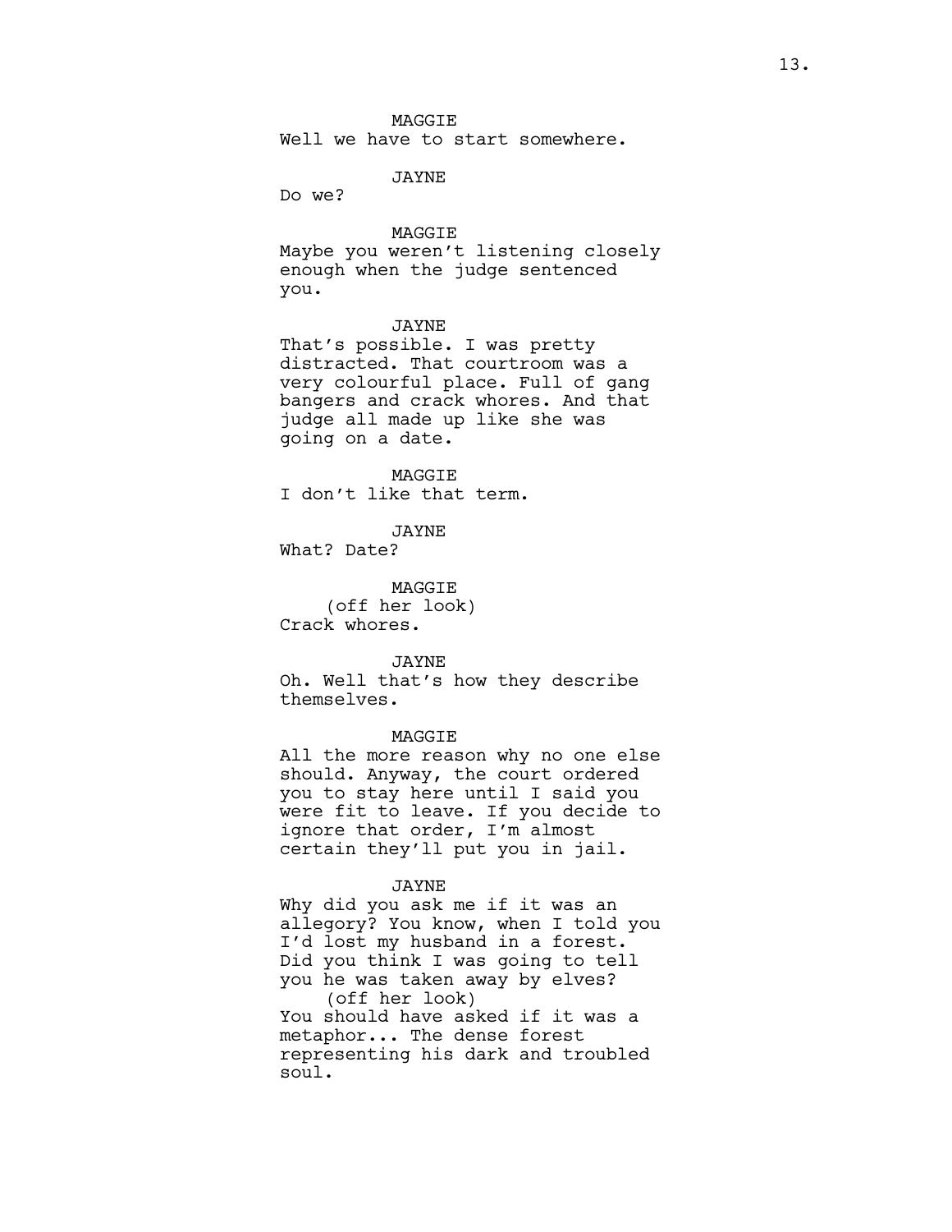MAGGIE

Well we have to start somewhere.

JAYNE

Do we?

MAGGIE

Maybe you weren't listening closely enough when the judge sentenced you.

JAYNE

That's possible. I was pretty distracted. That courtroom was a very colourful place. Full of gang bangers and crack whores. And that judge all made up like she was going on a date.

MAGGIE

I don't like that term.

JAYNE

What? Date?

MAGGIE

(off her look)

Crack whores.

JAYNE

Oh. Well that's how they describe themselves.

MAGGIE

All the more reason why no one else should. Anyway, the court ordered you to stay here until I said you were fit to leave. If you decide to ignore that order, I'm almost certain they'll put you in jail.

JAYNE

Why did you ask me if it was an allegory? You know, when I told you I'd lost my husband in a forest. Did you think I was going to tell you he was taken away by elves?

(off her look)

You should have asked if it was a metaphor... The dense forest representing his dark and troubled soul.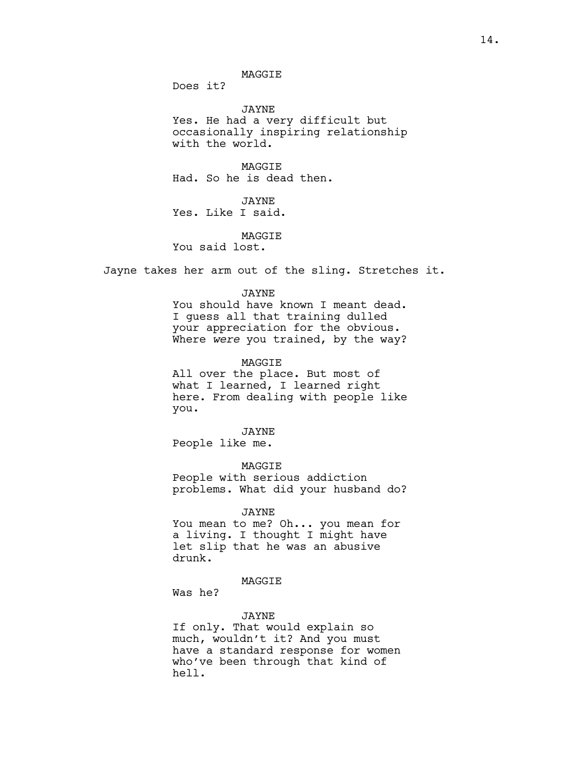MAGGIE

Does it?

JAYNE

Yes. He had a very difficult but occasionally inspiring relationship with the world.

MAGGIE

Had. So he is dead then.

JAYNE

Yes. Like I said.

MAGGIE

You said lost.

Jayne takes her arm out of the sling. Stretches it.

JAYNE

You should have known I meant dead. I guess all that training dulled your appreciation for the obvious. Where *were* you trained, by the way?

MAGGIE

All over the place. But most of what I learned, I learned right here. From dealing with people like you.

JAYNE

People like me.

MAGGIE

People with serious addiction problems. What did your husband do?

JAYNE

You mean to me? Oh... you mean for a living. I thought I might have let slip that he was an abusive drunk.

MAGGIE

Was he?

JAYNE

If only. That would explain so much, wouldn't it? And you must have a standard response for women who've been through that kind of hell.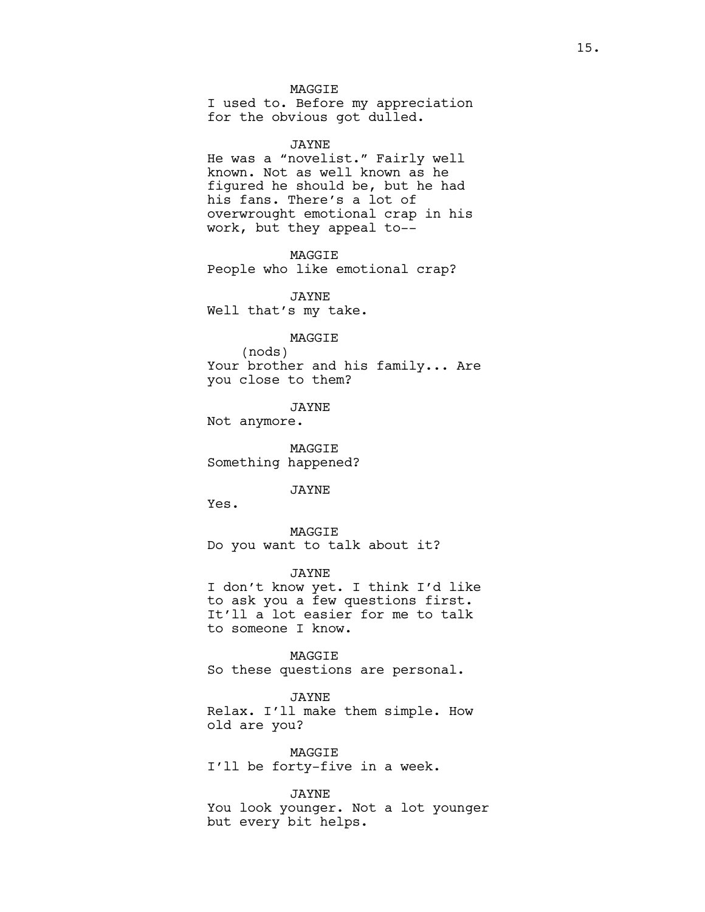MAGGIE
I used to. Before my appreciation for the obvious got dulled.

JAYNE
He was a "novelist." Fairly well known. Not as well known as he figured he should be, but he had his fans. There's a lot of overwrought emotional crap in his work, but they appeal to--

MAGGIE
People who like emotional crap?

JAYNE
Well that's my take.

MAGGIE
(nods)
Your brother and his family... Are you close to them?

JAYNE
Not anymore.

MAGGIE
Something happened?

JAYNE
Yes.

MAGGIE
Do you want to talk about it?

JAYNE
I don't know yet. I think I'd like to ask you a few questions first. It'll a lot easier for me to talk to someone I know.

MAGGIE
So these questions are personal.

JAYNE
Relax. I'll make them simple. How old are you?

MAGGIE
I'll be forty-five in a week.

JAYNE
You look younger. Not a lot younger but every bit helps.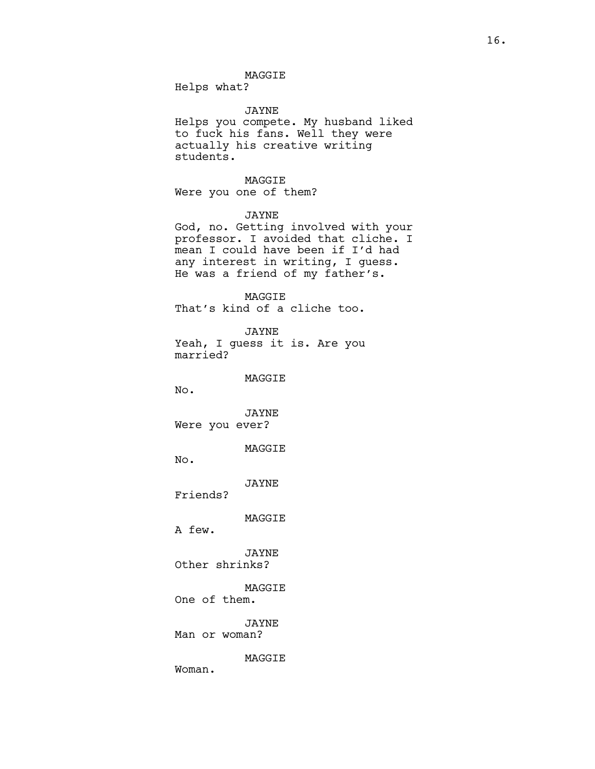MAGGIE
Helps what?

JAYNE
Helps you compete. My husband liked to fuck his fans. Well they were actually his creative writing students.

MAGGIE
Were you one of them?

JAYNE
God, no. Getting involved with your professor. I avoided that cliche. I mean I could have been if I'd had any interest in writing, I guess. He was a friend of my father's.

MAGGIE
That's kind of a cliche too.

JAYNE
Yeah, I guess it is. Are you married?

MAGGIE
No.

JAYNE
Were you ever?

MAGGIE
No.

JAYNE
Friends?

MAGGIE
A few.

JAYNE
Other shrinks?

MAGGIE
One of them.

JAYNE
Man or woman?

MAGGIE
Woman.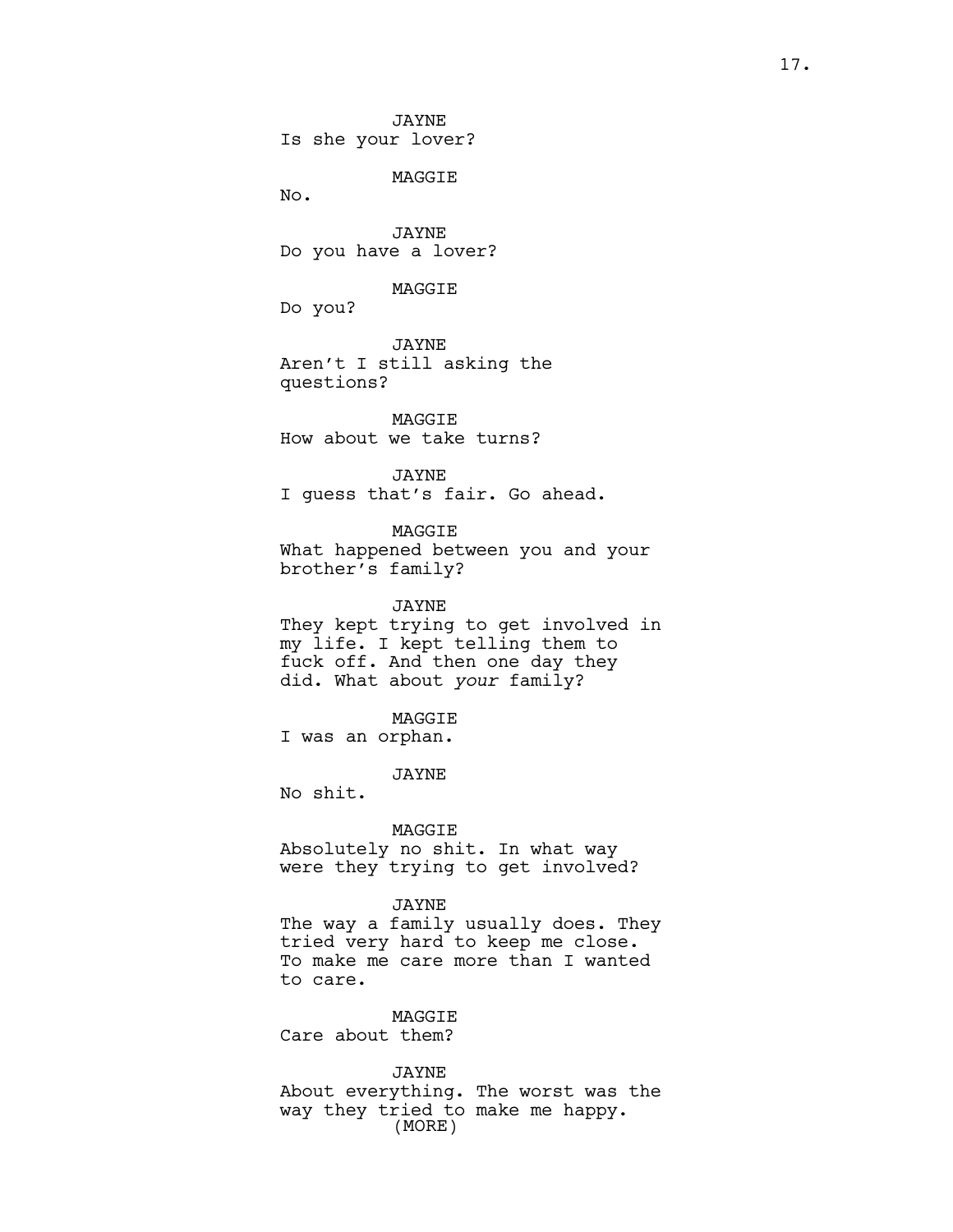JAYNE
Is she your lover?

MAGGIE
No.

JAYNE
Do you have a lover?

MAGGIE
Do you?

JAYNE
Aren't I still asking the questions?

MAGGIE
How about we take turns?

JAYNE
I guess that's fair. Go ahead.

MAGGIE
What happened between you and your brother's family?

JAYNE
They kept trying to get involved in my life. I kept telling them to fuck off. And then one day they did. What about *your* family?

MAGGIE
I was an orphan.

JAYNE
No shit.

MAGGIE
Absolutely no shit. In what way were they trying to get involved?

JAYNE
The way a family usually does. They tried very hard to keep me close. To make me care more than I wanted to care.

MAGGIE
Care about them?

JAYNE
About everything. The worst was the way they tried to make me happy.
(MORE)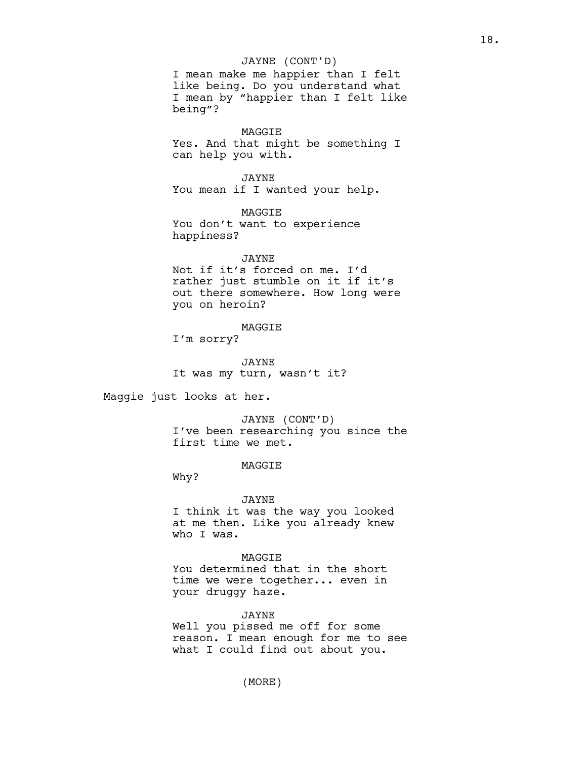JAYNE (CONT'D)
I mean make me happier than I felt like being. Do you understand what I mean by "happier than I felt like being"?

MAGGIE
Yes. And that might be something I can help you with.

JAYNE
You mean if I wanted your help.

MAGGIE
You don't want to experience happiness?

JAYNE
Not if it's forced on me. I'd rather just stumble on it if it's out there somewhere. How long were you on heroin?

MAGGIE
I'm sorry?

JAYNE
It was my turn, wasn't it?

Maggie just looks at her.

JAYNE (CONT'D)
I've been researching you since the first time we met.

MAGGIE
Why?

JAYNE
I think it was the way you looked at me then. Like you already knew who I was.

MAGGIE
You determined that in the short time we were together... even in your druggy haze.

JAYNE
Well you pissed me off for some reason. I mean enough for me to see what I could find out about you.

(MORE)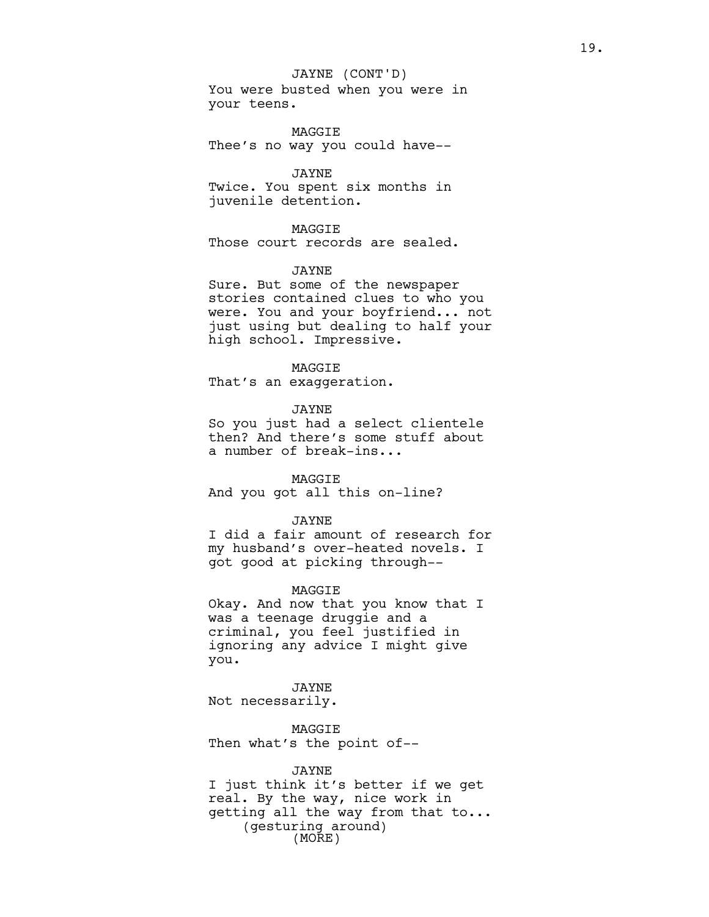JAYNE (CONT'D)
You were busted when you were in your teens.

MAGGIE
Thee's no way you could have--

JAYNE
Twice. You spent six months in juvenile detention.

MAGGIE
Those court records are sealed.

JAYNE
Sure. But some of the newspaper stories contained clues to who you were. You and your boyfriend... not just using but dealing to half your high school. Impressive.

MAGGIE
That's an exaggeration.

JAYNE
So you just had a select clientele then? And there's some stuff about a number of break-ins...

MAGGIE
And you got all this on-line?

JAYNE
I did a fair amount of research for my husband's over-heated novels. I got good at picking through--

MAGGIE
Okay. And now that you know that I was a teenage druggie and a criminal, you feel justified in ignoring any advice I might give you.

JAYNE
Not necessarily.

MAGGIE
Then what's the point of--

JAYNE
I just think it's better if we get real. By the way, nice work in getting all the way from that to...
(gesturing around)
(MORE)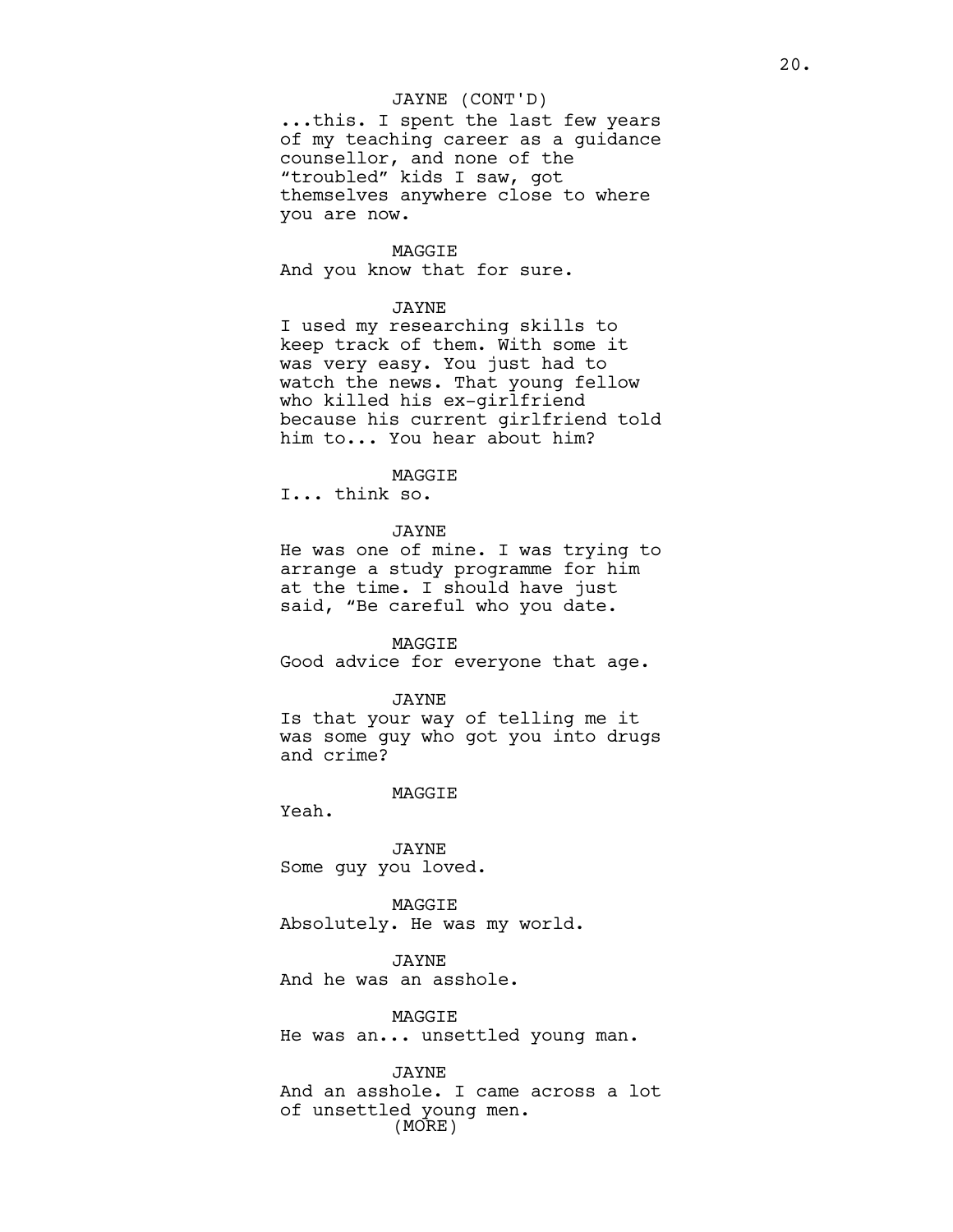JAYNE (CONT'D)
...this. I spent the last few years of my teaching career as a guidance counsellor, and none of the "troubled" kids I saw, got themselves anywhere close to where you are now.

MAGGIE
And you know that for sure.

JAYNE
I used my researching skills to keep track of them. With some it was very easy. You just had to watch the news. That young fellow who killed his ex-girlfriend because his current girlfriend told him to... You hear about him?

MAGGIE
I... think so.

JAYNE
He was one of mine. I was trying to arrange a study programme for him at the time. I should have just said, "Be careful who you date.

MAGGIE
Good advice for everyone that age.

JAYNE
Is that your way of telling me it was some guy who got you into drugs and crime?

MAGGIE
Yeah.

JAYNE
Some guy you loved.

MAGGIE
Absolutely. He was my world.

JAYNE
And he was an asshole.

MAGGIE
He was an... unsettled young man.

JAYNE
And an asshole. I came across a lot of unsettled young men.
(MORE)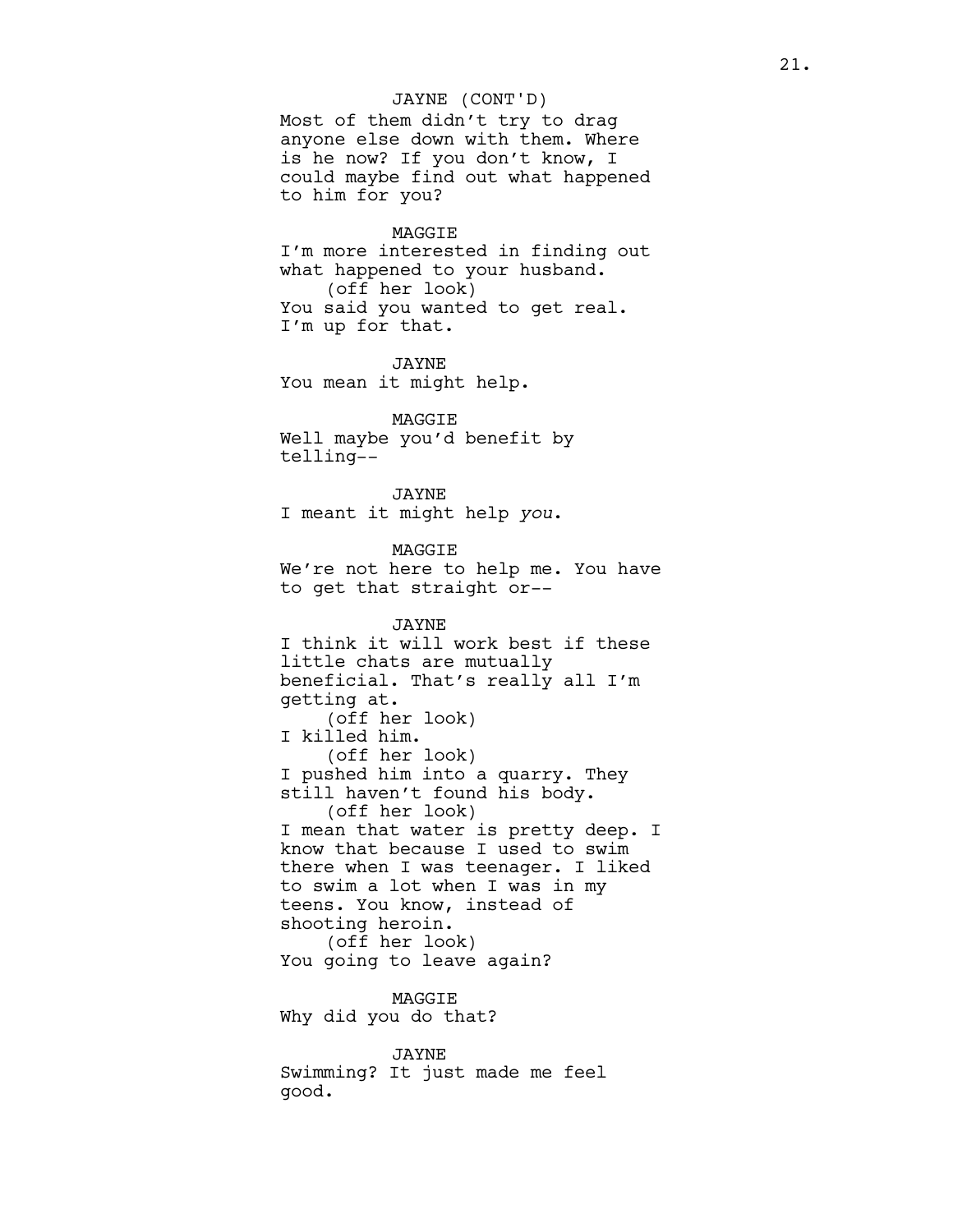JAYNE (CONT'D)

Most of them didn't try to drag anyone else down with them. Where is he now? If you don't know, I could maybe find out what happened to him for you?

MAGGIE

I'm more interested in finding out what happened to your husband.

(off her look)

You said you wanted to get real. I'm up for that.

JAYNE

You mean it might help.

MAGGIE

Well maybe you'd benefit by telling--

JAYNE

I meant it might help *you*.

MAGGIE

We're not here to help me. You have to get that straight or--

JAYNE

I think it will work best if these little chats are mutually beneficial. That's really all I'm getting at.

(off her look)

I killed him.

(off her look)

I pushed him into a quarry. They still haven't found his body.

(off her look)

I mean that water is pretty deep. I know that because I used to swim there when I was teenager. I liked to swim a lot when I was in my teens. You know, instead of shooting heroin.

(off her look)

You going to leave again?

MAGGIE

Why did you do that?

JAYNE

Swimming? It just made me feel good.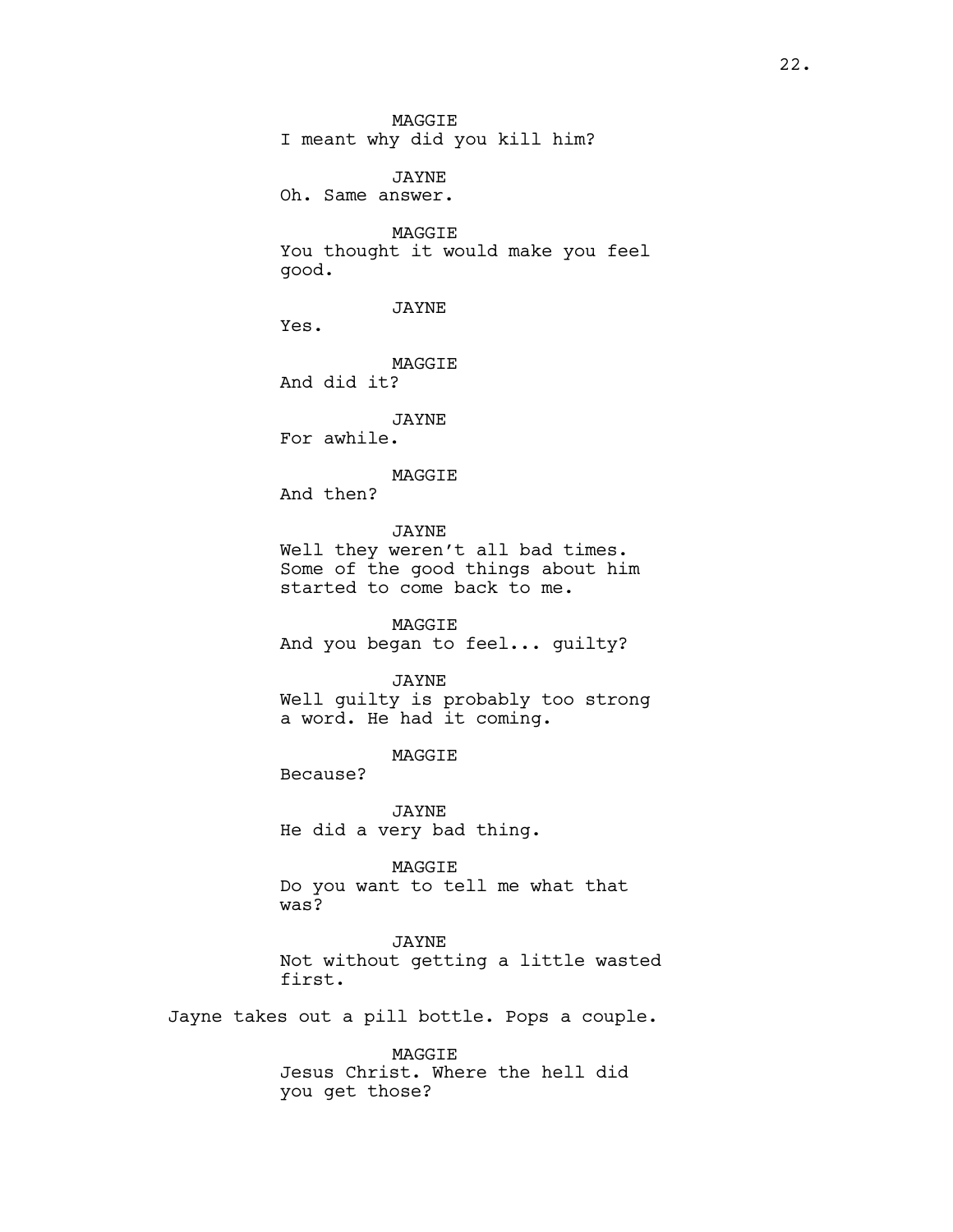MAGGIE
I meant why did you kill him?

JAYNE
Oh. Same answer.

MAGGIE
You thought it would make you feel good.

JAYNE
Yes.

MAGGIE
And did it?

JAYNE
For awhile.

MAGGIE
And then?

JAYNE
Well they weren't all bad times. Some of the good things about him started to come back to me.

MAGGIE
And you began to feel... guilty?

JAYNE
Well guilty is probably too strong a word. He had it coming.

MAGGIE
Because?

JAYNE
He did a very bad thing.

MAGGIE
Do you want to tell me what that was?

JAYNE
Not without getting a little wasted first.

Jayne takes out a pill bottle. Pops a couple.

MAGGIE
Jesus Christ. Where the hell did you get those?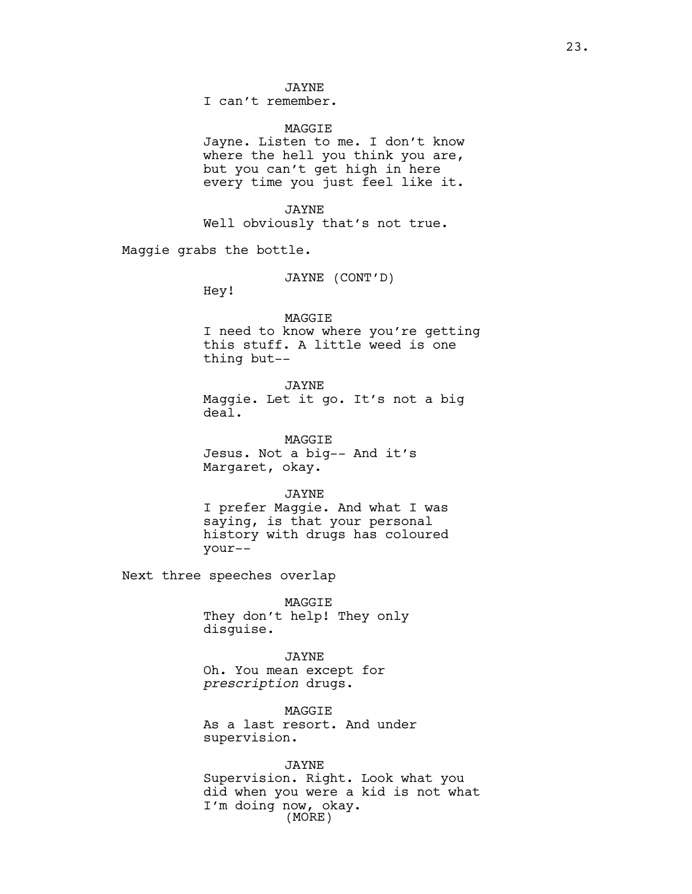JAYNE
I can't remember.

MAGGIE
Jayne. Listen to me. I don't know where the hell you think you are, but you can't get high in here every time you just feel like it.

JAYNE
Well obviously that's not true.

Maggie grabs the bottle.

JAYNE (CONT'D)
Hey!

MAGGIE
I need to know where you're getting this stuff. A little weed is one thing but--

JAYNE
Maggie. Let it go. It's not a big deal.

MAGGIE
Jesus. Not a big-- And it's Margaret, okay.

JAYNE
I prefer Maggie. And what I was saying, is that your personal history with drugs has coloured your--

Next three speeches overlap

MAGGIE
They don't help! They only disguise.

JAYNE
Oh. You mean except for *prescription* drugs.

MAGGIE
As a last resort. And under supervision.

JAYNE
Supervision. Right. Look what you did when you were a kid is not what I'm doing now, okay.
(MORE)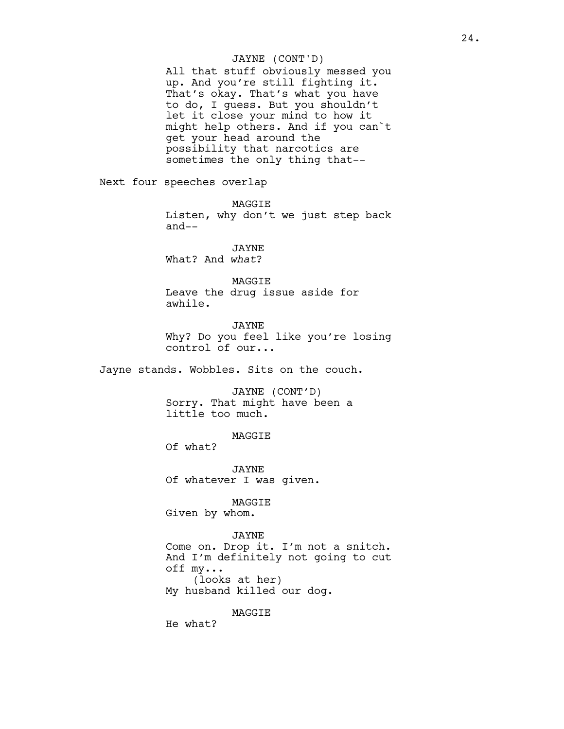JAYNE (CONT'D)
All that stuff obviously messed you up. And you're still fighting it. That's okay. That's what you have to do, I guess. But you shouldn't let it close your mind to how it might help others. And if you can`t get your head around the possibility that narcotics are sometimes the only thing that--

Next four speeches overlap

MAGGIE
Listen, why don't we just step back and--

JAYNE
What? And *what*?

MAGGIE
Leave the drug issue aside for awhile.

JAYNE
Why? Do you feel like you're losing control of our...

Jayne stands. Wobbles. Sits on the couch.

JAYNE (CONT'D)
Sorry. That might have been a little too much.

MAGGIE
Of what?

JAYNE
Of whatever I was given.

MAGGIE
Given by whom.

JAYNE
Come on. Drop it. I'm not a snitch. And I'm definitely not going to cut off my...
(looks at her)
My husband killed our dog.

MAGGIE
He what?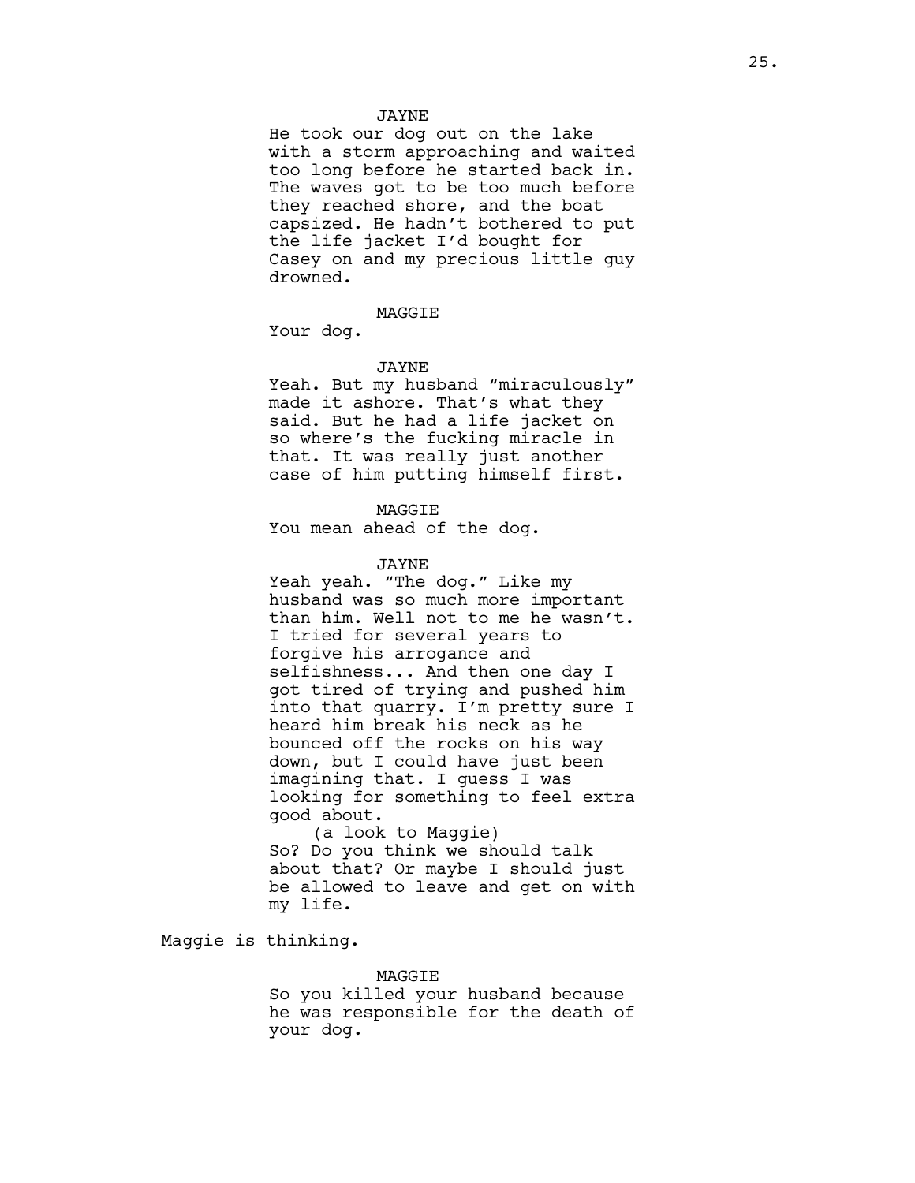JAYNE

He took our dog out on the lake with a storm approaching and waited too long before he started back in. The waves got to be too much before they reached shore, and the boat capsized. He hadn't bothered to put the life jacket I'd bought for Casey on and my precious little guy drowned.

MAGGIE

Your dog.

JAYNE

Yeah. But my husband "miraculously" made it ashore. That's what they said. But he had a life jacket on so where's the fucking miracle in that. It was really just another case of him putting himself first.

MAGGIE

You mean ahead of the dog.

JAYNE

Yeah yeah. "The dog." Like my husband was so much more important than him. Well not to me he wasn't. I tried for several years to forgive his arrogance and selfishness... And then one day I got tired of trying and pushed him into that quarry. I'm pretty sure I heard him break his neck as he bounced off the rocks on his way down, but I could have just been imagining that. I guess I was looking for something to feel extra good about.

(a look to Maggie)

So? Do you think we should talk about that? Or maybe I should just be allowed to leave and get on with my life.

Maggie is thinking.

MAGGIE

So you killed your husband because he was responsible for the death of your dog.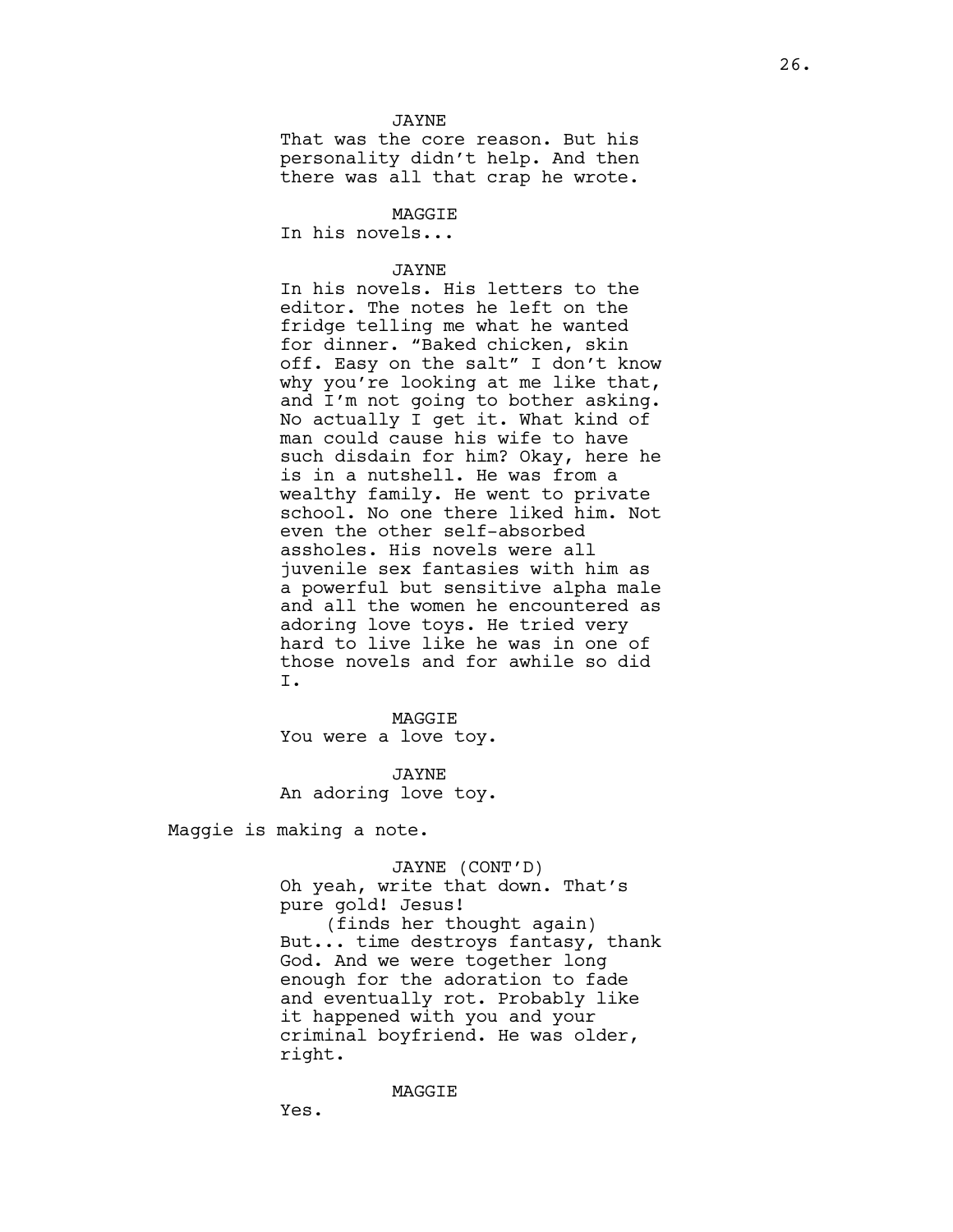JAYNE

That was the core reason. But his personality didn't help. And then there was all that crap he wrote.

MAGGIE

In his novels...

JAYNE

In his novels. His letters to the editor. The notes he left on the fridge telling me what he wanted for dinner. "Baked chicken, skin off. Easy on the salt" I don't know why you're looking at me like that, and I'm not going to bother asking. No actually I get it. What kind of man could cause his wife to have such disdain for him? Okay, here he is in a nutshell. He was from a wealthy family. He went to private school. No one there liked him. Not even the other self-absorbed assholes. His novels were all juvenile sex fantasies with him as a powerful but sensitive alpha male and all the women he encountered as adoring love toys. He tried very hard to live like he was in one of those novels and for awhile so did I.

MAGGIE

You were a love toy.

JAYNE

An adoring love toy.

Maggie is making a note.

JAYNE (CONT'D)

Oh yeah, write that down. That's pure gold! Jesus!

(finds her thought again)

But... time destroys fantasy, thank God. And we were together long enough for the adoration to fade and eventually rot. Probably like it happened with you and your criminal boyfriend. He was older, right.

MAGGIE

Yes.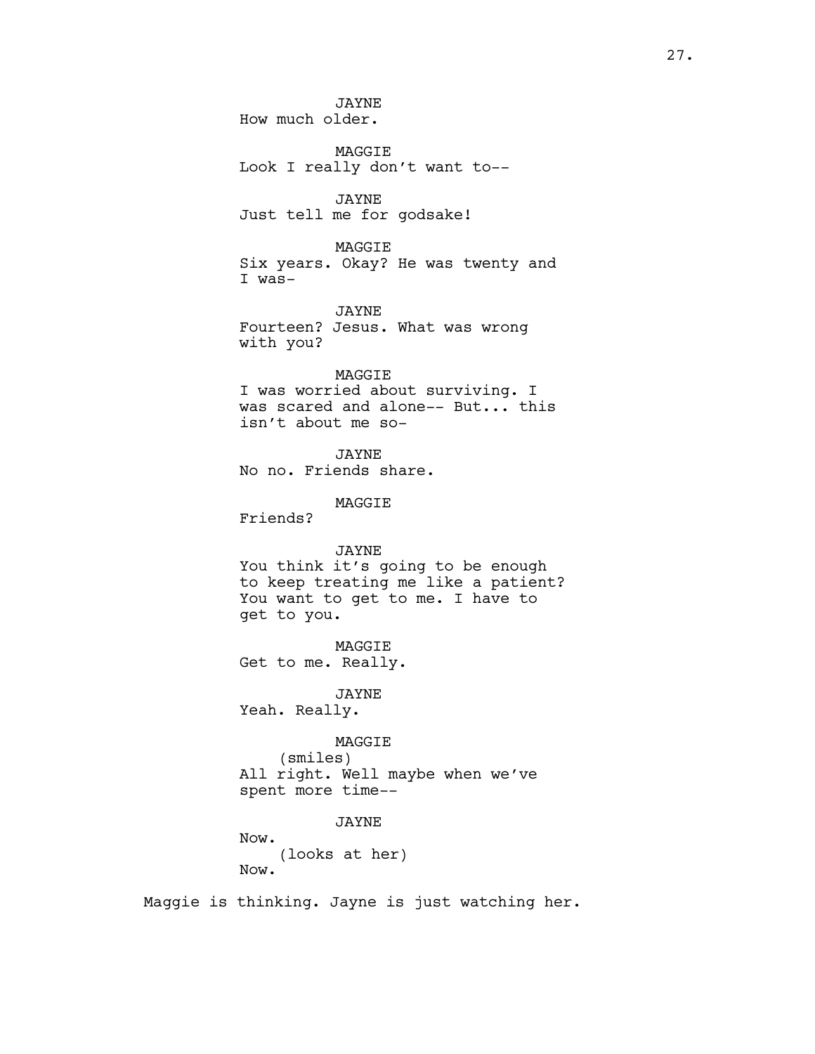JAYNE
How much older.

MAGGIE
Look I really don't want to--

JAYNE
Just tell me for godsake!

MAGGIE
Six years. Okay? He was twenty and I was-

JAYNE
Fourteen? Jesus. What was wrong with you?

MAGGIE
I was worried about surviving. I was scared and alone-- But... this isn't about me so-

JAYNE
No no. Friends share.

MAGGIE
Friends?

JAYNE
You think it's going to be enough to keep treating me like a patient? You want to get to me. I have to get to you.

MAGGIE
Get to me. Really.

JAYNE
Yeah. Really.

MAGGIE
(smiles)
All right. Well maybe when we've spent more time--

JAYNE
Now.
(looks at her)
Now.

Maggie is thinking. Jayne is just watching her.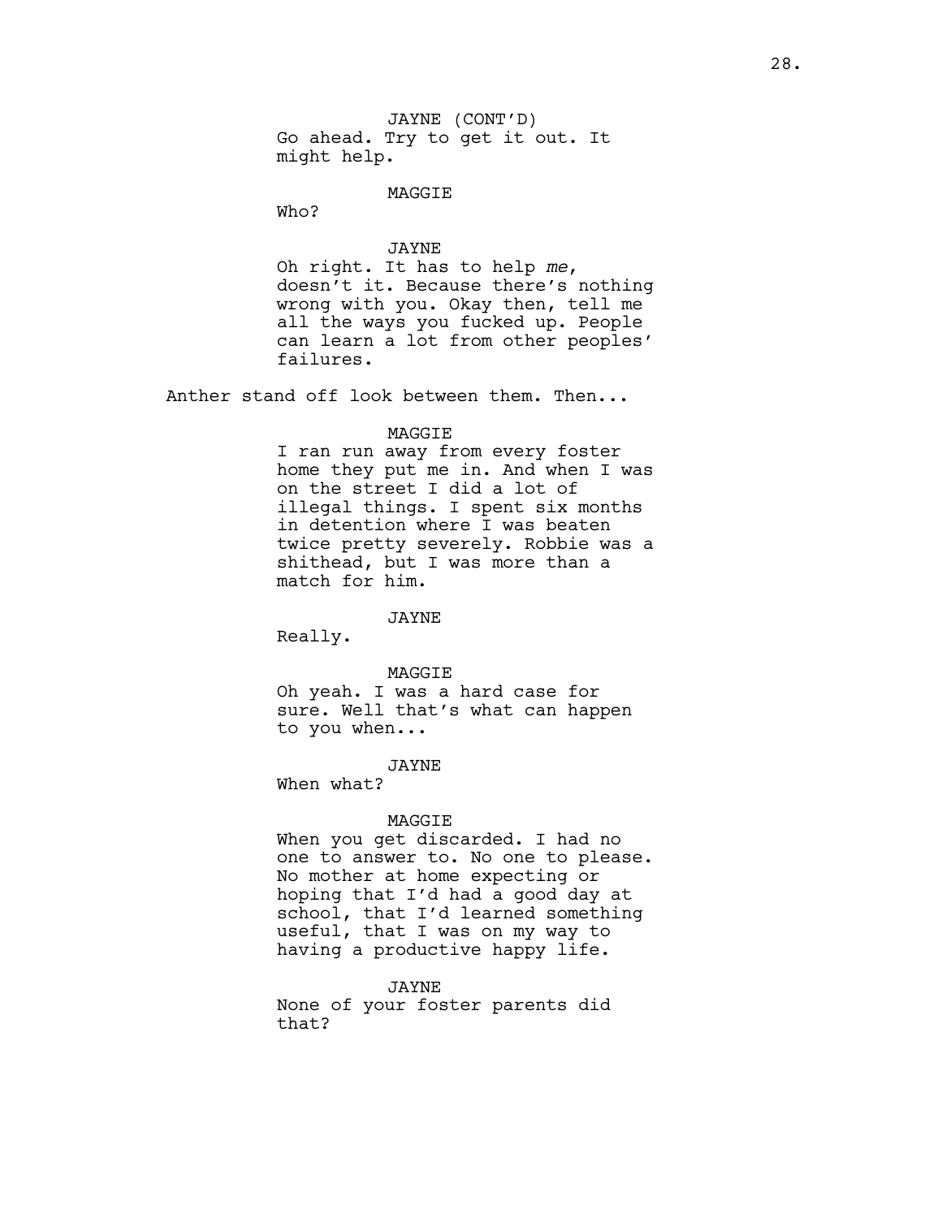JAYNE (CONT'D)
Go ahead. Try to get it out. It might help.

MAGGIE
Who?

JAYNE
Oh right. It has to help *me*, doesn't it. Because there's nothing wrong with you. Okay then, tell me all the ways you fucked up. People can learn a lot from other peoples' failures.

Anther stand off look between them. Then...

MAGGIE
I ran run away from every foster home they put me in. And when I was on the street I did a lot of illegal things. I spent six months in detention where I was beaten twice pretty severely. Robbie was a shithead, but I was more than a match for him.

JAYNE
Really.

MAGGIE
Oh yeah. I was a hard case for sure. Well that's what can happen to you when...

JAYNE
When what?

MAGGIE
When you get discarded. I had no one to answer to. No one to please. No mother at home expecting or hoping that I'd had a good day at school, that I'd learned something useful, that I was on my way to having a productive happy life.

JAYNE
None of your foster parents did that?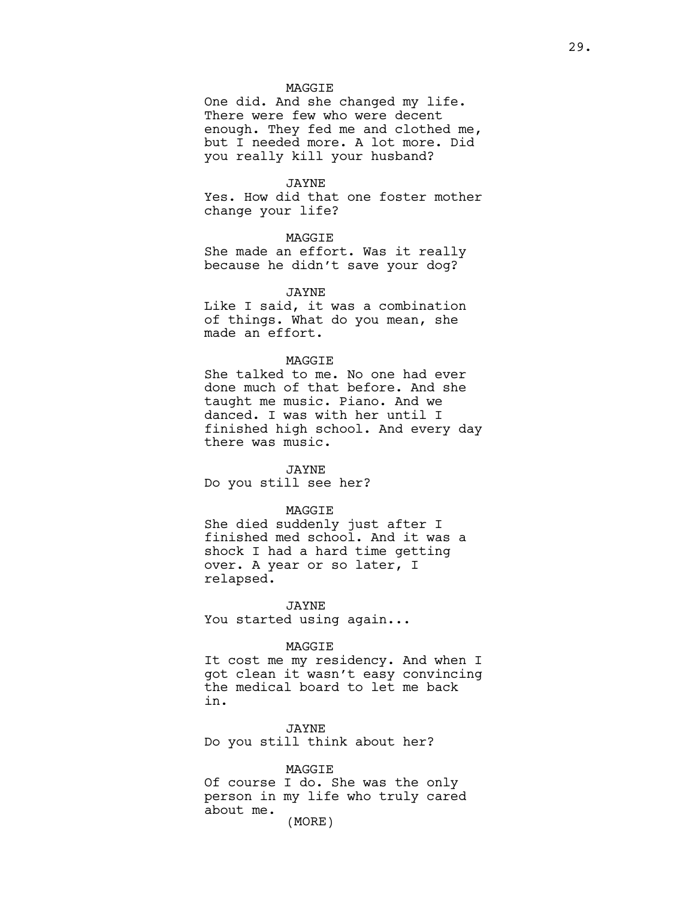MAGGIE
One did. And she changed my life. There were few who were decent enough. They fed me and clothed me, but I needed more. A lot more. Did you really kill your husband?

JAYNE
Yes. How did that one foster mother change your life?

MAGGIE
She made an effort. Was it really because he didn't save your dog?

JAYNE
Like I said, it was a combination of things. What do you mean, she made an effort.

MAGGIE
She talked to me. No one had ever done much of that before. And she taught me music. Piano. And we danced. I was with her until I finished high school. And every day there was music.

JAYNE
Do you still see her?

MAGGIE
She died suddenly just after I finished med school. And it was a shock I had a hard time getting over. A year or so later, I relapsed.

JAYNE
You started using again...

MAGGIE
It cost me my residency. And when I got clean it wasn't easy convincing the medical board to let me back in.

JAYNE
Do you still think about her?

MAGGIE
Of course I do. She was the only person in my life who truly cared about me.
(MORE)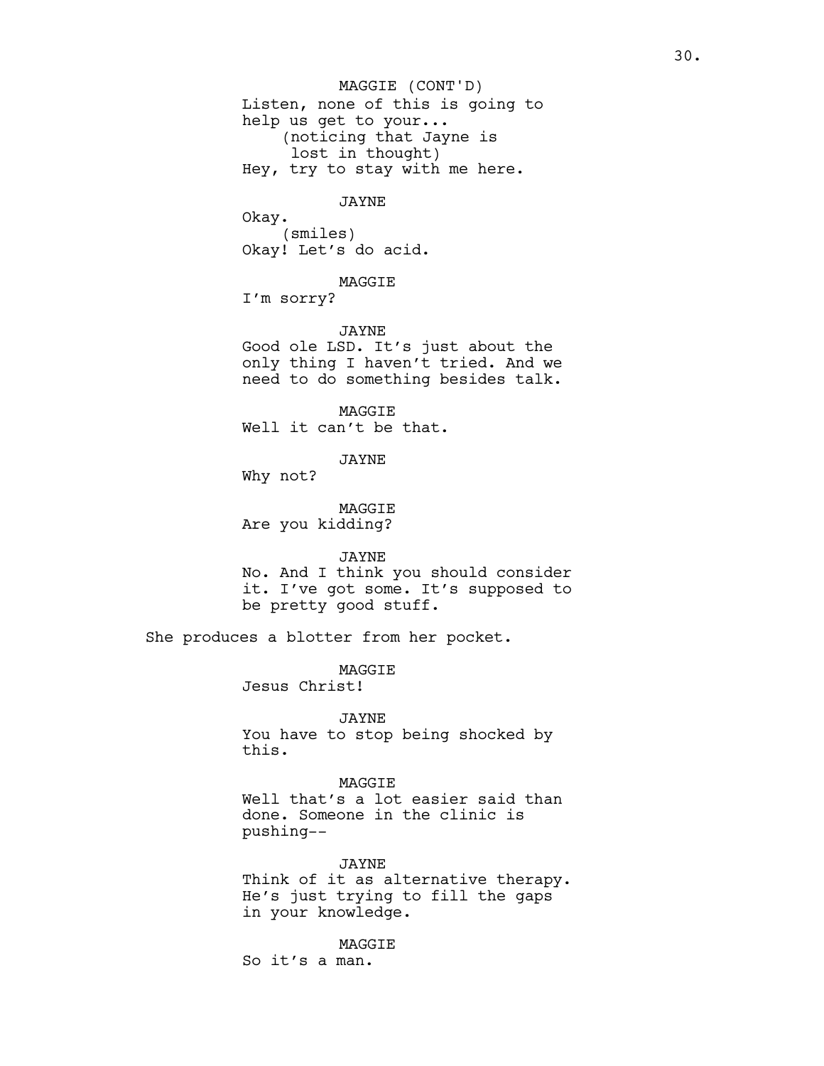MAGGIE (CONT'D)
Listen, none of this is going to help us get to your...
(noticing that Jayne is lost in thought)
Hey, try to stay with me here.

JAYNE
Okay.
(smiles)
Okay! Let's do acid.

MAGGIE
I'm sorry?

JAYNE
Good ole LSD. It's just about the only thing I haven't tried. And we need to do something besides talk.

MAGGIE
Well it can't be that.

JAYNE
Why not?

MAGGIE
Are you kidding?

JAYNE
No. And I think you should consider it. I've got some. It's supposed to be pretty good stuff.

She produces a blotter from her pocket.

MAGGIE
Jesus Christ!

JAYNE
You have to stop being shocked by this.

MAGGIE
Well that's a lot easier said than done. Someone in the clinic is pushing--

JAYNE
Think of it as alternative therapy. He's just trying to fill the gaps in your knowledge.

MAGGIE
So it's a man.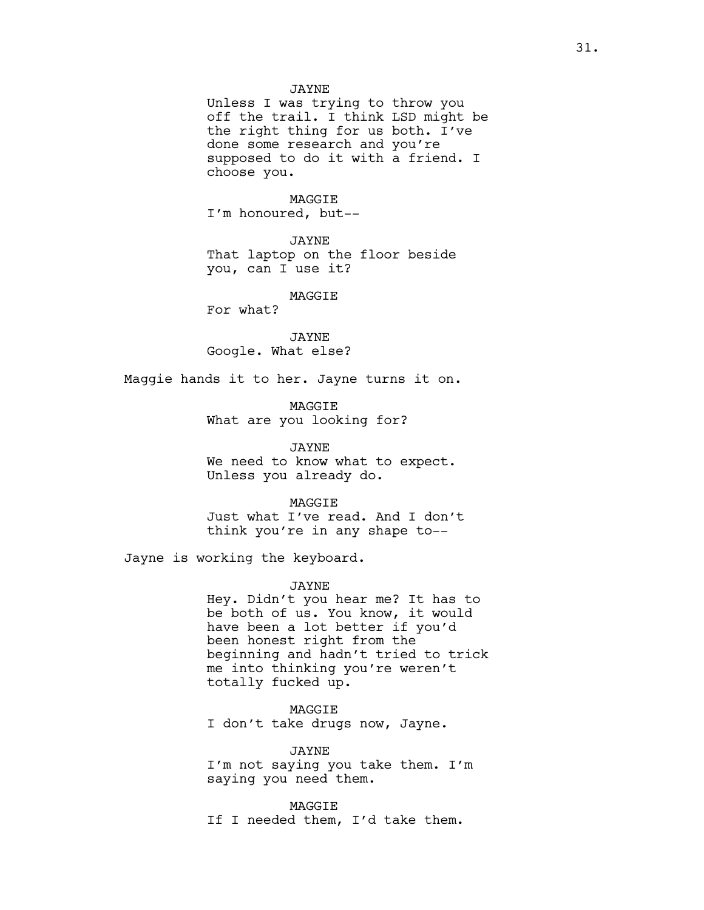JAYNE

Unless I was trying to throw you off the trail. I think LSD might be the right thing for us both. I've done some research and you're supposed to do it with a friend. I choose you.

MAGGIE

I'm honoured, but--

JAYNE

That laptop on the floor beside you, can I use it?

MAGGIE

For what?

JAYNE

Google. What else?

Maggie hands it to her. Jayne turns it on.

MAGGIE

What are you looking for?

JAYNE

We need to know what to expect. Unless you already do.

MAGGIE

Just what I've read. And I don't think you're in any shape to--

Jayne is working the keyboard.

JAYNE

Hey. Didn't you hear me? It has to be both of us. You know, it would have been a lot better if you'd been honest right from the beginning and hadn't tried to trick me into thinking you're weren't totally fucked up.

MAGGIE

I don't take drugs now, Jayne.

JAYNE

I'm not saying you take them. I'm saying you need them.

MAGGIE

If I needed them, I'd take them.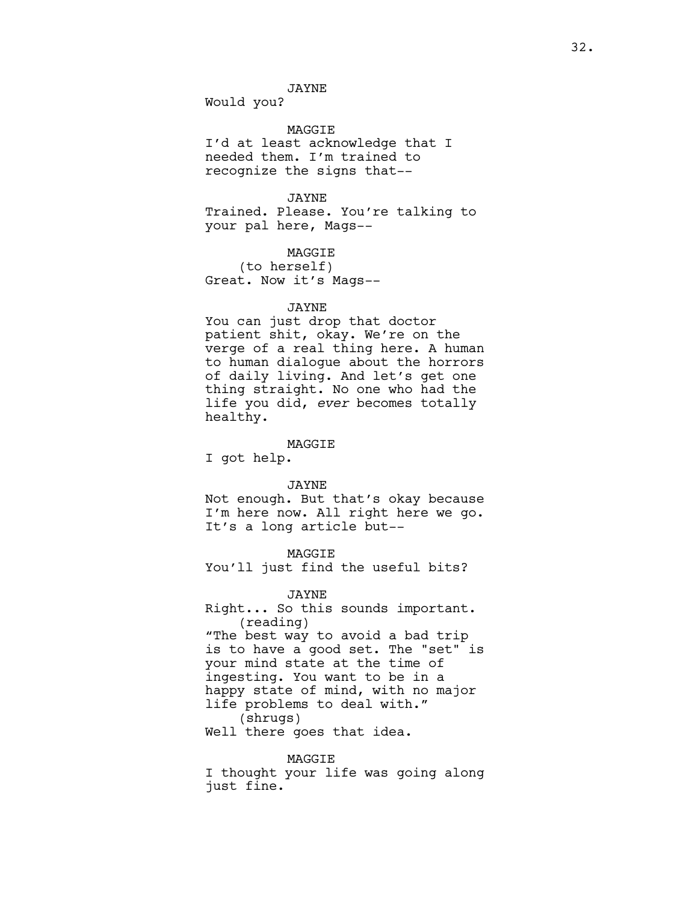JAYNE
Would you?

MAGGIE
I'd at least acknowledge that I needed them. I'm trained to recognize the signs that--

JAYNE
Trained. Please. You're talking to your pal here, Mags--

MAGGIE
(to herself)
Great. Now it's Mags--

JAYNE
You can just drop that doctor patient shit, okay. We're on the verge of a real thing here. A human to human dialogue about the horrors of daily living. And let's get one thing straight. No one who had the life you did, *ever* becomes totally healthy.

MAGGIE
I got help.

JAYNE
Not enough. But that's okay because I'm here now. All right here we go. It's a long article but--

MAGGIE
You'll just find the useful bits?

JAYNE
Right... So this sounds important.
(reading)
"The best way to avoid a bad trip is to have a good set. The "set" is your mind state at the time of ingesting. You want to be in a happy state of mind, with no major life problems to deal with."
(shrugs)
Well there goes that idea.

MAGGIE
I thought your life was going along just fine.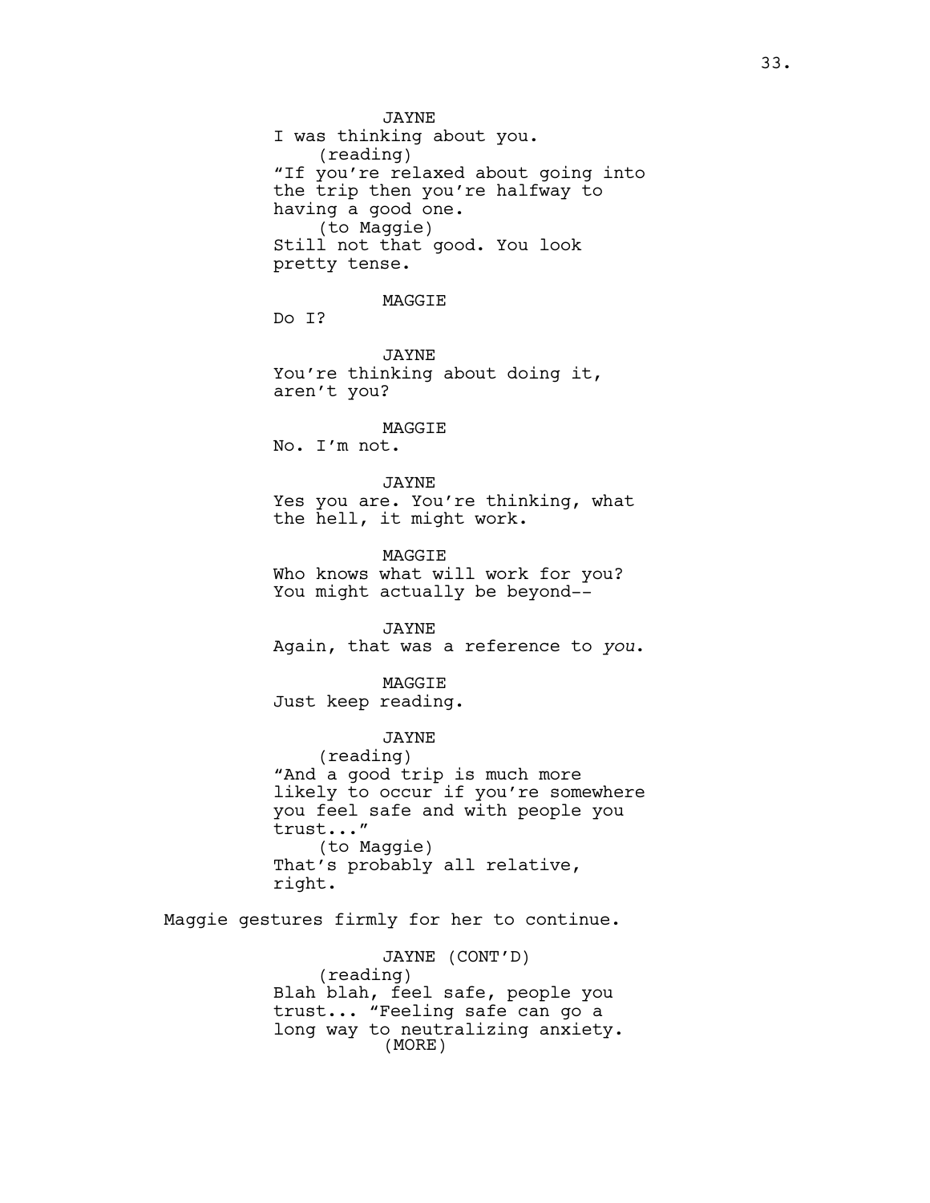JAYNE

I was thinking about you.

(reading)

"If you're relaxed about going into the trip then you're halfway to having a good one.

(to Maggie)

Still not that good. You look pretty tense.

MAGGIE

Do I?

JAYNE

You're thinking about doing it, aren't you?

MAGGIE

No. I'm not.

JAYNE

Yes you are. You're thinking, what the hell, it might work.

MAGGIE

Who knows what will work for you? You might actually be beyond--

JAYNE

Again, that was a reference to *you*.

MAGGIE

Just keep reading.

JAYNE

(reading)

"And a good trip is much more likely to occur if you're somewhere you feel safe and with people you trust..."

(to Maggie)

That's probably all relative, right.

Maggie gestures firmly for her to continue.

JAYNE (CONT'D)

(reading)

Blah blah, feel safe, people you trust... "Feeling safe can go a long way to neutralizing anxiety.

(MORE)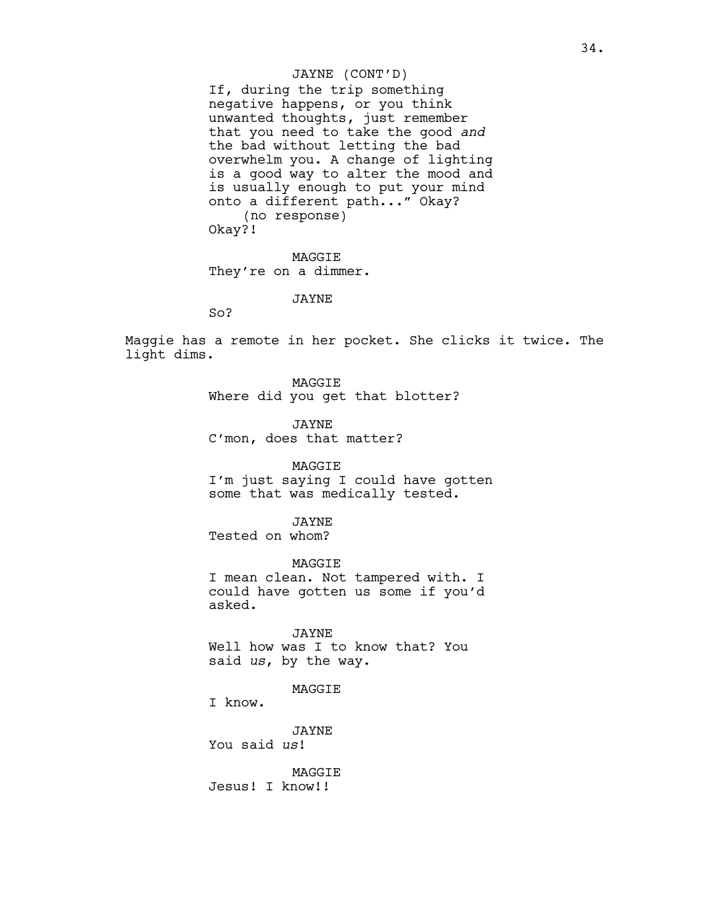JAYNE (CONT'D)
If, during the trip something negative happens, or you think unwanted thoughts, just remember that you need to take the good *and* the bad without letting the bad overwhelm you. A change of lighting is a good way to alter the mood and is usually enough to put your mind onto a different path..." Okay?
(no response)
Okay?!

MAGGIE
They're on a dimmer.

JAYNE
So?

Maggie has a remote in her pocket. She clicks it twice. The light dims.

MAGGIE
Where did you get that blotter?

JAYNE
C'mon, does that matter?

MAGGIE
I'm just saying I could have gotten some that was medically tested.

JAYNE
Tested on whom?

MAGGIE
I mean clean. Not tampered with. I could have gotten us some if you'd asked.

JAYNE
Well how was I to know that? You said *us*, by the way.

MAGGIE
I know.

JAYNE
You said *us*!

MAGGIE
Jesus! I know!!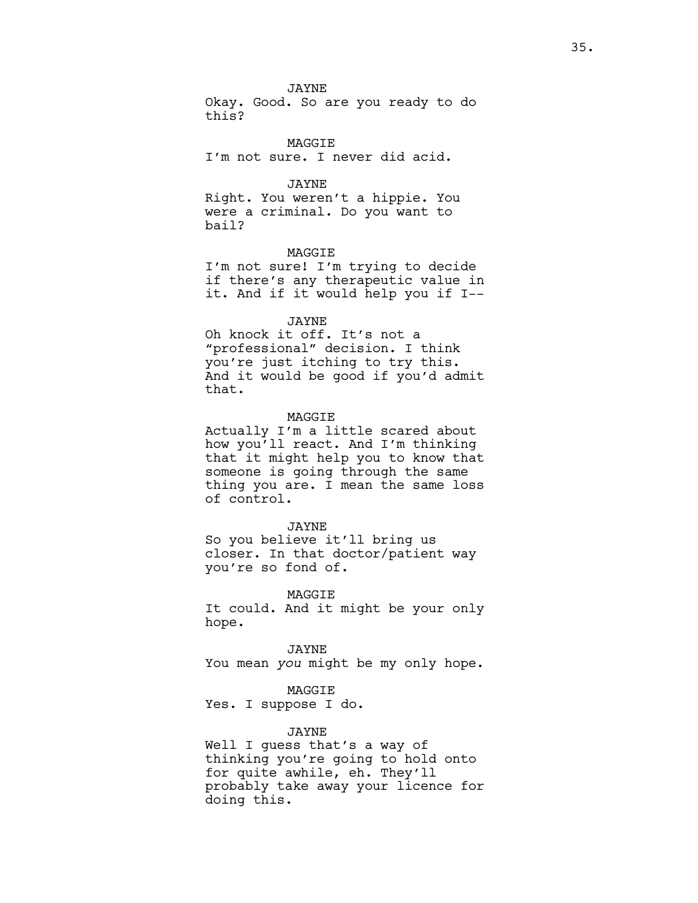JAYNE

Okay. Good. So are you ready to do this?

MAGGIE

I'm not sure. I never did acid.

JAYNE

Right. You weren't a hippie. You were a criminal. Do you want to bail?

MAGGIE

I'm not sure! I'm trying to decide if there's any therapeutic value in it. And if it would help you if I--

JAYNE

Oh knock it off. It's not a "professional" decision. I think you're just itching to try this. And it would be good if you'd admit that.

MAGGIE

Actually I'm a little scared about how you'll react. And I'm thinking that it might help you to know that someone is going through the same thing you are. I mean the same loss of control.

JAYNE

So you believe it'll bring us closer. In that doctor/patient way you're so fond of.

MAGGIE

It could. And it might be your only hope.

JAYNE

You mean *you* might be my only hope.

MAGGIE

Yes. I suppose I do.

JAYNE

Well I guess that's a way of thinking you're going to hold onto for quite awhile, eh. They'll probably take away your licence for doing this.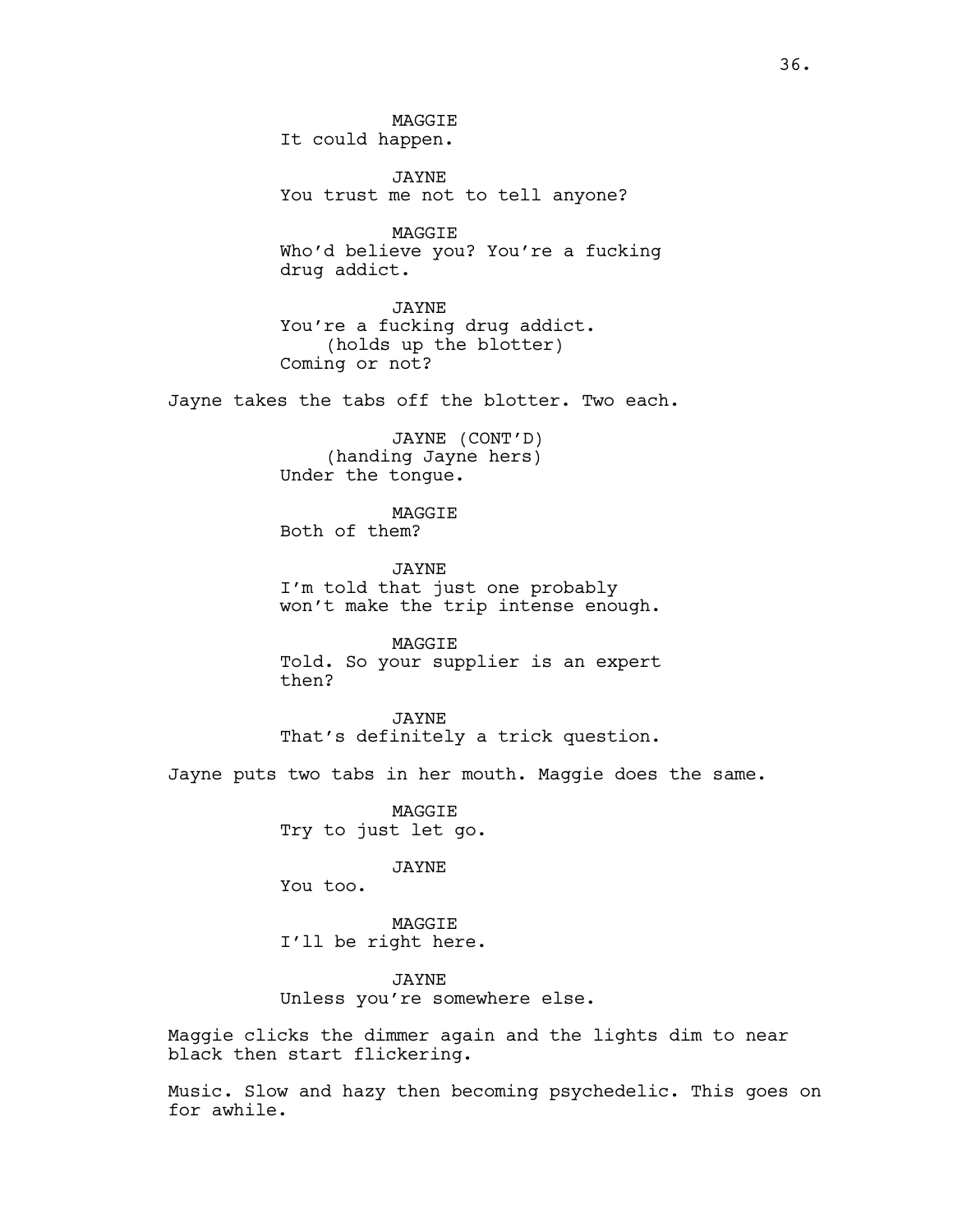MAGGIE
It could happen.

JAYNE
You trust me not to tell anyone?

MAGGIE
Who'd believe you? You're a fucking drug addict.

JAYNE
You're a fucking drug addict.
(holds up the blotter)
Coming or not?

Jayne takes the tabs off the blotter. Two each.

JAYNE (CONT'D)
(handing Jayne hers)
Under the tongue.

MAGGIE
Both of them?

JAYNE
I'm told that just one probably won't make the trip intense enough.

MAGGIE
Told. So your supplier is an expert then?

JAYNE
That's definitely a trick question.

Jayne puts two tabs in her mouth. Maggie does the same.

MAGGIE
Try to just let go.

JAYNE
You too.

MAGGIE
I'll be right here.

JAYNE
Unless you're somewhere else.

Maggie clicks the dimmer again and the lights dim to near black then start flickering.

Music. Slow and hazy then becoming psychedelic. This goes on for awhile.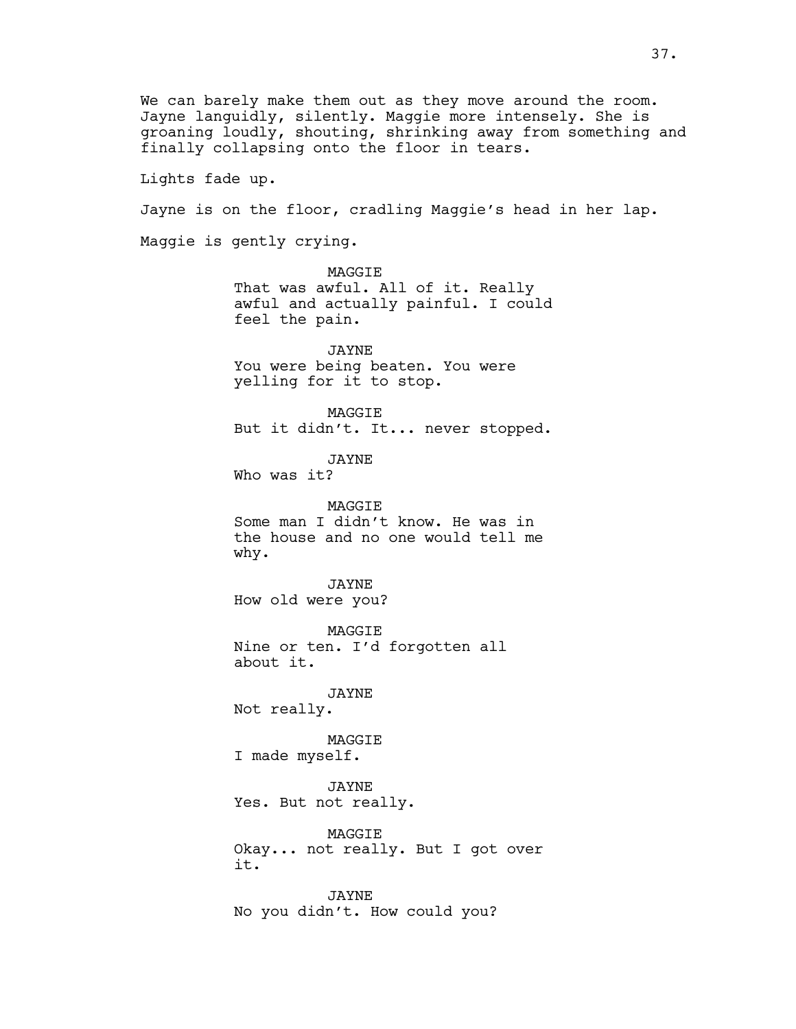We can barely make them out as they move around the room. Jayne languidly, silently. Maggie more intensely. She is groaning loudly, shouting, shrinking away from something and finally collapsing onto the floor in tears.

Lights fade up.

Jayne is on the floor, cradling Maggie's head in her lap.

Maggie is gently crying.

MAGGIE
That was awful. All of it. Really awful and actually painful. I could feel the pain.

JAYNE
You were being beaten. You were yelling for it to stop.

MAGGIE
But it didn't. It... never stopped.

JAYNE
Who was it?

MAGGIE
Some man I didn't know. He was in the house and no one would tell me why.

JAYNE
How old were you?

MAGGIE
Nine or ten. I'd forgotten all about it.

JAYNE
Not really.

MAGGIE
I made myself.

JAYNE
Yes. But not really.

MAGGIE
Okay... not really. But I got over it.

JAYNE
No you didn't. How could you?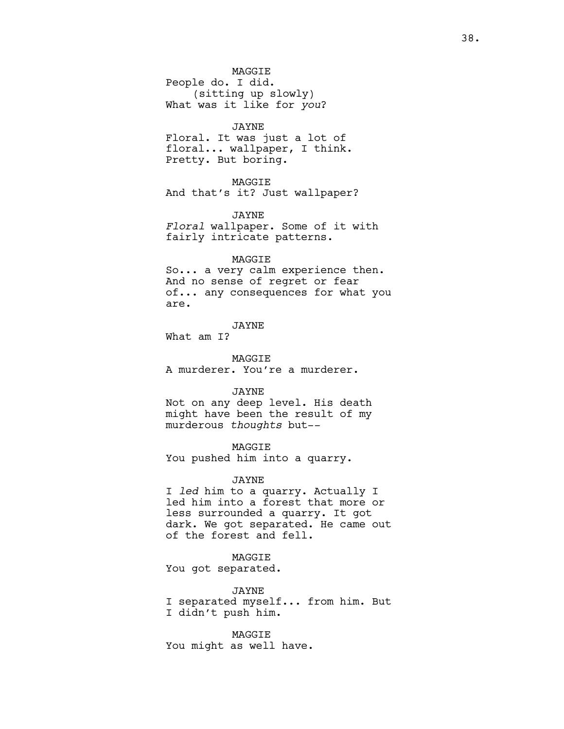MAGGIE
People do. I did.
(sitting up slowly)
What was it like for *you*?

JAYNE
Floral. It was just a lot of floral... wallpaper, I think. Pretty. But boring.

MAGGIE
And that's it? Just wallpaper?

JAYNE
*Floral* wallpaper. Some of it with fairly intricate patterns.

MAGGIE
So... a very calm experience then. And no sense of regret or fear of... any consequences for what you are.

JAYNE
What am I?

MAGGIE
A murderer. You're a murderer.

JAYNE
Not on any deep level. His death might have been the result of my murderous *thoughts* but--

MAGGIE
You pushed him into a quarry.

JAYNE
I *led* him to a quarry. Actually I led him into a forest that more or less surrounded a quarry. It got dark. We got separated. He came out of the forest and fell.

MAGGIE
You got separated.

JAYNE
I separated myself... from him. But I didn't push him.

MAGGIE
You might as well have.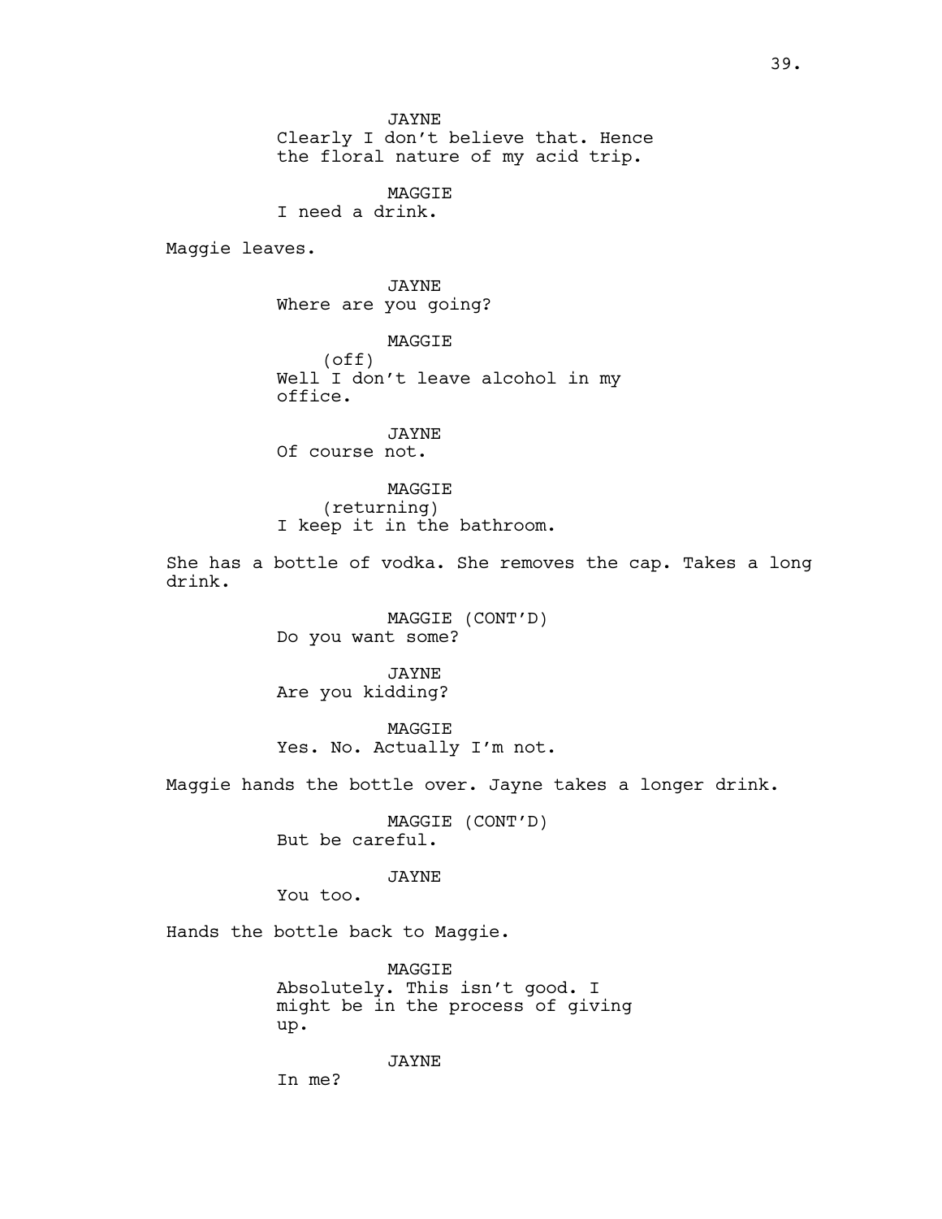JAYNE
Clearly I don't believe that. Hence the floral nature of my acid trip.

MAGGIE
I need a drink.

Maggie leaves.

JAYNE
Where are you going?

MAGGIE
(off)
Well I don't leave alcohol in my office.

JAYNE
Of course not.

MAGGIE
(returning)
I keep it in the bathroom.

She has a bottle of vodka. She removes the cap. Takes a long drink.

MAGGIE (CONT'D)
Do you want some?

JAYNE
Are you kidding?

MAGGIE
Yes. No. Actually I'm not.

Maggie hands the bottle over. Jayne takes a longer drink.

MAGGIE (CONT'D)
But be careful.

JAYNE
You too.

Hands the bottle back to Maggie.

MAGGIE
Absolutely. This isn't good. I might be in the process of giving up.

JAYNE
In me?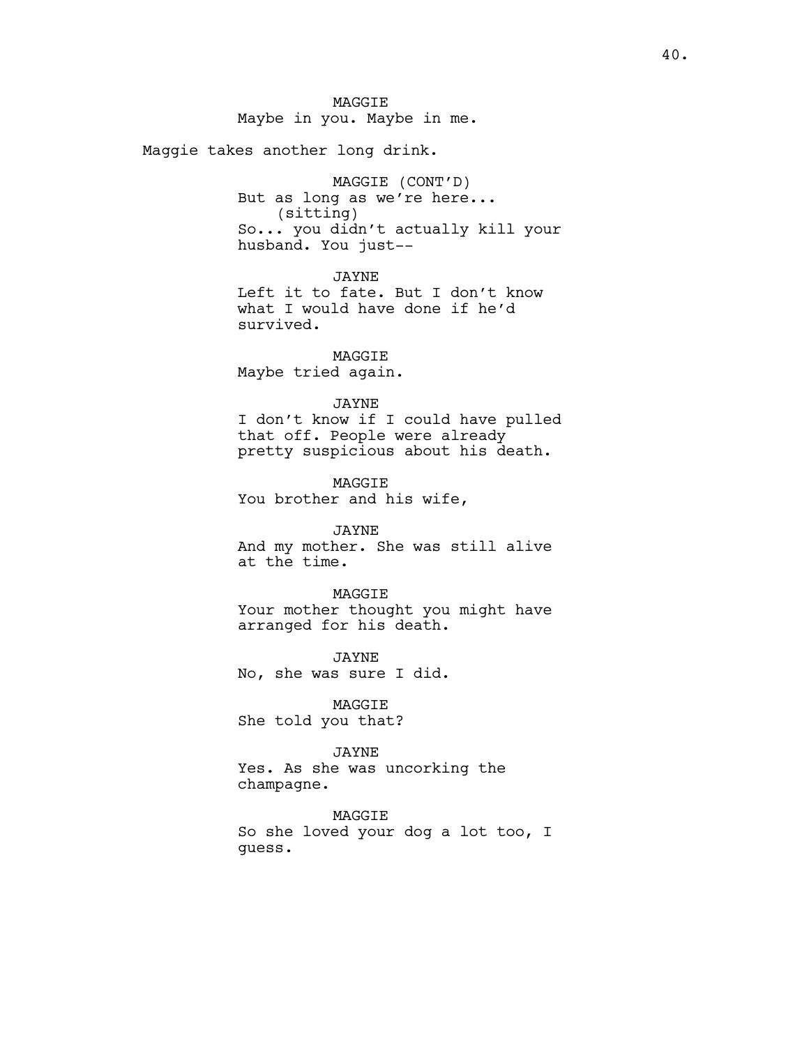MAGGIE
Maybe in you. Maybe in me.

Maggie takes another long drink.

MAGGIE (CONT'D)
But as long as we're here...
(sitting)
So... you didn't actually kill your husband. You just--

JAYNE
Left it to fate. But I don't know what I would have done if he'd survived.

MAGGIE
Maybe tried again.

JAYNE
I don't know if I could have pulled that off. People were already pretty suspicious about his death.

MAGGIE
You brother and his wife,

JAYNE
And my mother. She was still alive at the time.

MAGGIE
Your mother thought you might have arranged for his death.

JAYNE
No, she was sure I did.

MAGGIE
She told you that?

JAYNE
Yes. As she was uncorking the champagne.

MAGGIE
So she loved your dog a lot too, I guess.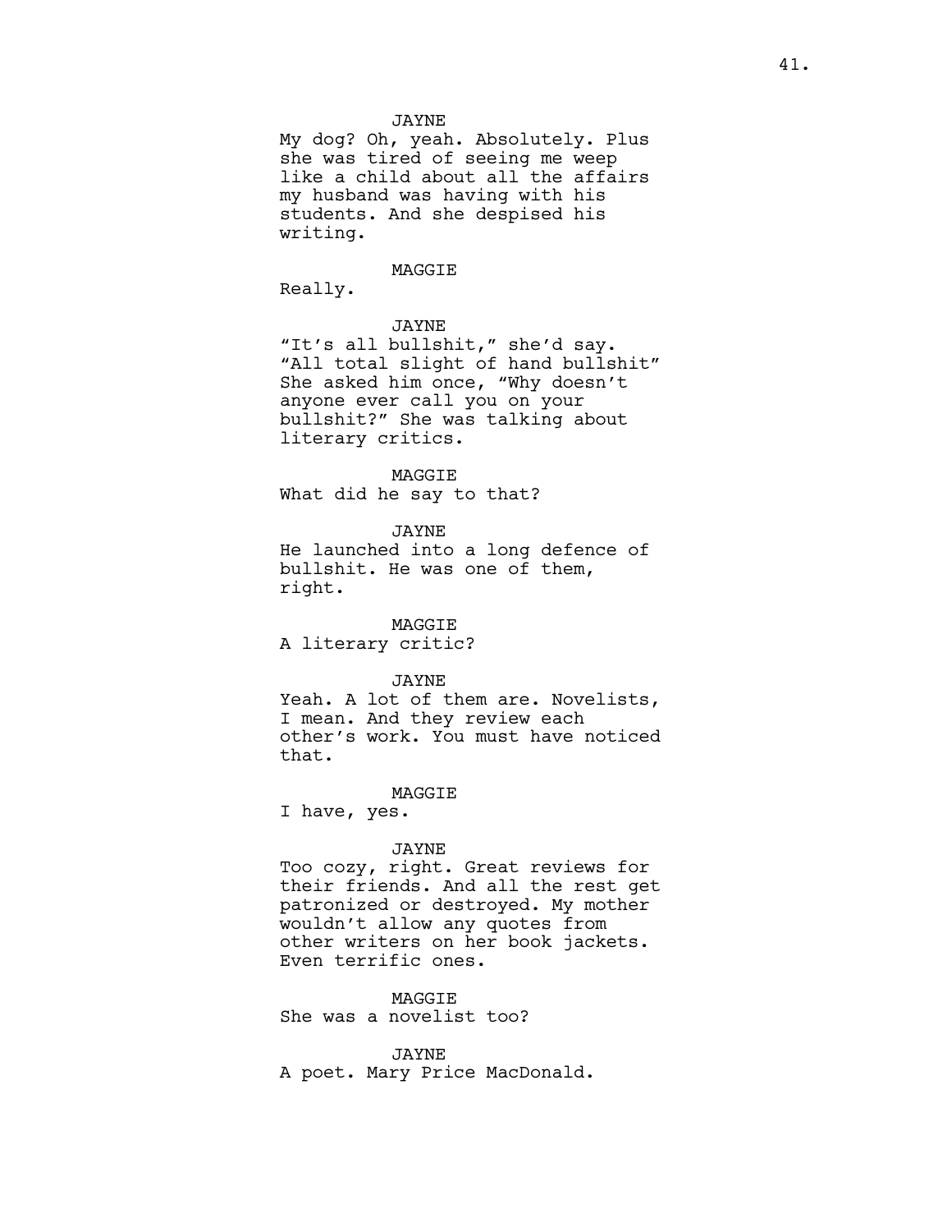JAYNE

My dog? Oh, yeah. Absolutely. Plus she was tired of seeing me weep like a child about all the affairs my husband was having with his students. And she despised his writing.

MAGGIE

Really.

JAYNE

"It's all bullshit," she'd say. "All total slight of hand bullshit" She asked him once, "Why doesn't anyone ever call you on your bullshit?" She was talking about literary critics.

MAGGIE

What did he say to that?

JAYNE

He launched into a long defence of bullshit. He was one of them, right.

MAGGIE

A literary critic?

JAYNE

Yeah. A lot of them are. Novelists, I mean. And they review each other's work. You must have noticed that.

MAGGIE

I have, yes.

JAYNE

Too cozy, right. Great reviews for their friends. And all the rest get patronized or destroyed. My mother wouldn't allow any quotes from other writers on her book jackets. Even terrific ones.

MAGGIE

She was a novelist too?

JAYNE

A poet. Mary Price MacDonald.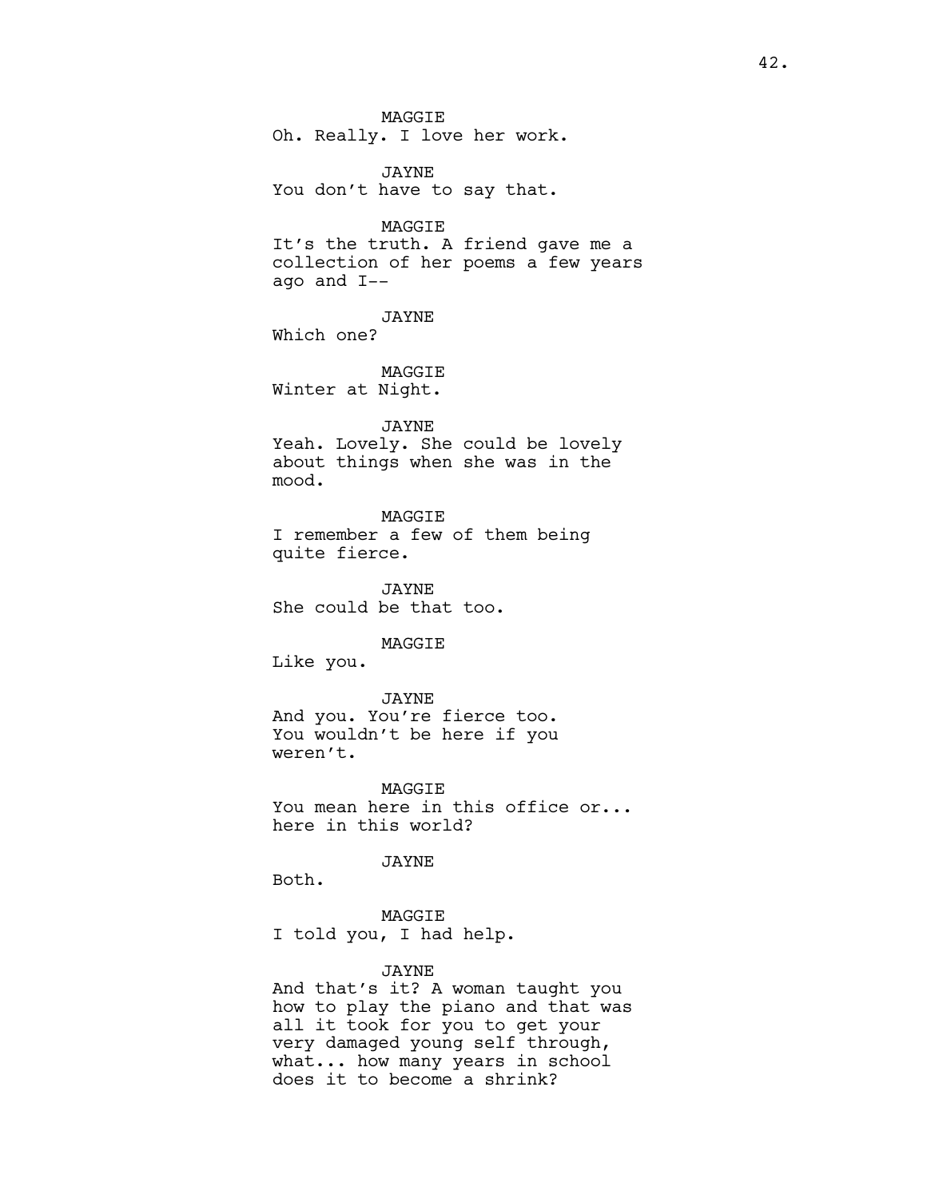MAGGIE

Oh. Really. I love her work.

JAYNE

You don't have to say that.

MAGGIE

It's the truth. A friend gave me a collection of her poems a few years ago and I--

JAYNE

Which one?

MAGGIE

Winter at Night.

JAYNE

Yeah. Lovely. She could be lovely about things when she was in the mood.

MAGGIE

I remember a few of them being quite fierce.

JAYNE

She could be that too.

MAGGIE

Like you.

JAYNE

And you. You're fierce too. You wouldn't be here if you weren't.

MAGGIE

You mean here in this office or... here in this world?

JAYNE

Both.

MAGGIE

I told you, I had help.

JAYNE

And that's it? A woman taught you how to play the piano and that was all it took for you to get your very damaged young self through, what... how many years in school does it to become a shrink?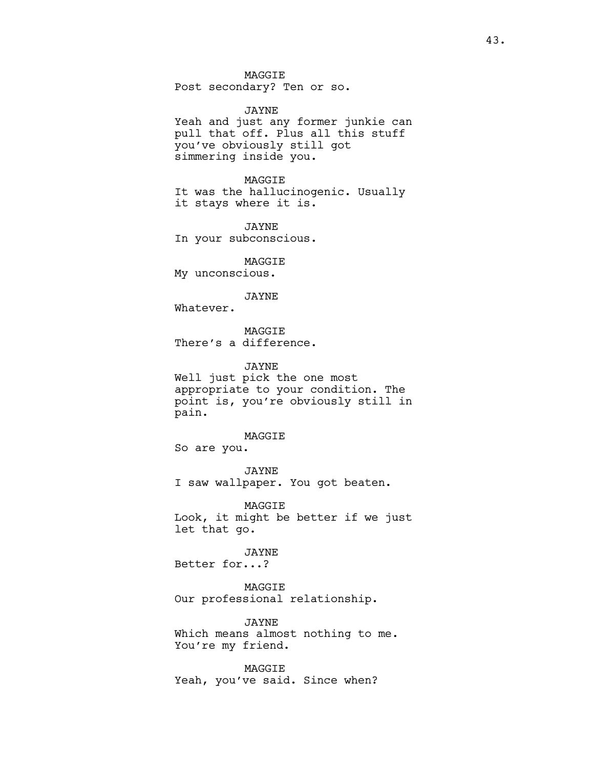MAGGIE
Post secondary? Ten or so.

JAYNE
Yeah and just any former junkie can pull that off. Plus all this stuff you've obviously still got simmering inside you.

MAGGIE
It was the hallucinogenic. Usually it stays where it is.

JAYNE
In your subconscious.

MAGGIE
My unconscious.

JAYNE
Whatever.

MAGGIE
There's a difference.

JAYNE
Well just pick the one most appropriate to your condition. The point is, you're obviously still in pain.

MAGGIE
So are you.

JAYNE
I saw wallpaper. You got beaten.

MAGGIE
Look, it might be better if we just let that go.

JAYNE
Better for...?

MAGGIE
Our professional relationship.

JAYNE
Which means almost nothing to me. You're my friend.

MAGGIE
Yeah, you've said. Since when?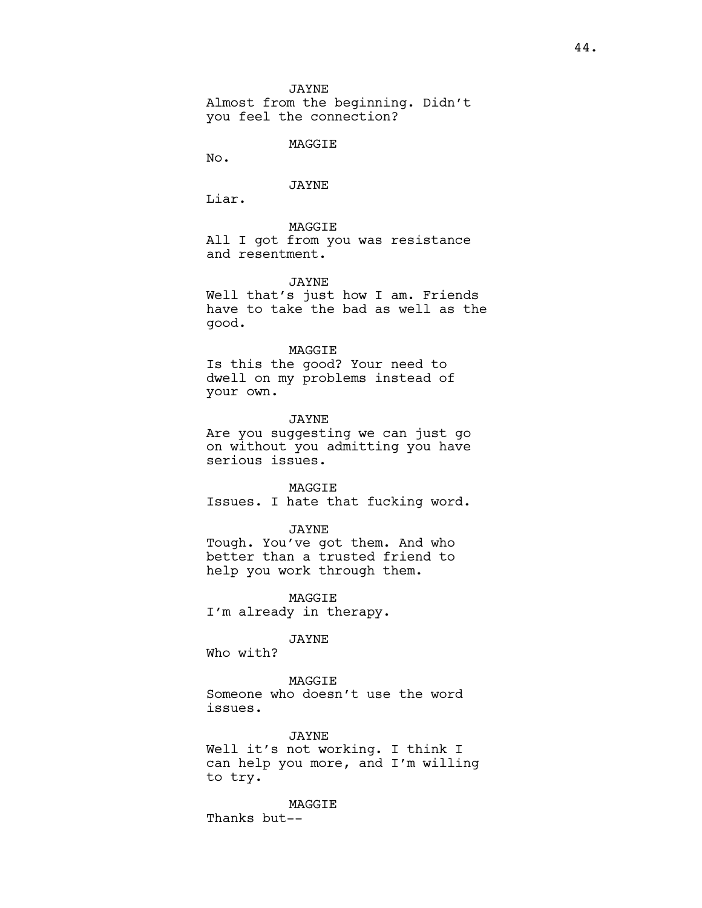JAYNE

Almost from the beginning. Didn't you feel the connection?

MAGGIE

No.

JAYNE

Liar.

MAGGIE

All I got from you was resistance and resentment.

JAYNE

Well that's just how I am. Friends have to take the bad as well as the good.

MAGGIE

Is this the good? Your need to dwell on my problems instead of your own.

JAYNE

Are you suggesting we can just go on without you admitting you have serious issues.

MAGGIE

Issues. I hate that fucking word.

JAYNE

Tough. You've got them. And who better than a trusted friend to help you work through them.

MAGGIE

I'm already in therapy.

JAYNE

Who with?

MAGGIE

Someone who doesn't use the word issues.

JAYNE

Well it's not working. I think I can help you more, and I'm willing to try.

MAGGIE

Thanks but--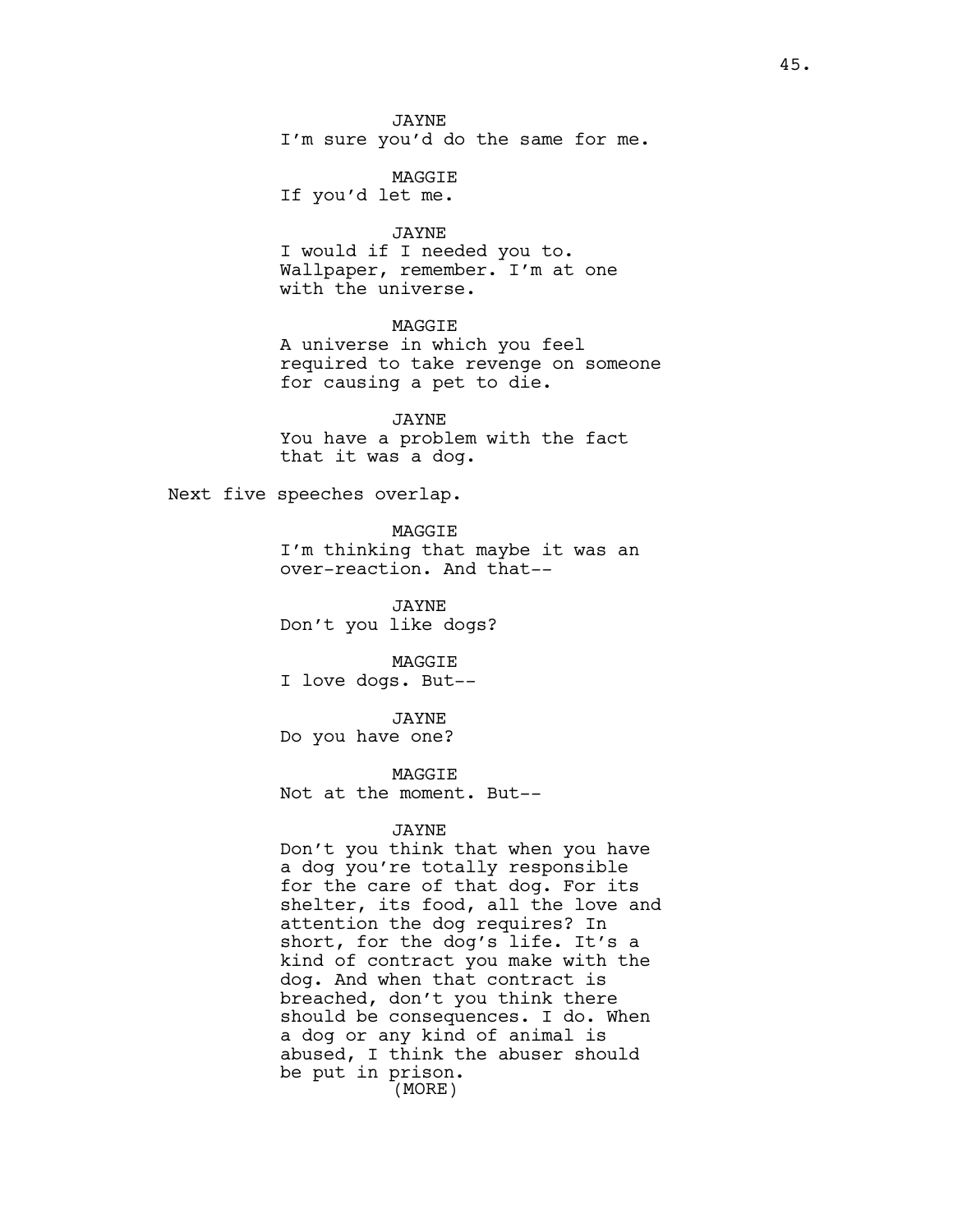JAYNE
I'm sure you'd do the same for me.

MAGGIE
If you'd let me.

JAYNE
I would if I needed you to. Wallpaper, remember. I'm at one with the universe.

MAGGIE
A universe in which you feel required to take revenge on someone for causing a pet to die.

JAYNE
You have a problem with the fact that it was a dog.

Next five speeches overlap.

MAGGIE
I'm thinking that maybe it was an over-reaction. And that--

JAYNE
Don't you like dogs?

MAGGIE
I love dogs. But--

JAYNE
Do you have one?

MAGGIE
Not at the moment. But--

JAYNE
Don't you think that when you have a dog you're totally responsible for the care of that dog. For its shelter, its food, all the love and attention the dog requires? In short, for the dog's life. It's a kind of contract you make with the dog. And when that contract is breached, don't you think there should be consequences. I do. When a dog or any kind of animal is abused, I think the abuser should be put in prison.
(MORE)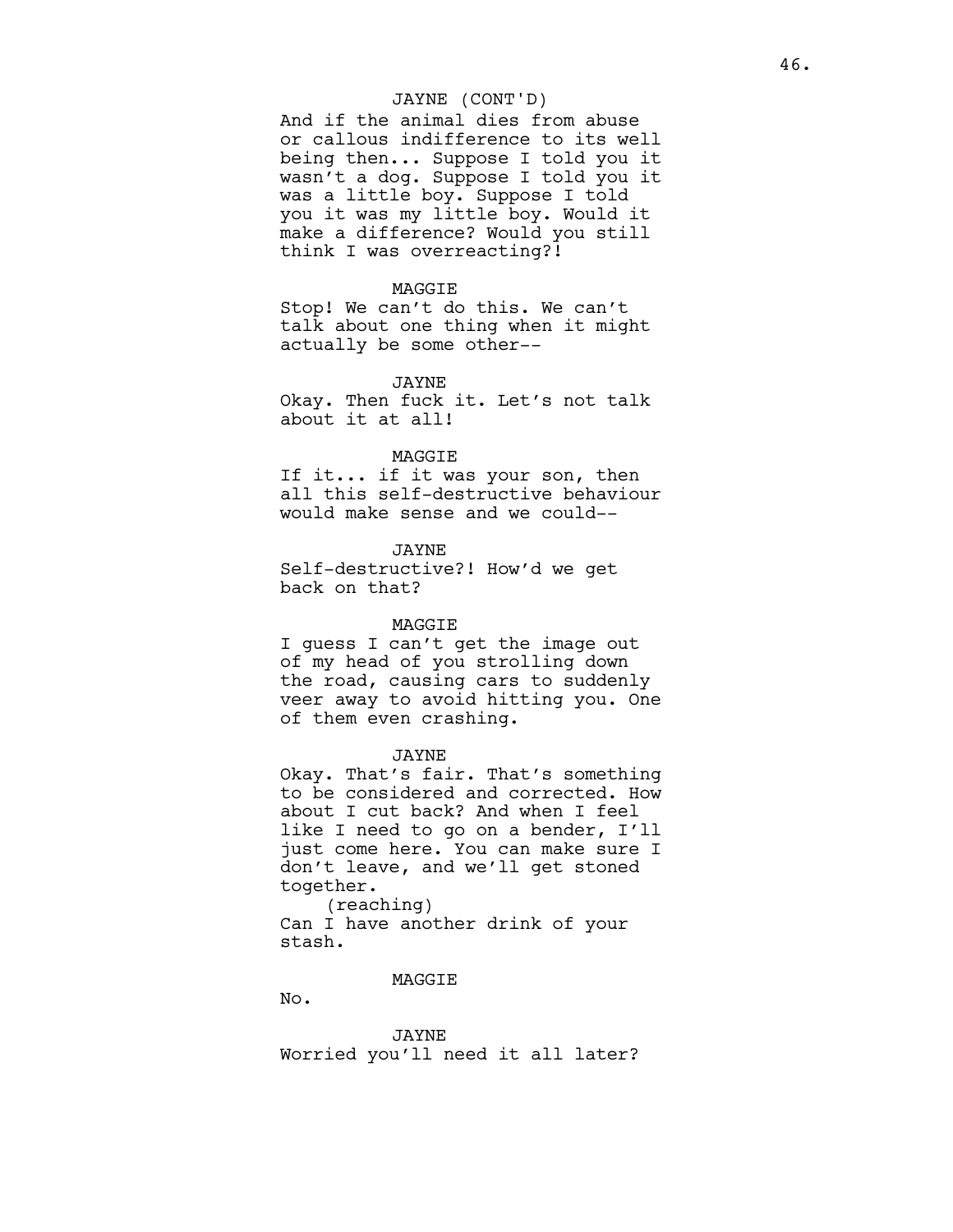JAYNE (CONT'D)

And if the animal dies from abuse or callous indifference to its well being then... Suppose I told you it wasn't a dog. Suppose I told you it was a little boy. Suppose I told you it was my little boy. Would it make a difference? Would you still think I was overreacting?!

MAGGIE

Stop! We can't do this. We can't talk about one thing when it might actually be some other--

JAYNE

Okay. Then fuck it. Let's not talk about it at all!

MAGGIE

If it... if it was your son, then all this self-destructive behaviour would make sense and we could--

JAYNE

Self-destructive?! How'd we get back on that?

MAGGIE

I guess I can't get the image out of my head of you strolling down the road, causing cars to suddenly veer away to avoid hitting you. One of them even crashing.

JAYNE

Okay. That's fair. That's something to be considered and corrected. How about I cut back? And when I feel like I need to go on a bender, I'll just come here. You can make sure I don't leave, and we'll get stoned together.

(reaching)

Can I have another drink of your stash.

MAGGIE

No.

JAYNE

Worried you'll need it all later?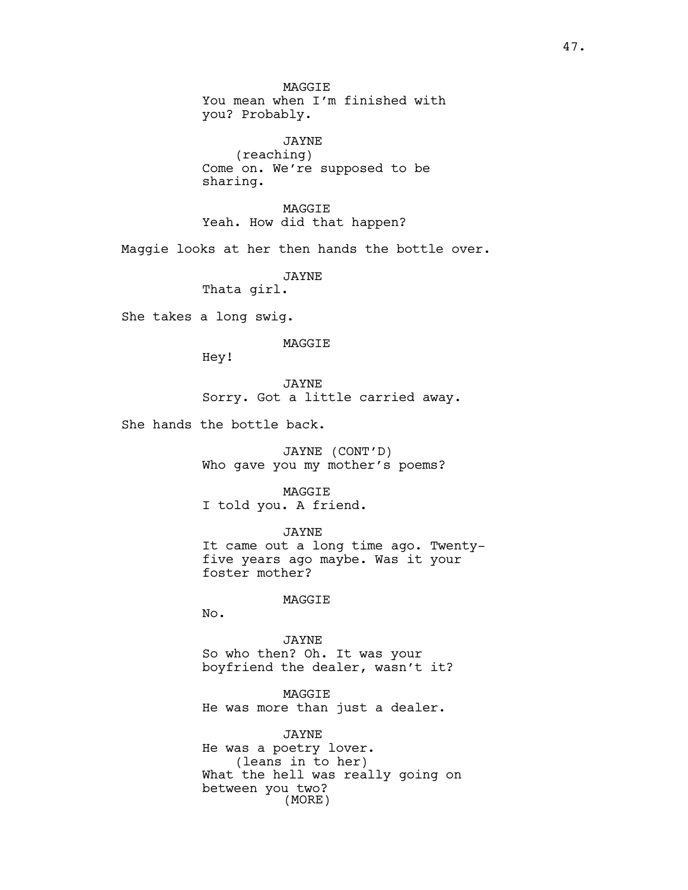MAGGIE
You mean when I'm finished with you? Probably.

JAYNE
(reaching)
Come on. We're supposed to be sharing.

MAGGIE
Yeah. How did that happen?

Maggie looks at her then hands the bottle over.

JAYNE
Thata girl.

She takes a long swig.

MAGGIE
Hey!

JAYNE
Sorry. Got a little carried away.

She hands the bottle back.

JAYNE (CONT'D)
Who gave you my mother's poems?

MAGGIE
I told you. A friend.

JAYNE
It came out a long time ago. Twenty-five years ago maybe. Was it your foster mother?

MAGGIE
No.

JAYNE
So who then? Oh. It was your boyfriend the dealer, wasn't it?

MAGGIE
He was more than just a dealer.

JAYNE
He was a poetry lover.
(leans in to her)
What the hell was really going on between you two?
(MORE)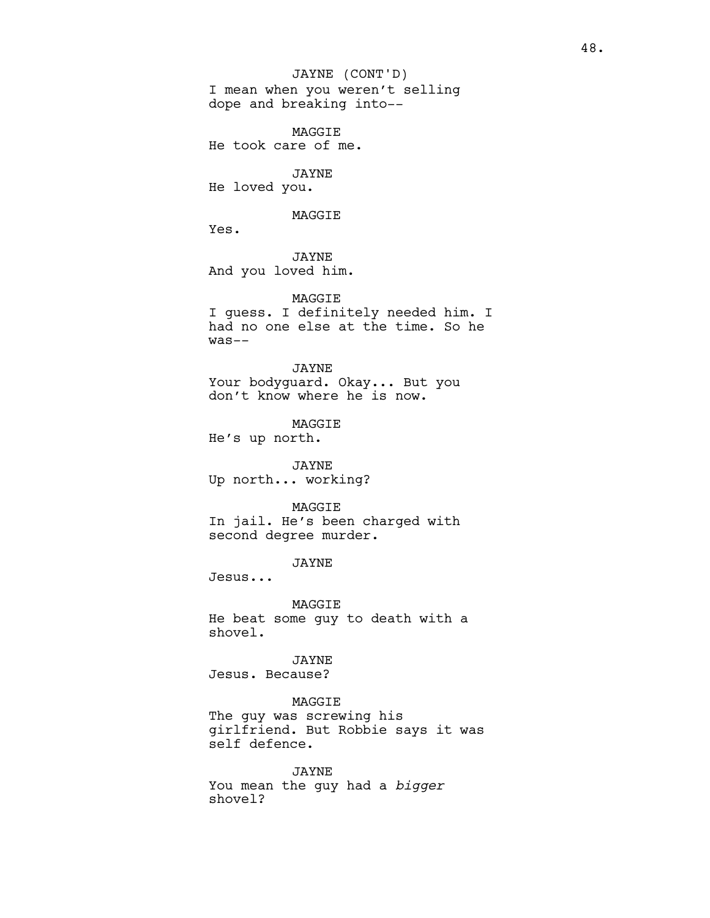JAYNE (CONT'D)
I mean when you weren't selling dope and breaking into--

MAGGIE
He took care of me.

JAYNE
He loved you.

MAGGIE
Yes.

JAYNE
And you loved him.

MAGGIE
I guess. I definitely needed him. I had no one else at the time. So he was--

JAYNE
Your bodyguard. Okay... But you don't know where he is now.

MAGGIE
He's up north.

JAYNE
Up north... working?

MAGGIE
In jail. He's been charged with second degree murder.

JAYNE
Jesus...

MAGGIE
He beat some guy to death with a shovel.

JAYNE
Jesus. Because?

MAGGIE
The guy was screwing his girlfriend. But Robbie says it was self defence.

JAYNE
You mean the guy had a *bigger* shovel?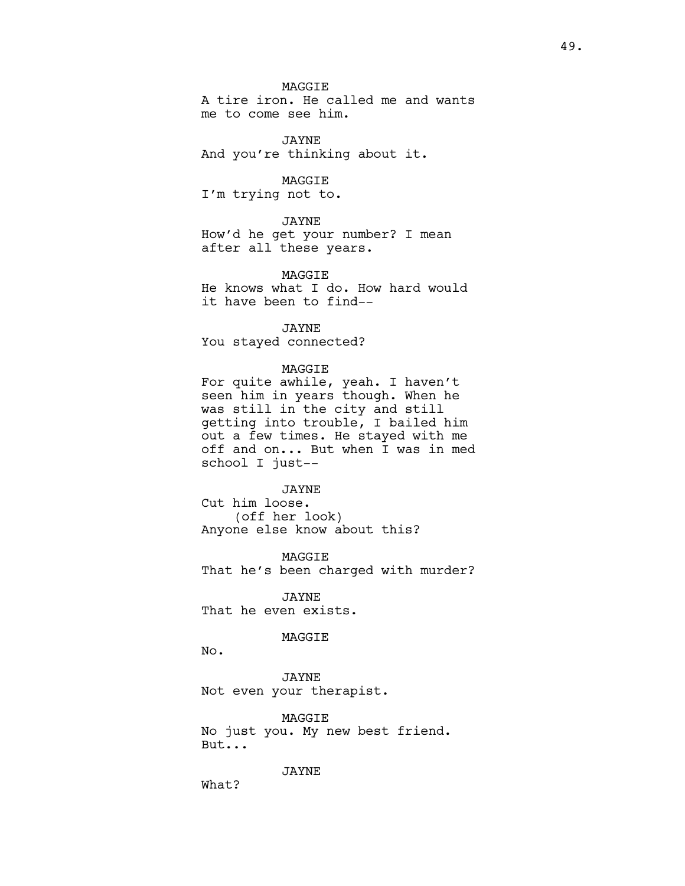MAGGIE
A tire iron. He called me and wants me to come see him.

JAYNE
And you're thinking about it.

MAGGIE
I'm trying not to.

JAYNE
How'd he get your number? I mean after all these years.

MAGGIE
He knows what I do. How hard would it have been to find--

JAYNE
You stayed connected?

MAGGIE
For quite awhile, yeah. I haven't seen him in years though. When he was still in the city and still getting into trouble, I bailed him out a few times. He stayed with me off and on... But when I was in med school I just--

JAYNE
Cut him loose.
(off her look)
Anyone else know about this?

MAGGIE
That he's been charged with murder?

JAYNE
That he even exists.

MAGGIE
No.

JAYNE
Not even your therapist.

MAGGIE
No just you. My new best friend. But...

JAYNE
What?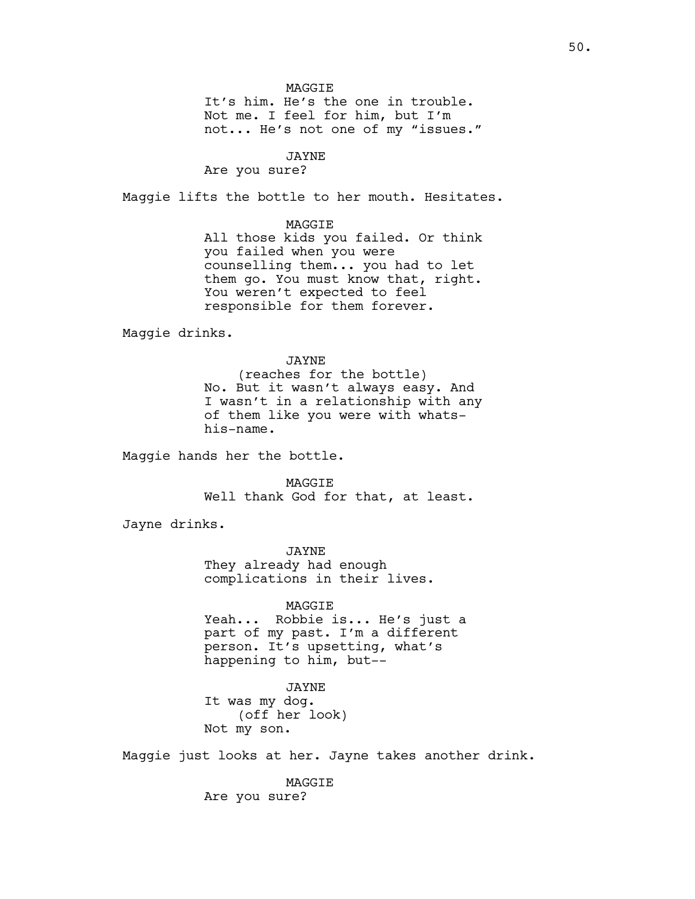MAGGIE
It's him. He's the one in trouble. Not me. I feel for him, but I'm not... He's not one of my "issues."

JAYNE
Are you sure?

Maggie lifts the bottle to her mouth. Hesitates.

MAGGIE
All those kids you failed. Or think you failed when you were counselling them... you had to let them go. You must know that, right. You weren't expected to feel responsible for them forever.

Maggie drinks.

JAYNE
(reaches for the bottle)
No. But it wasn't always easy. And I wasn't in a relationship with any of them like you were with whats-his-name.

Maggie hands her the bottle.

MAGGIE
Well thank God for that, at least.

Jayne drinks.

JAYNE
They already had enough complications in their lives.

MAGGIE
Yeah... Robbie is... He's just a part of my past. I'm a different person. It's upsetting, what's happening to him, but--

JAYNE
It was my dog.
(off her look)
Not my son.

Maggie just looks at her. Jayne takes another drink.

MAGGIE
Are you sure?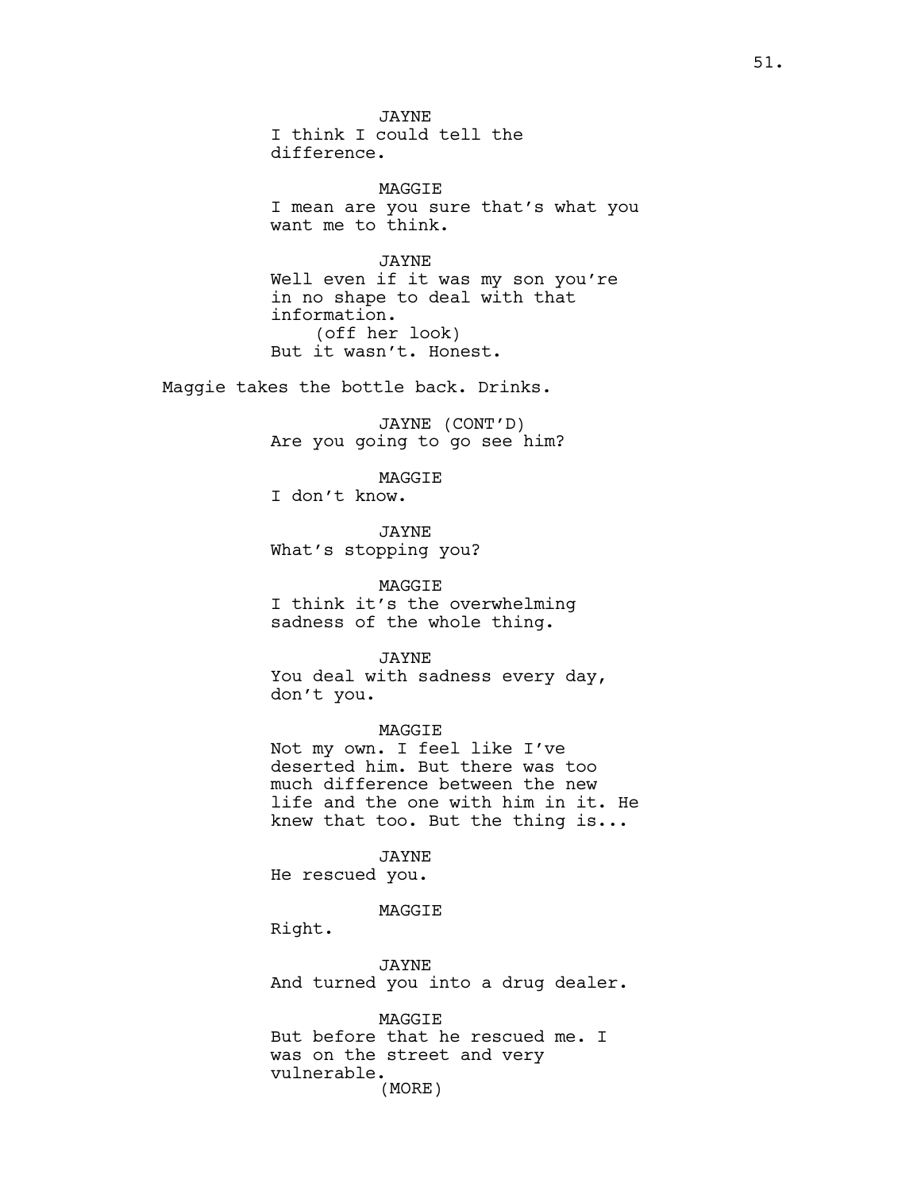JAYNE
I think I could tell the difference.

MAGGIE
I mean are you sure that's what you want me to think.

JAYNE
Well even if it was my son you're in no shape to deal with that information.
(off her look)
But it wasn't. Honest.

Maggie takes the bottle back. Drinks.

JAYNE (CONT'D)
Are you going to go see him?

MAGGIE
I don't know.

JAYNE
What's stopping you?

MAGGIE
I think it's the overwhelming sadness of the whole thing.

JAYNE
You deal with sadness every day, don't you.

MAGGIE
Not my own. I feel like I've deserted him. But there was too much difference between the new life and the one with him in it. He knew that too. But the thing is...

JAYNE
He rescued you.

MAGGIE
Right.

JAYNE
And turned you into a drug dealer.

MAGGIE
But before that he rescued me. I was on the street and very vulnerable.
(MORE)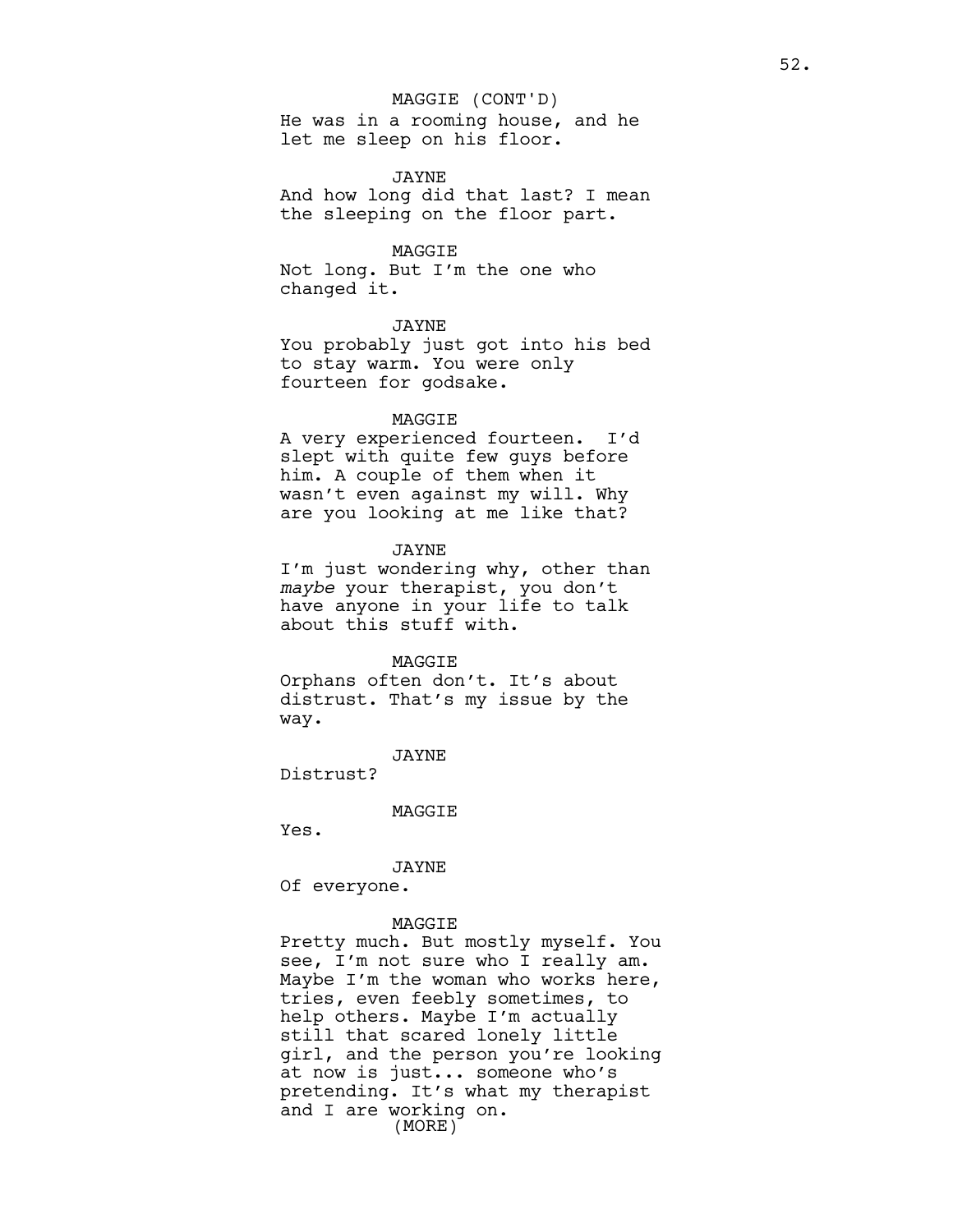MAGGIE (CONT'D)
He was in a rooming house, and he let me sleep on his floor.

JAYNE
And how long did that last? I mean the sleeping on the floor part.

MAGGIE
Not long. But I'm the one who changed it.

JAYNE
You probably just got into his bed to stay warm. You were only fourteen for godsake.

MAGGIE
A very experienced fourteen.  I'd slept with quite few guys before him. A couple of them when it wasn't even against my will. Why are you looking at me like that?

JAYNE
I'm just wondering why, other than *maybe* your therapist, you don't have anyone in your life to talk about this stuff with.

MAGGIE
Orphans often don't. It's about distrust. That's my issue by the way.

JAYNE
Distrust?

MAGGIE
Yes.

JAYNE
Of everyone.

MAGGIE
Pretty much. But mostly myself. You see, I'm not sure who I really am. Maybe I'm the woman who works here, tries, even feebly sometimes, to help others. Maybe I'm actually still that scared lonely little girl, and the person you're looking at now is just... someone who's pretending. It's what my therapist and I are working on.
(MORE)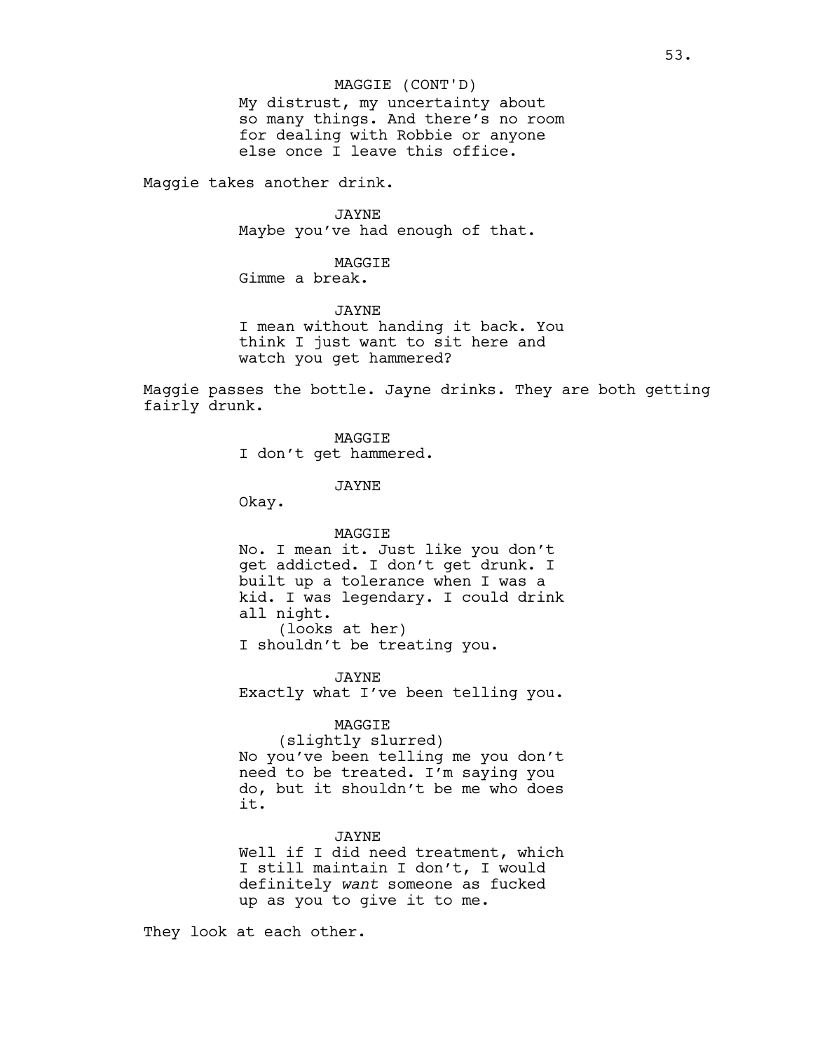MAGGIE (CONT'D)
My distrust, my uncertainty about so many things. And there's no room for dealing with Robbie or anyone else once I leave this office.

Maggie takes another drink.

JAYNE
Maybe you've had enough of that.

MAGGIE
Gimme a break.

JAYNE
I mean without handing it back. You think I just want to sit here and watch you get hammered?

Maggie passes the bottle. Jayne drinks. They are both getting fairly drunk.

MAGGIE
I don't get hammered.

JAYNE
Okay.

MAGGIE
No. I mean it. Just like you don't get addicted. I don't get drunk. I built up a tolerance when I was a kid. I was legendary. I could drink all night.
(looks at her)
I shouldn't be treating you.

JAYNE
Exactly what I've been telling you.

MAGGIE
(slightly slurred)
No you've been telling me you don't need to be treated. I'm saying you do, but it shouldn't be me who does it.

JAYNE
Well if I did need treatment, which I still maintain I don't, I would definitely *want* someone as fucked up as you to give it to me.

They look at each other.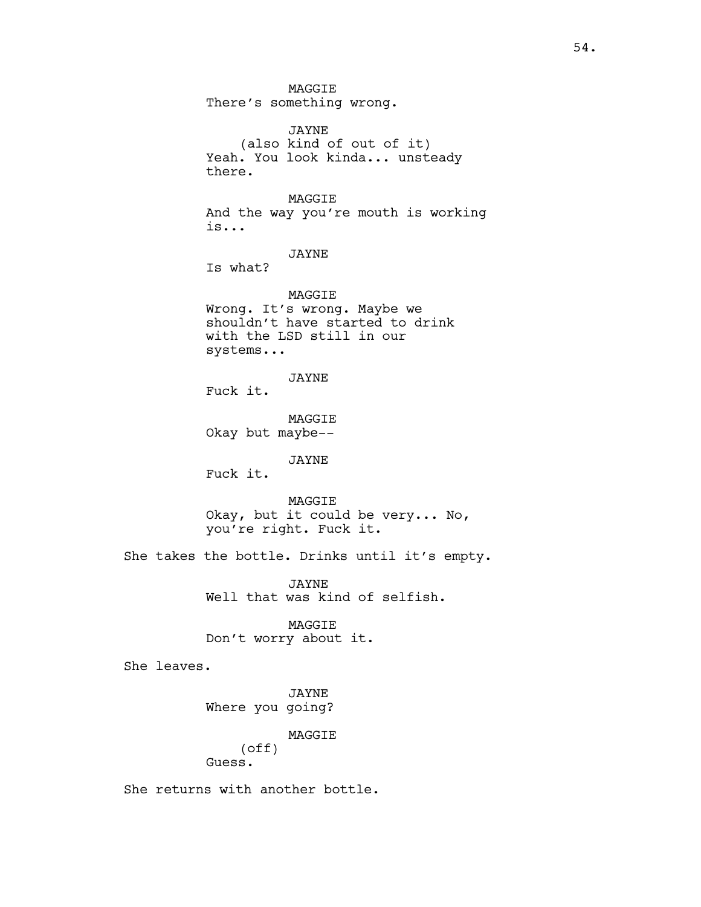MAGGIE
There's something wrong.

JAYNE
(also kind of out of it)
Yeah. You look kinda... unsteady there.

MAGGIE
And the way you're mouth is working is...

JAYNE
Is what?

MAGGIE
Wrong. It's wrong. Maybe we shouldn't have started to drink with the LSD still in our systems...

JAYNE
Fuck it.

MAGGIE
Okay but maybe--

JAYNE
Fuck it.

MAGGIE
Okay, but it could be very... No, you're right. Fuck it.

She takes the bottle. Drinks until it's empty.

JAYNE
Well that was kind of selfish.

MAGGIE
Don't worry about it.

She leaves.

JAYNE
Where you going?

MAGGIE
(off)
Guess.

She returns with another bottle.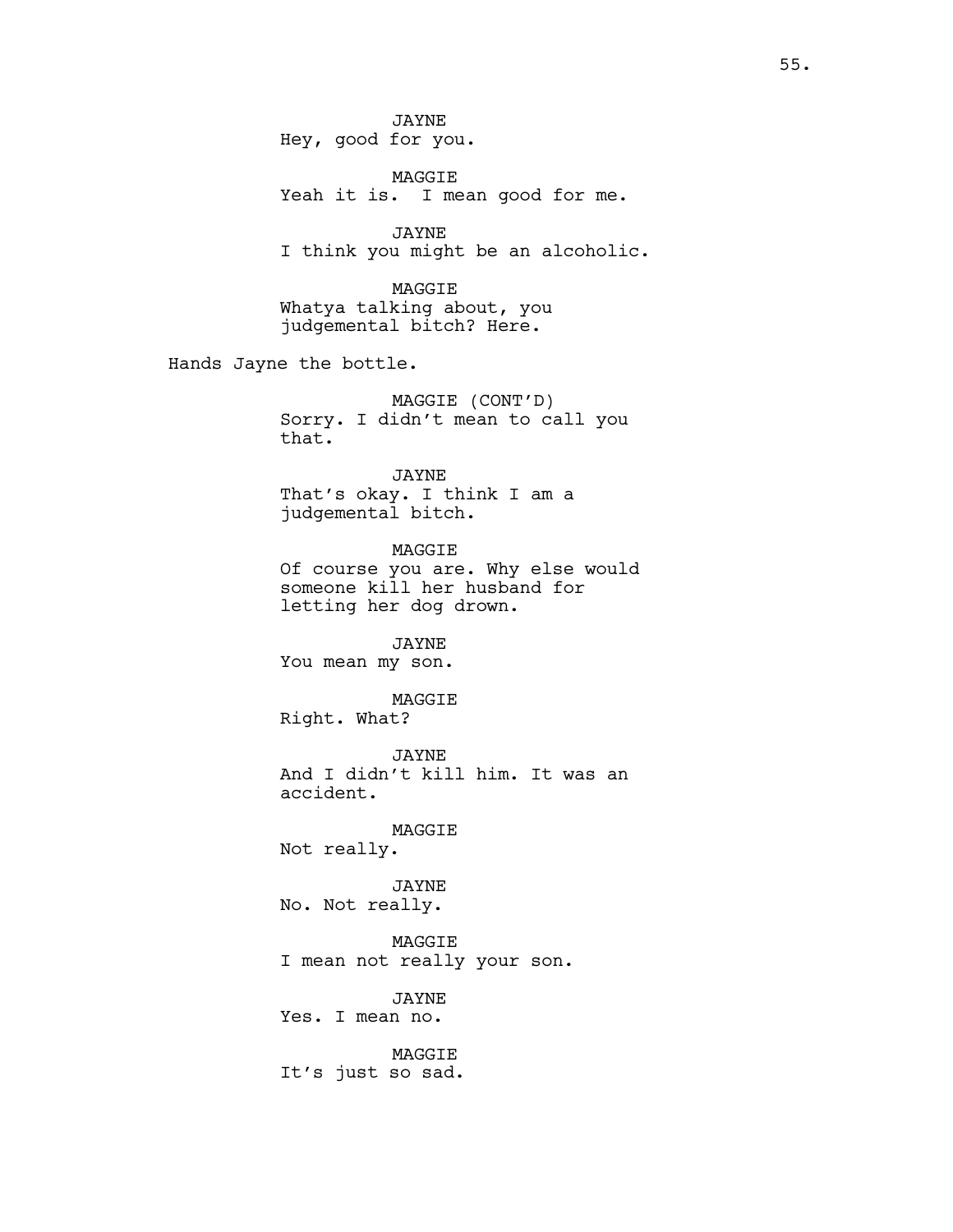JAYNE
Hey, good for you.

MAGGIE
Yeah it is.  I mean good for me.

JAYNE
I think you might be an alcoholic.

MAGGIE
Whatya talking about, you judgemental bitch? Here.

Hands Jayne the bottle.

MAGGIE (CONT'D)
Sorry. I didn't mean to call you that.

JAYNE
That's okay. I think I am a judgemental bitch.

MAGGIE
Of course you are. Why else would someone kill her husband for letting her dog drown.

JAYNE
You mean my son.

MAGGIE
Right. What?

JAYNE
And I didn't kill him. It was an accident.

MAGGIE
Not really.

JAYNE
No. Not really.

MAGGIE
I mean not really your son.

JAYNE
Yes. I mean no.

MAGGIE
It's just so sad.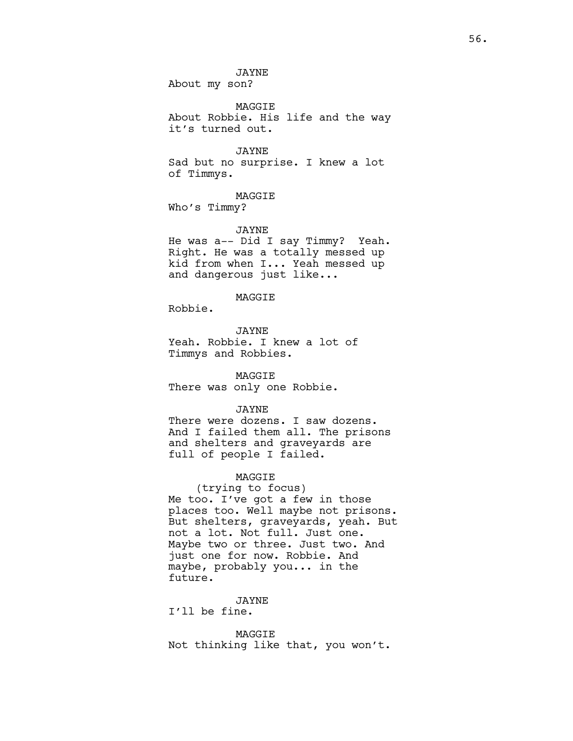JAYNE
About my son?

MAGGIE
About Robbie. His life and the way it's turned out.

JAYNE
Sad but no surprise. I knew a lot of Timmys.

MAGGIE
Who's Timmy?

JAYNE
He was a-- Did I say Timmy? Yeah. Right. He was a totally messed up kid from when I... Yeah messed up and dangerous just like...

MAGGIE
Robbie.

JAYNE
Yeah. Robbie. I knew a lot of Timmys and Robbies.

MAGGIE
There was only one Robbie.

JAYNE
There were dozens. I saw dozens. And I failed them all. The prisons and shelters and graveyards are full of people I failed.

MAGGIE
(trying to focus)
Me too. I've got a few in those places too. Well maybe not prisons. But shelters, graveyards, yeah. But not a lot. Not full. Just one. Maybe two or three. Just two. And just one for now. Robbie. And maybe, probably you... in the future.

JAYNE
I'll be fine.

MAGGIE
Not thinking like that, you won't.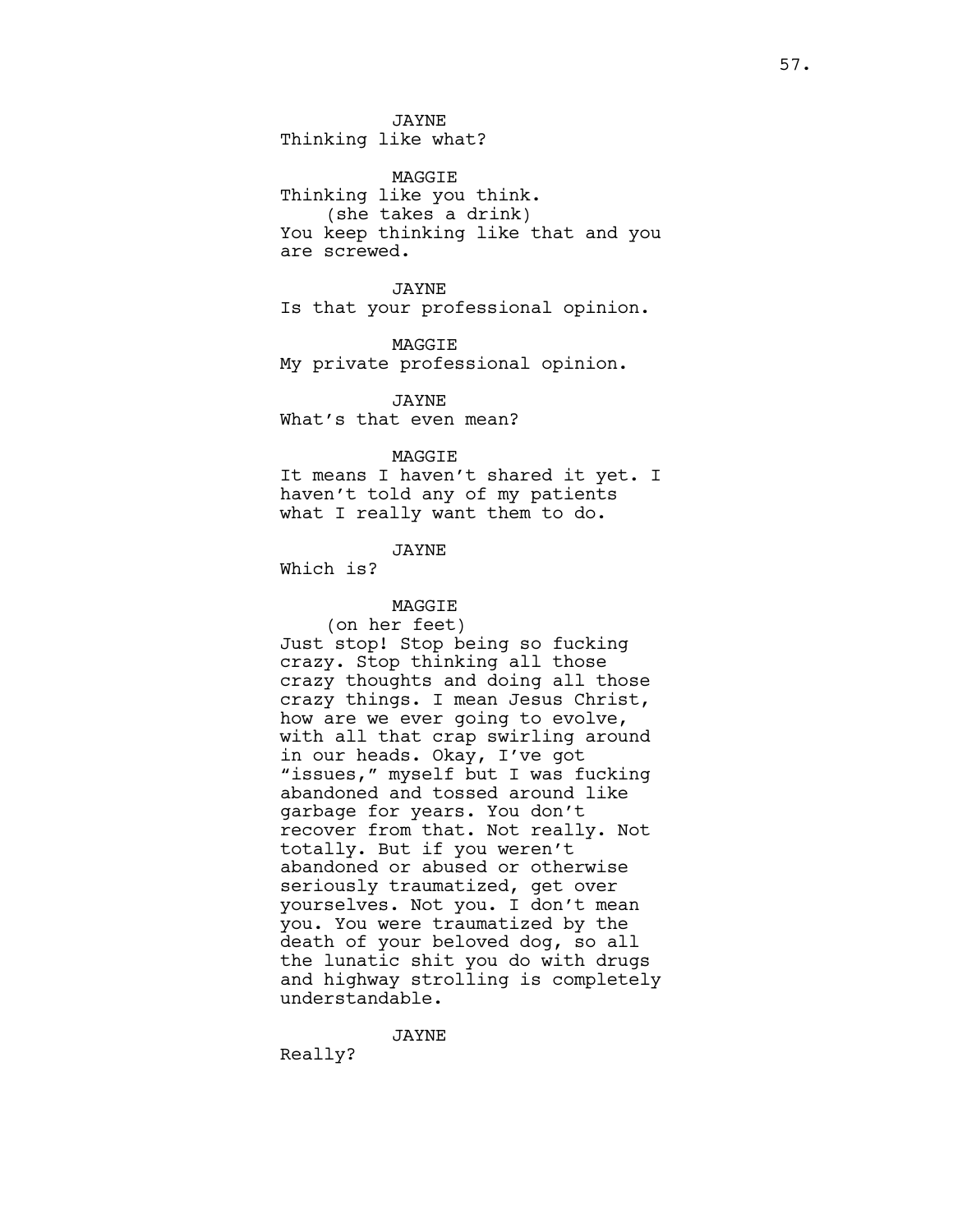JAYNE
Thinking like what?

MAGGIE
Thinking like you think.
(she takes a drink)
You keep thinking like that and you are screwed.

JAYNE
Is that your professional opinion.

MAGGIE
My private professional opinion.

JAYNE
What's that even mean?

MAGGIE
It means I haven't shared it yet. I haven't told any of my patients what I really want them to do.

JAYNE
Which is?

MAGGIE
(on her feet)
Just stop! Stop being so fucking crazy. Stop thinking all those crazy thoughts and doing all those crazy things. I mean Jesus Christ, how are we ever going to evolve, with all that crap swirling around in our heads. Okay, I've got "issues," myself but I was fucking abandoned and tossed around like garbage for years. You don't recover from that. Not really. Not totally. But if you weren't abandoned or abused or otherwise seriously traumatized, get over yourselves. Not you. I don't mean you. You were traumatized by the death of your beloved dog, so all the lunatic shit you do with drugs and highway strolling is completely understandable.

JAYNE
Really?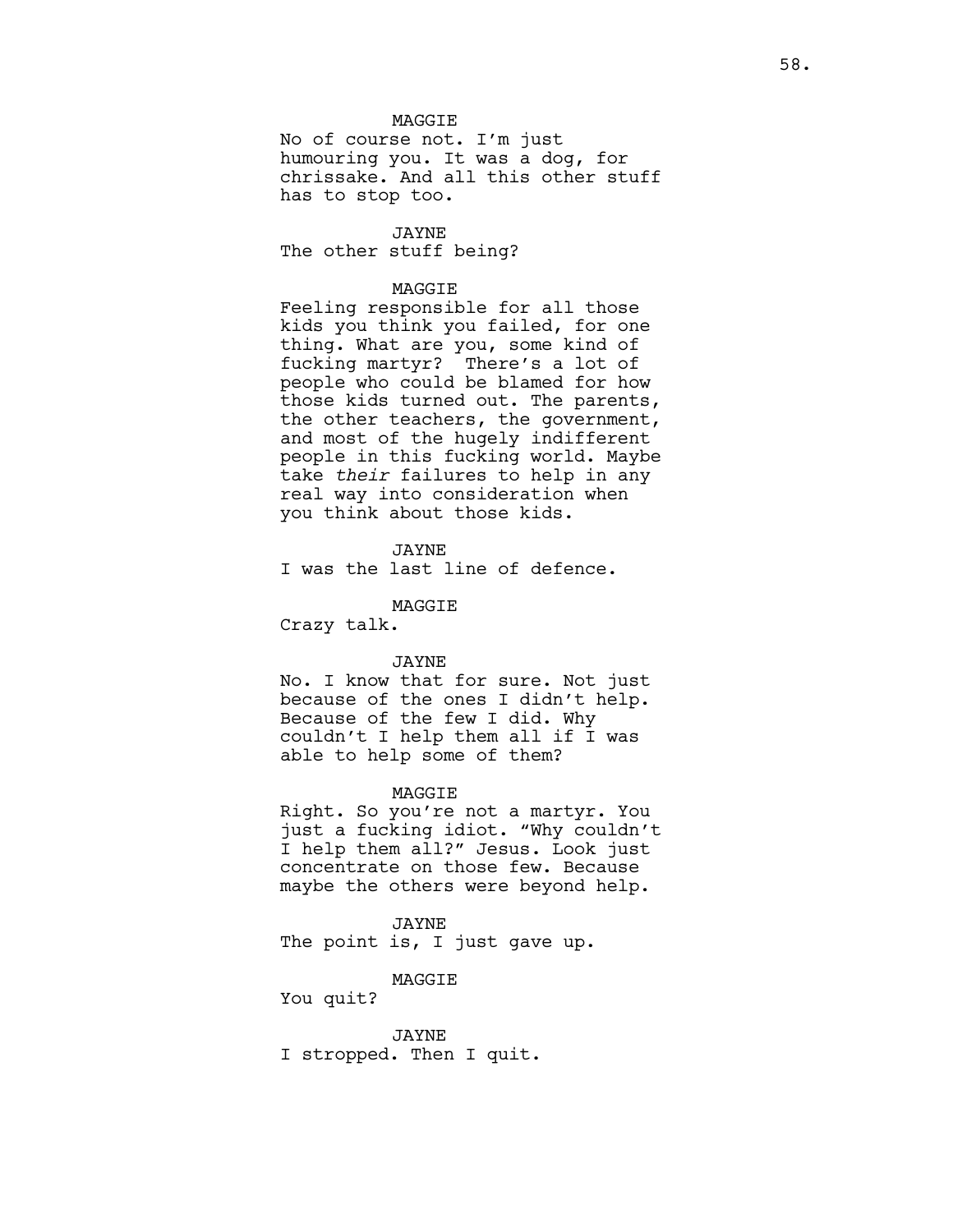MAGGIE

No of course not. I'm just humouring you. It was a dog, for chrissake. And all this other stuff has to stop too.

JAYNE

The other stuff being?

MAGGIE

Feeling responsible for all those kids you think you failed, for one thing. What are you, some kind of fucking martyr? There's a lot of people who could be blamed for how those kids turned out. The parents, the other teachers, the government, and most of the hugely indifferent people in this fucking world. Maybe take *their* failures to help in any real way into consideration when you think about those kids.

JAYNE

I was the last line of defence.

MAGGIE

Crazy talk.

JAYNE

No. I know that for sure. Not just because of the ones I didn't help. Because of the few I did. Why couldn't I help them all if I was able to help some of them?

MAGGIE

Right. So you're not a martyr. You just a fucking idiot. "Why couldn't I help them all?" Jesus. Look just concentrate on those few. Because maybe the others were beyond help.

JAYNE

The point is, I just gave up.

MAGGIE

You quit?

JAYNE

I stropped. Then I quit.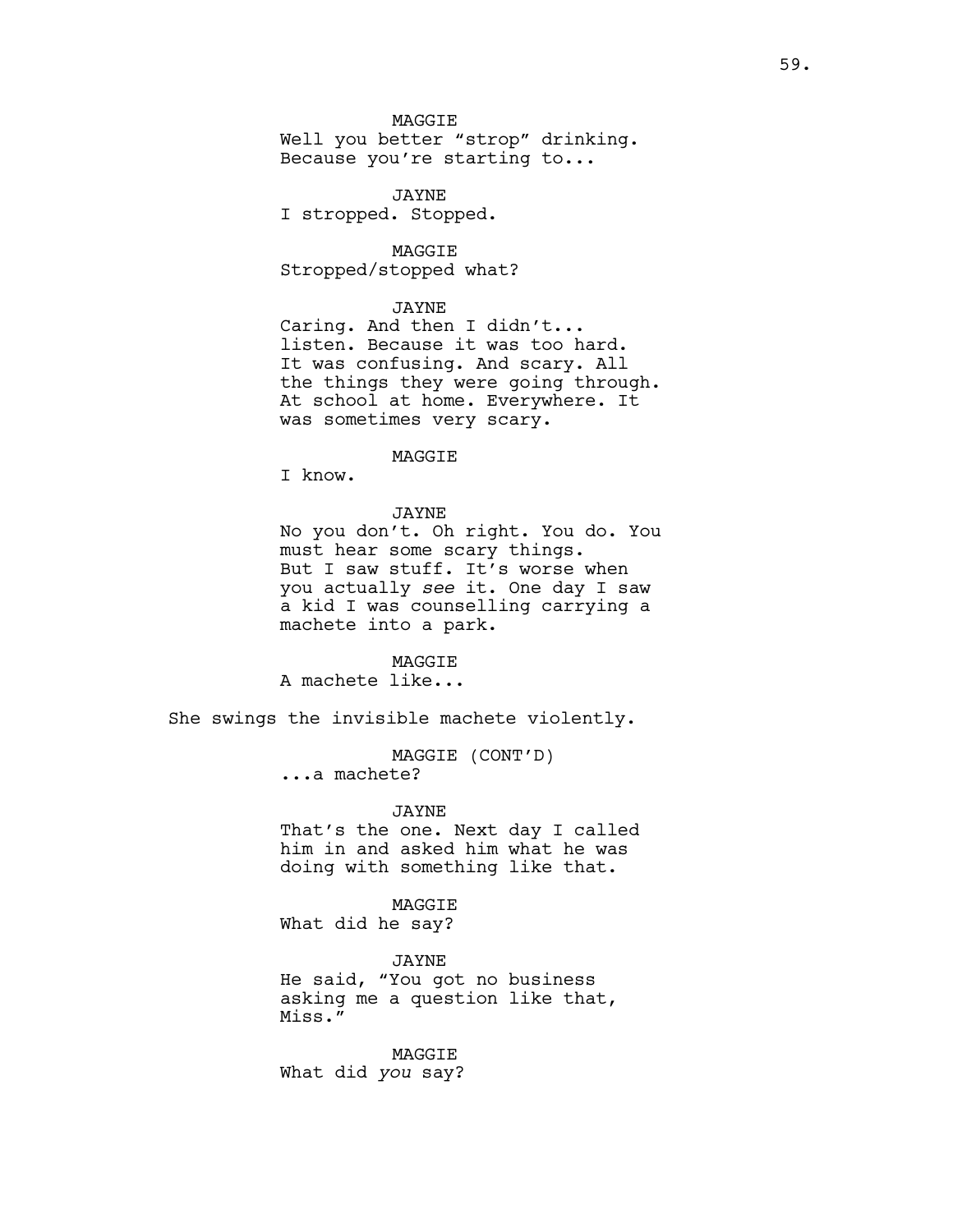MAGGIE
Well you better "strop" drinking. Because you're starting to...

JAYNE
I stropped. Stopped.

MAGGIE
Stropped/stopped what?

JAYNE
Caring. And then I didn't... listen. Because it was too hard. It was confusing. And scary. All the things they were going through. At school at home. Everywhere. It was sometimes very scary.

MAGGIE
I know.

JAYNE
No you don't. Oh right. You do. You must hear some scary things. But I saw stuff. It's worse when you actually *see* it. One day I saw a kid I was counselling carrying a machete into a park.

MAGGIE
A machete like...

She swings the invisible machete violently.

MAGGIE (CONT'D)
...a machete?

JAYNE
That's the one. Next day I called him in and asked him what he was doing with something like that.

MAGGIE
What did he say?

JAYNE
He said, "You got no business asking me a question like that, Miss."

MAGGIE
What did *you* say?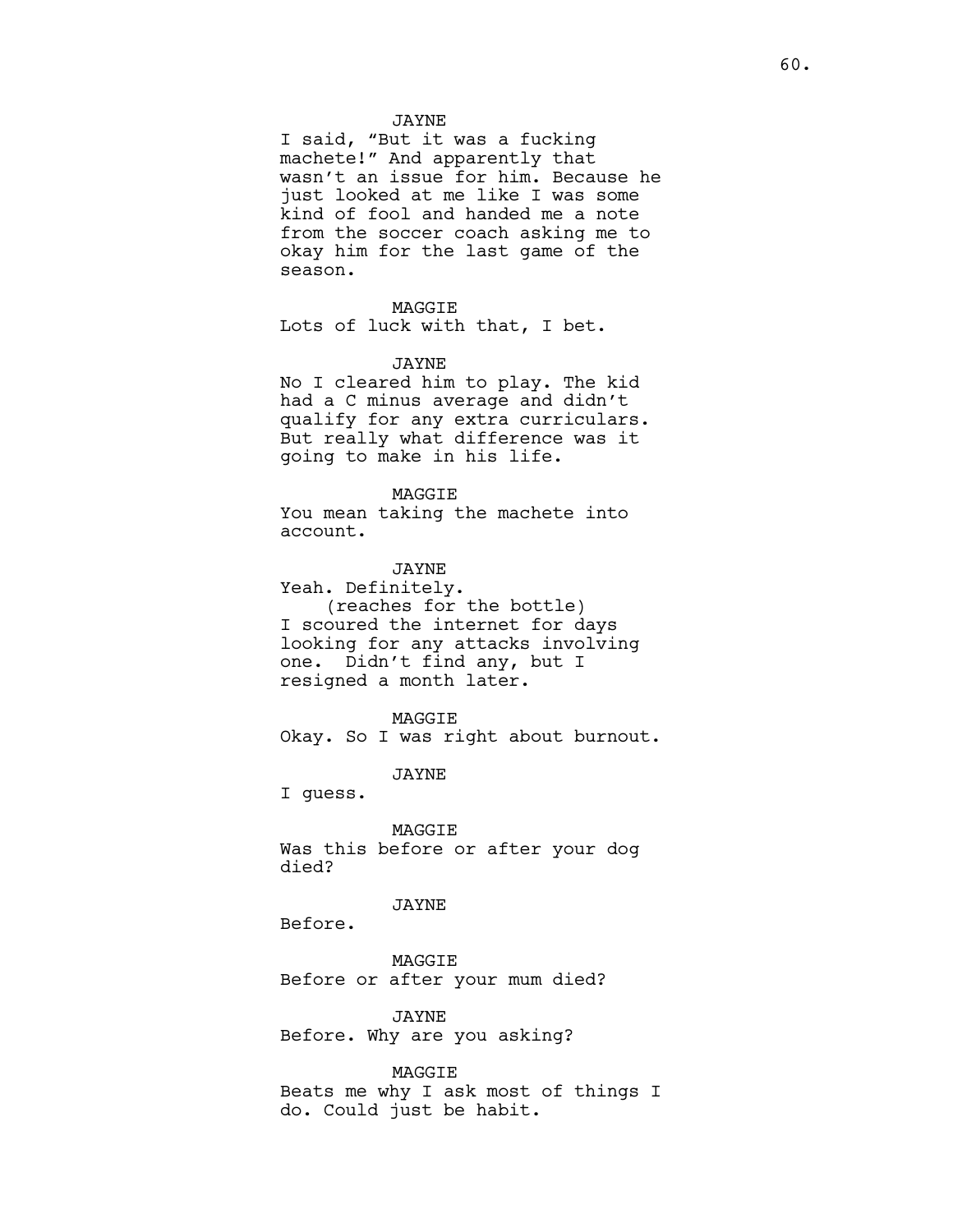JAYNE

I said, "But it was a fucking machete!" And apparently that wasn't an issue for him. Because he just looked at me like I was some kind of fool and handed me a note from the soccer coach asking me to okay him for the last game of the season.

MAGGIE

Lots of luck with that, I bet.

JAYNE

No I cleared him to play. The kid had a C minus average and didn't qualify for any extra curriculars. But really what difference was it going to make in his life.

MAGGIE

You mean taking the machete into account.

JAYNE

Yeah. Definitely.

(reaches for the bottle)

I scoured the internet for days looking for any attacks involving one. Didn't find any, but I resigned a month later.

MAGGIE

Okay. So I was right about burnout.

JAYNE

I guess.

MAGGIE

Was this before or after your dog died?

JAYNE

Before.

MAGGIE

Before or after your mum died?

JAYNE

Before. Why are you asking?

MAGGIE

Beats me why I ask most of things I do. Could just be habit.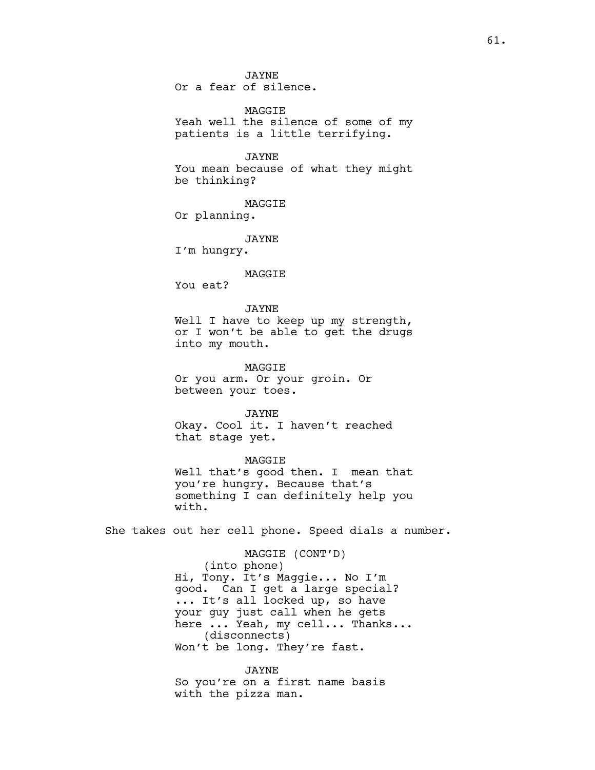JAYNE
Or a fear of silence.

MAGGIE
Yeah well the silence of some of my patients is a little terrifying.

JAYNE
You mean because of what they might be thinking?

MAGGIE
Or planning.

JAYNE
I'm hungry.

MAGGIE
You eat?

JAYNE
Well I have to keep up my strength, or I won't be able to get the drugs into my mouth.

MAGGIE
Or you arm. Or your groin. Or between your toes.

JAYNE
Okay. Cool it. I haven't reached that stage yet.

MAGGIE
Well that's good then. I mean that you're hungry. Because that's something I can definitely help you with.

She takes out her cell phone. Speed dials a number.

MAGGIE (CONT'D)
(into phone)
Hi, Tony. It's Maggie... No I'm good. Can I get a large special? ... It's all locked up, so have your guy just call when he gets here ... Yeah, my cell... Thanks...
(disconnects)
Won't be long. They're fast.

JAYNE
So you're on a first name basis with the pizza man.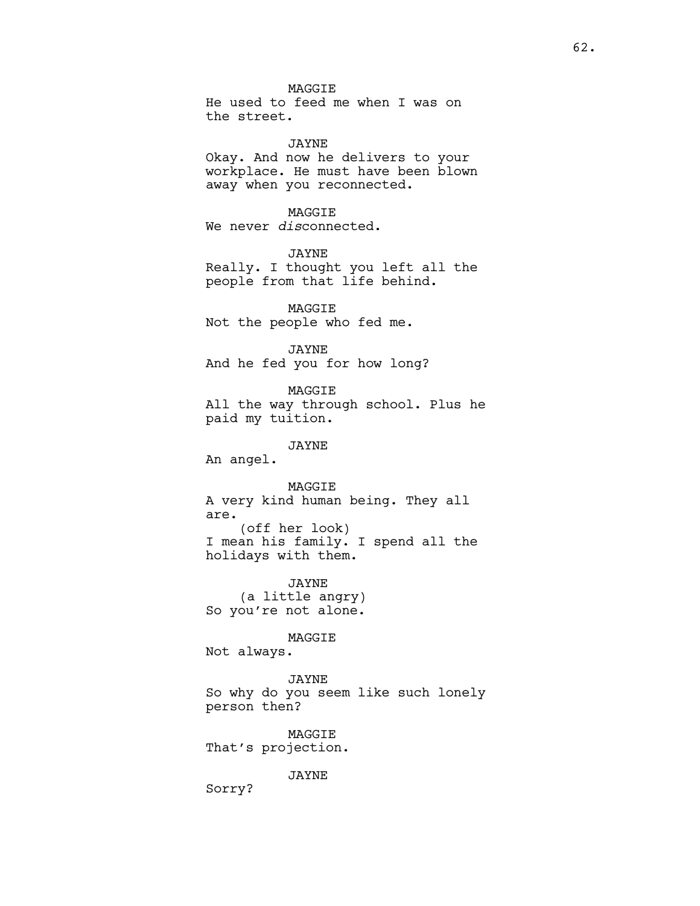MAGGIE
He used to feed me when I was on the street.

JAYNE
Okay. And now he delivers to your workplace. He must have been blown away when you reconnected.

MAGGIE
We never *dis*connected.

JAYNE
Really. I thought you left all the people from that life behind.

MAGGIE
Not the people who fed me.

JAYNE
And he fed you for how long?

MAGGIE
All the way through school. Plus he paid my tuition.

JAYNE
An angel.

MAGGIE
A very kind human being. They all are.
(off her look)
I mean his family. I spend all the holidays with them.

JAYNE
(a little angry)
So you're not alone.

MAGGIE
Not always.

JAYNE
So why do you seem like such lonely person then?

MAGGIE
That's projection.

JAYNE
Sorry?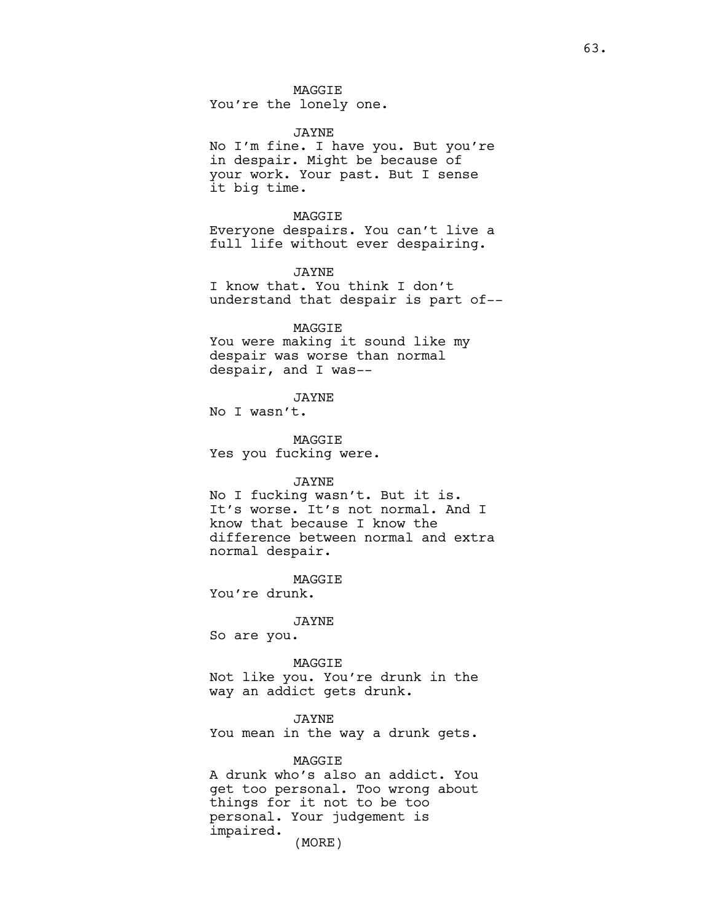MAGGIE
You're the lonely one.

JAYNE
No I'm fine. I have you. But you're in despair. Might be because of your work. Your past. But I sense it big time.

MAGGIE
Everyone despairs. You can't live a full life without ever despairing.

JAYNE
I know that. You think I don't understand that despair is part of--

MAGGIE
You were making it sound like my despair was worse than normal despair, and I was--

JAYNE
No I wasn't.

MAGGIE
Yes you fucking were.

JAYNE
No I fucking wasn't. But it is. It's worse. It's not normal. And I know that because I know the difference between normal and extra normal despair.

MAGGIE
You're drunk.

JAYNE
So are you.

MAGGIE
Not like you. You're drunk in the way an addict gets drunk.

JAYNE
You mean in the way a drunk gets.

MAGGIE
A drunk who's also an addict. You get too personal. Too wrong about things for it not to be too personal. Your judgement is impaired.
(MORE)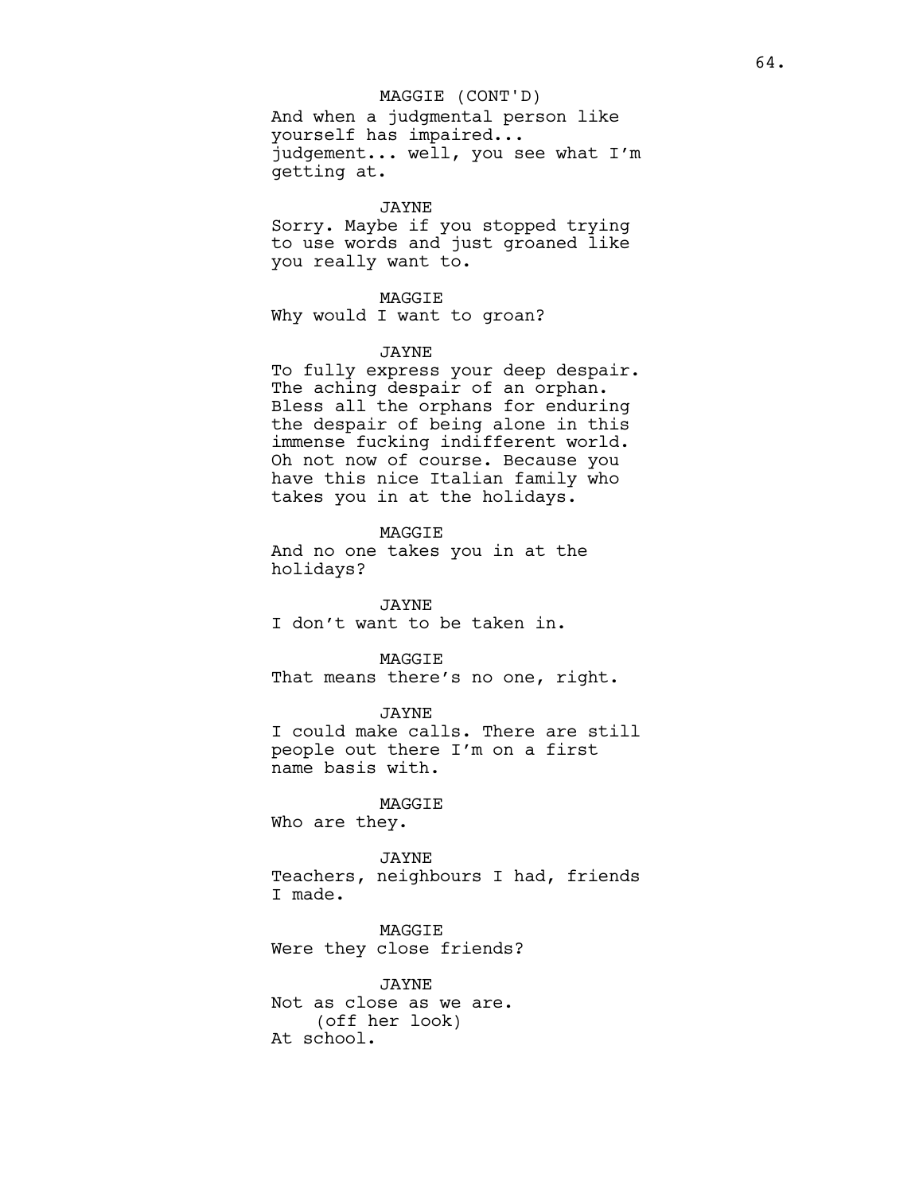MAGGIE (CONT'D)

And when a judgmental person like yourself has impaired... judgement... well, you see what I'm getting at.

JAYNE

Sorry. Maybe if you stopped trying to use words and just groaned like you really want to.

MAGGIE

Why would I want to groan?

JAYNE

To fully express your deep despair. The aching despair of an orphan. Bless all the orphans for enduring the despair of being alone in this immense fucking indifferent world. Oh not now of course. Because you have this nice Italian family who takes you in at the holidays.

MAGGIE

And no one takes you in at the holidays?

JAYNE

I don't want to be taken in.

MAGGIE

That means there's no one, right.

JAYNE

I could make calls. There are still people out there I'm on a first name basis with.

MAGGIE

Who are they.

JAYNE

Teachers, neighbours I had, friends I made.

MAGGIE

Were they close friends?

JAYNE

Not as close as we are.

(off her look)

At school.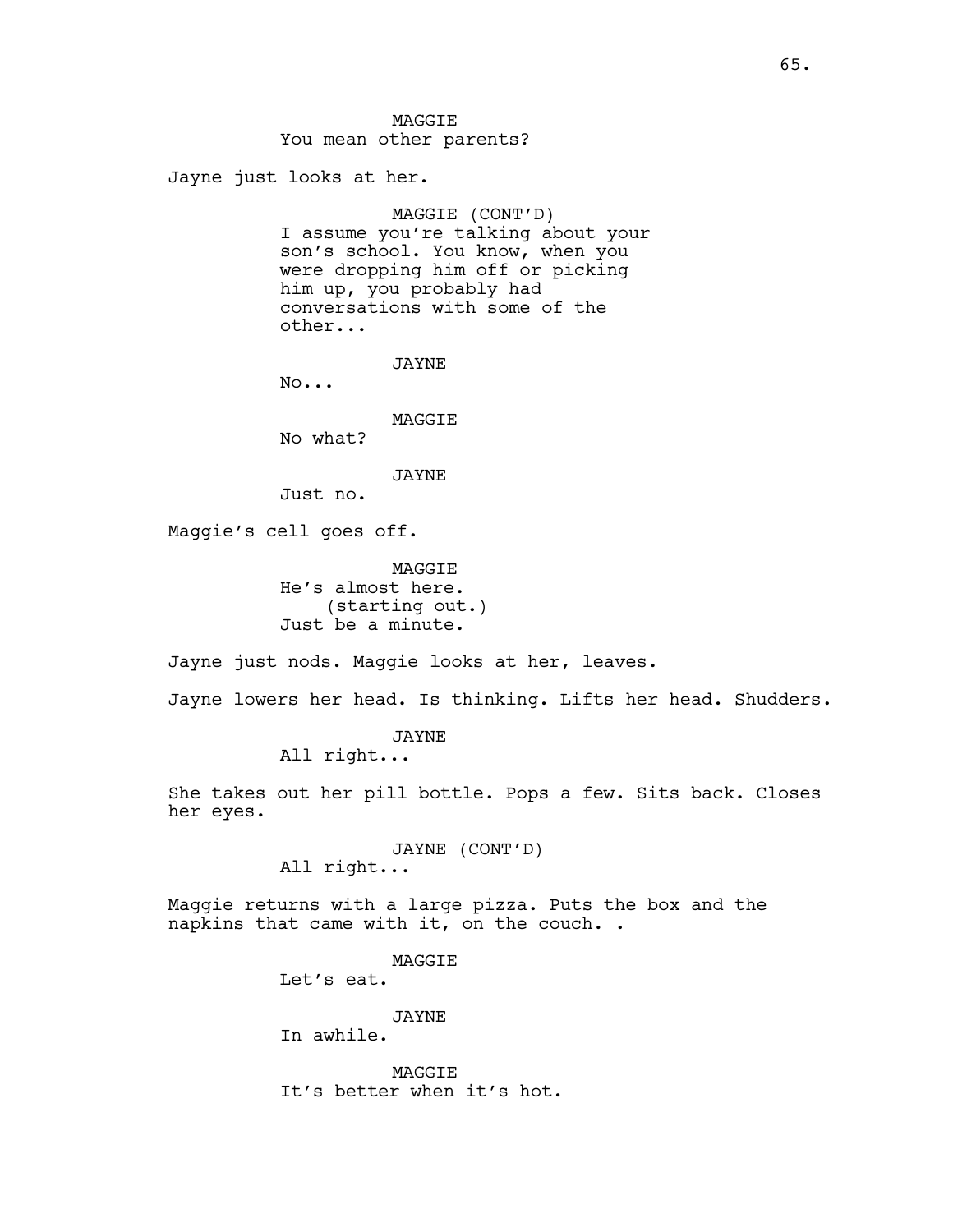MAGGIE
You mean other parents?

Jayne just looks at her.

MAGGIE (CONT'D)
I assume you're talking about your son's school. You know, when you were dropping him off or picking him up, you probably had conversations with some of the other...

JAYNE
No...

MAGGIE
No what?

JAYNE
Just no.

Maggie's cell goes off.

MAGGIE
He's almost here.
(starting out.)
Just be a minute.

Jayne just nods. Maggie looks at her, leaves.

Jayne lowers her head. Is thinking. Lifts her head. Shudders.

JAYNE
All right...

She takes out her pill bottle. Pops a few. Sits back. Closes her eyes.

JAYNE (CONT'D)
All right...

Maggie returns with a large pizza. Puts the box and the napkins that came with it, on the couch. .

MAGGIE
Let's eat.

JAYNE
In awhile.

MAGGIE
It's better when it's hot.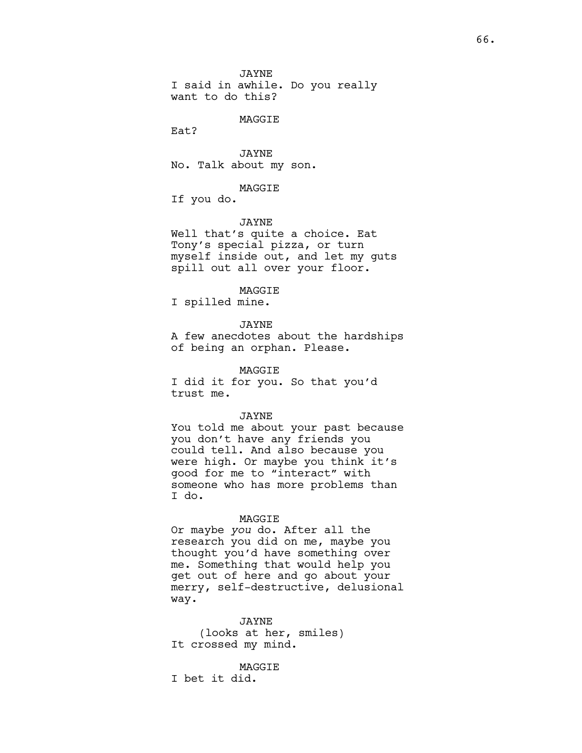JAYNE
I said in awhile. Do you really want to do this?

MAGGIE
Eat?

JAYNE
No. Talk about my son.

MAGGIE
If you do.

JAYNE
Well that's quite a choice. Eat Tony's special pizza, or turn myself inside out, and let my guts spill out all over your floor.

MAGGIE
I spilled mine.

JAYNE
A few anecdotes about the hardships of being an orphan. Please.

MAGGIE
I did it for you. So that you'd trust me.

JAYNE
You told me about your past because you don't have any friends you could tell. And also because you were high. Or maybe you think it's good for me to "interact" with someone who has more problems than I do.

MAGGIE
Or maybe *you* do. After all the research you did on me, maybe you thought you'd have something over me. Something that would help you get out of here and go about your merry, self-destructive, delusional way.

JAYNE
(looks at her, smiles)
It crossed my mind.

MAGGIE
I bet it did.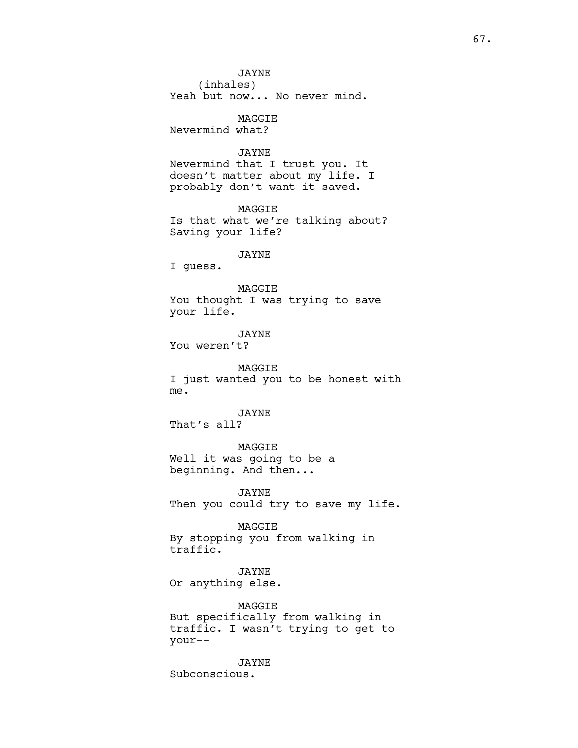JAYNE
(inhales)
Yeah but now... No never mind.

MAGGIE
Nevermind what?

JAYNE
Nevermind that I trust you. It doesn't matter about my life. I probably don't want it saved.

MAGGIE
Is that what we're talking about? Saving your life?

JAYNE
I guess.

MAGGIE
You thought I was trying to save your life.

JAYNE
You weren't?

MAGGIE
I just wanted you to be honest with me.

JAYNE
That's all?

MAGGIE
Well it was going to be a beginning. And then...

JAYNE
Then you could try to save my life.

MAGGIE
By stopping you from walking in traffic.

JAYNE
Or anything else.

MAGGIE
But specifically from walking in traffic. I wasn't trying to get to your--

JAYNE
Subconscious.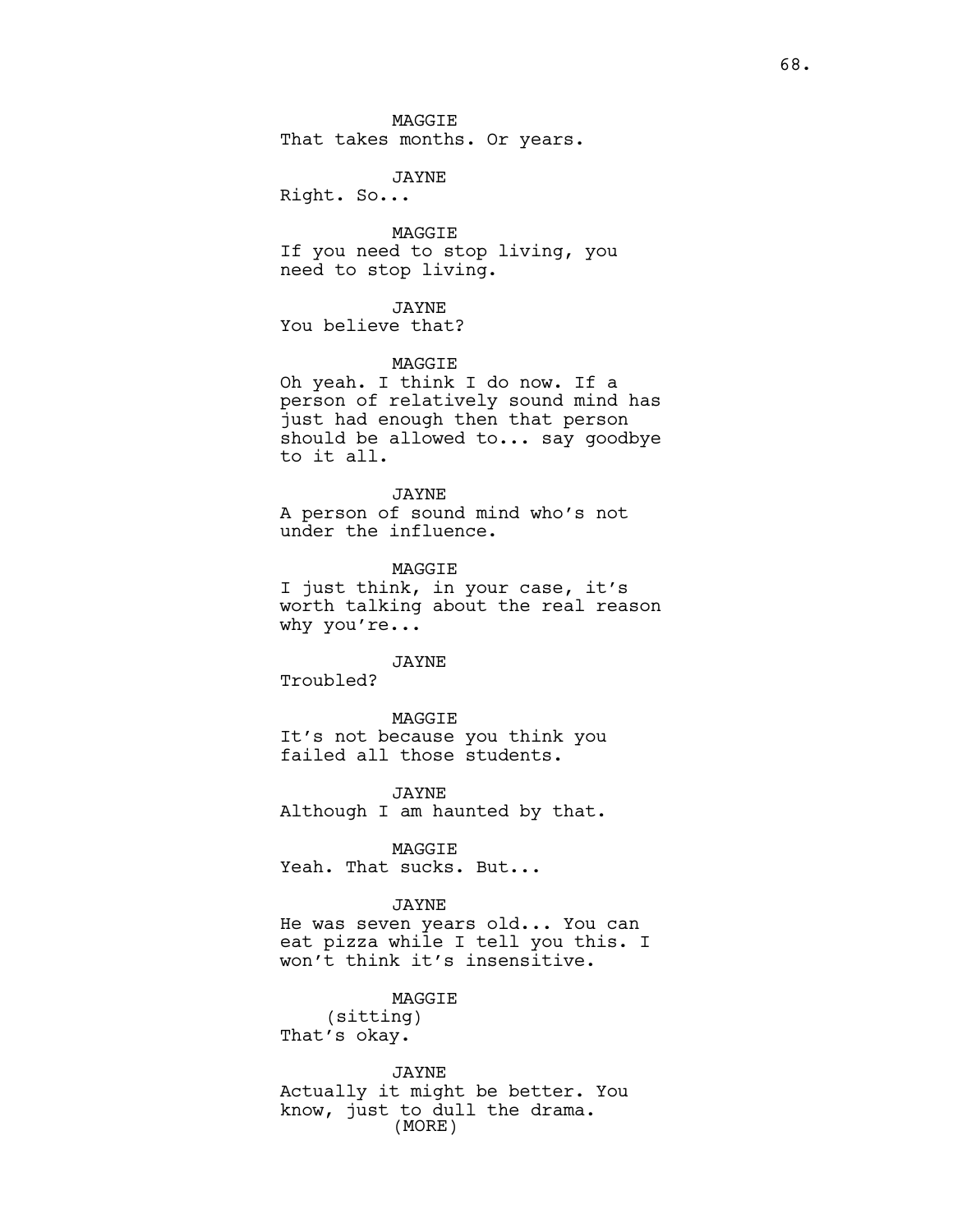MAGGIE
That takes months. Or years.

JAYNE
Right. So...

MAGGIE
If you need to stop living, you need to stop living.

JAYNE
You believe that?

MAGGIE
Oh yeah. I think I do now. If a person of relatively sound mind has just had enough then that person should be allowed to... say goodbye to it all.

JAYNE
A person of sound mind who's not under the influence.

MAGGIE
I just think, in your case, it's worth talking about the real reason why you're...

JAYNE
Troubled?

MAGGIE
It's not because you think you failed all those students.

JAYNE
Although I am haunted by that.

MAGGIE
Yeah. That sucks. But...

JAYNE
He was seven years old... You can eat pizza while I tell you this. I won't think it's insensitive.

MAGGIE
(sitting)
That's okay.

JAYNE
Actually it might be better. You know, just to dull the drama.
(MORE)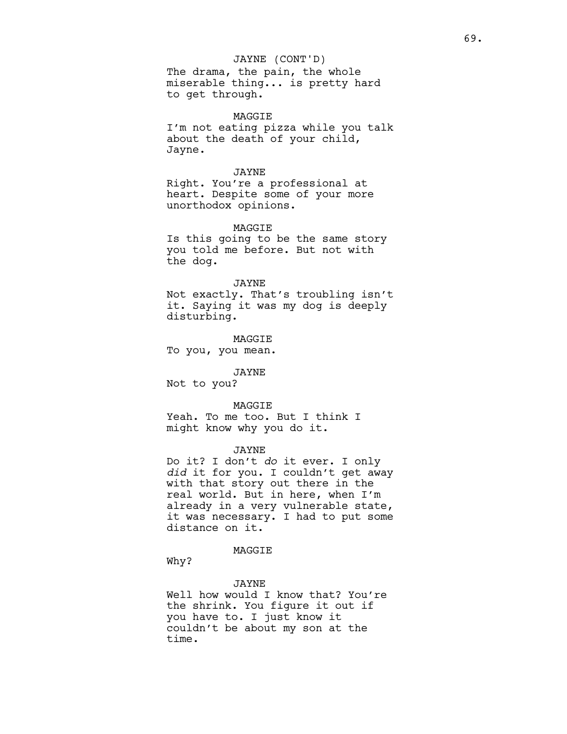JAYNE (CONT'D)

The drama, the pain, the whole miserable thing... is pretty hard to get through.

MAGGIE

I'm not eating pizza while you talk about the death of your child, Jayne.

JAYNE

Right. You're a professional at heart. Despite some of your more unorthodox opinions.

MAGGIE

Is this going to be the same story you told me before. But not with the dog.

JAYNE

Not exactly. That's troubling isn't it. Saying it was my dog is deeply disturbing.

MAGGIE

To you, you mean.

JAYNE

Not to you?

MAGGIE

Yeah. To me too. But I think I might know why you do it.

JAYNE

Do it? I don't *do* it ever. I only *did* it for you. I couldn't get away with that story out there in the real world. But in here, when I'm already in a very vulnerable state, it was necessary. I had to put some distance on it.

MAGGIE

Why?

JAYNE

Well how would I know that? You're the shrink. You figure it out if you have to. I just know it couldn't be about my son at the time.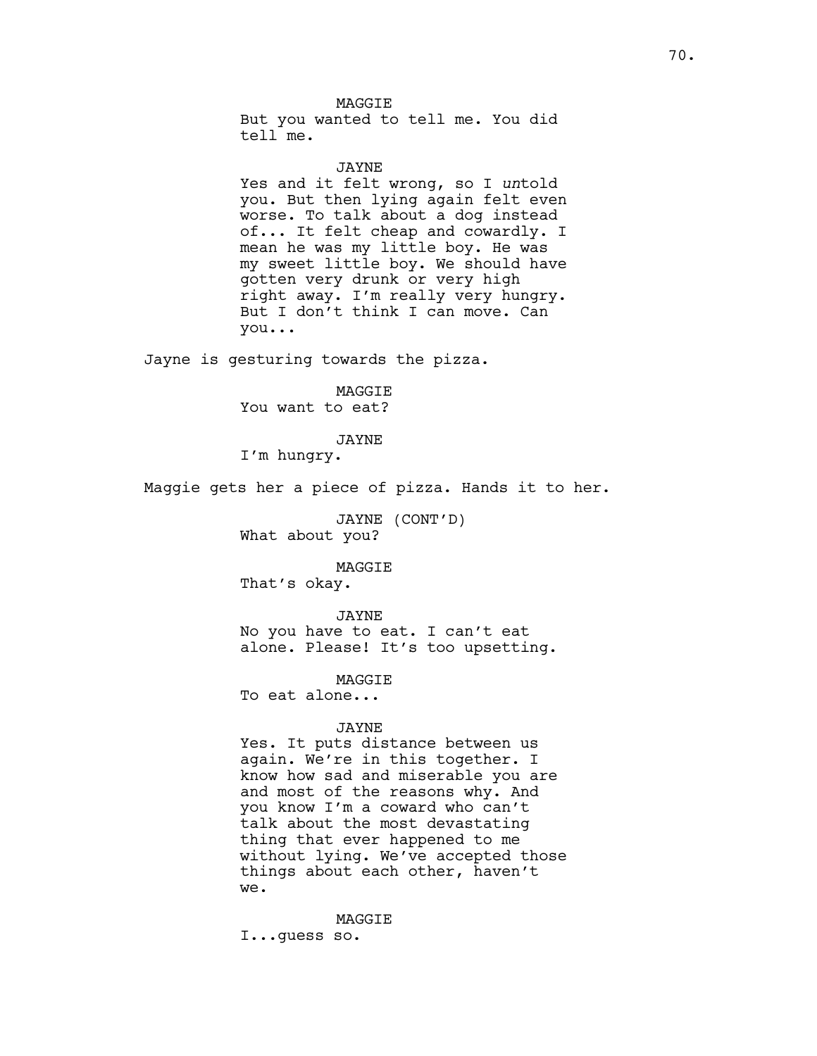MAGGIE

But you wanted to tell me. You did tell me.

JAYNE

Yes and it felt wrong, so I *un*told you. But then lying again felt even worse. To talk about a dog instead of... It felt cheap and cowardly. I mean he was my little boy. He was my sweet little boy. We should have gotten very drunk or very high right away. I'm really very hungry. But I don't think I can move. Can you...

Jayne is gesturing towards the pizza.

MAGGIE

You want to eat?

JAYNE

I'm hungry.

Maggie gets her a piece of pizza. Hands it to her.

JAYNE (CONT'D)

What about you?

MAGGIE

That's okay.

JAYNE

No you have to eat. I can't eat alone. Please! It's too upsetting.

MAGGIE

To eat alone...

JAYNE

Yes. It puts distance between us again. We're in this together. I know how sad and miserable you are and most of the reasons why. And you know I'm a coward who can't talk about the most devastating thing that ever happened to me without lying. We've accepted those things about each other, haven't we.

MAGGIE

I...guess so.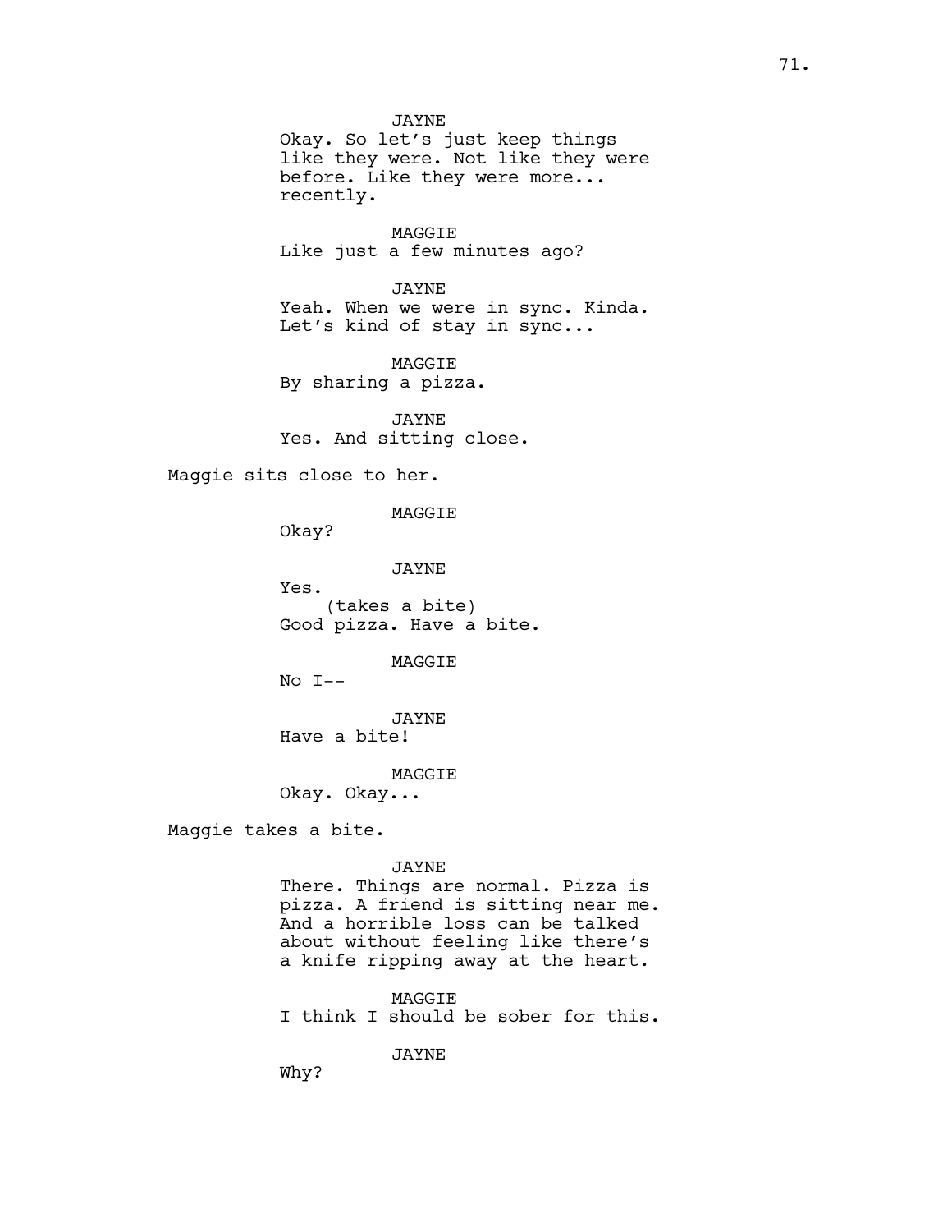JAYNE
Okay. So let's just keep things like they were. Not like they were before. Like they were more... recently.

MAGGIE
Like just a few minutes ago?

JAYNE
Yeah. When we were in sync. Kinda. Let's kind of stay in sync...

MAGGIE
By sharing a pizza.

JAYNE
Yes. And sitting close.

Maggie sits close to her.

MAGGIE
Okay?

JAYNE
Yes.
(takes a bite)
Good pizza. Have a bite.

MAGGIE
No I--

JAYNE
Have a bite!

MAGGIE
Okay. Okay...

Maggie takes a bite.

JAYNE
There. Things are normal. Pizza is pizza. A friend is sitting near me. And a horrible loss can be talked about without feeling like there's a knife ripping away at the heart.

MAGGIE
I think I should be sober for this.

JAYNE
Why?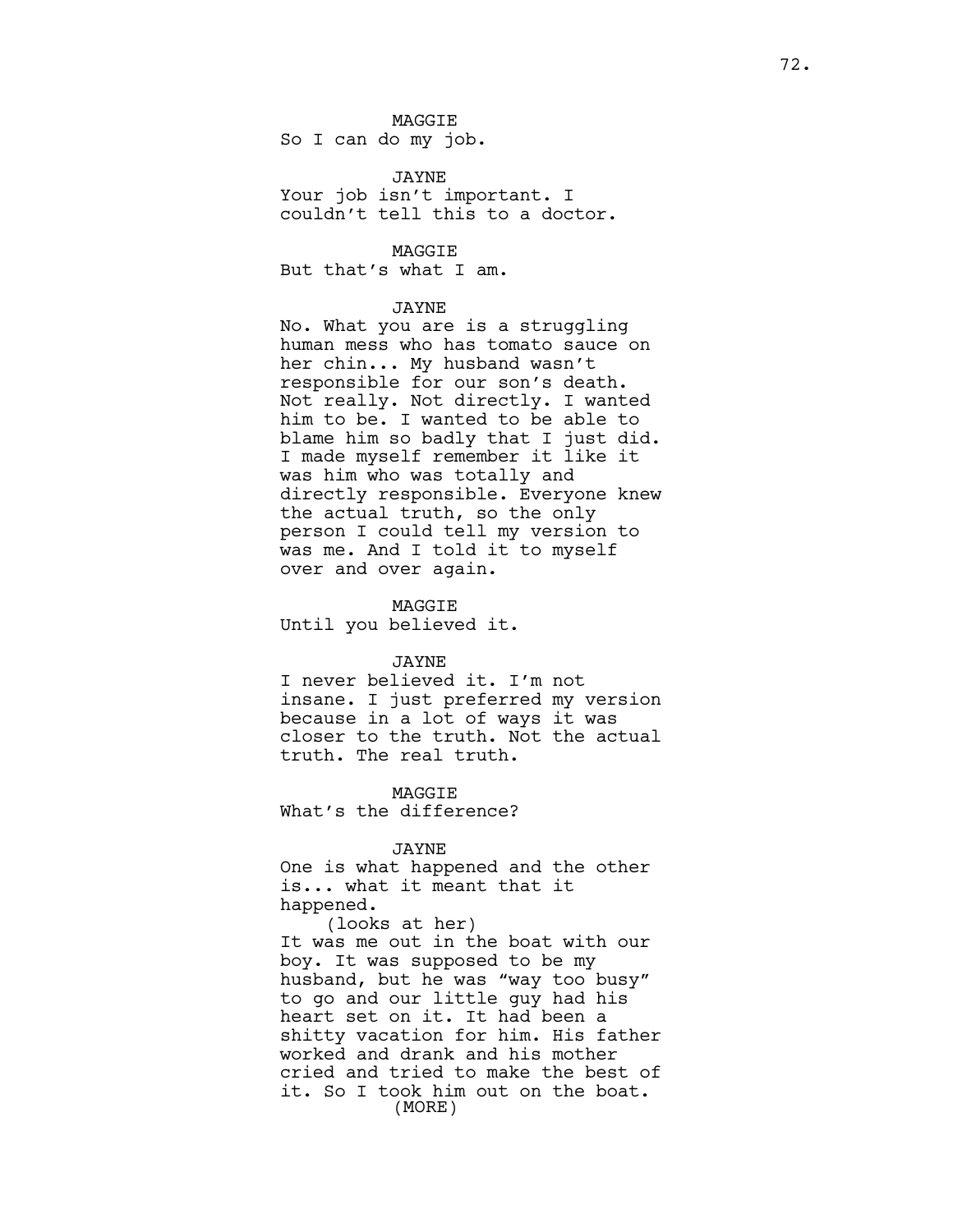MAGGIE

So I can do my job.

JAYNE

Your job isn't important. I couldn't tell this to a doctor.

MAGGIE

But that's what I am.

JAYNE

No. What you are is a struggling human mess who has tomato sauce on her chin... My husband wasn't responsible for our son's death. Not really. Not directly. I wanted him to be. I wanted to be able to blame him so badly that I just did. I made myself remember it like it was him who was totally and directly responsible. Everyone knew the actual truth, so the only person I could tell my version to was me. And I told it to myself over and over again.

MAGGIE

Until you believed it.

JAYNE

I never believed it. I'm not insane. I just preferred my version because in a lot of ways it was closer to the truth. Not the actual truth. The real truth.

MAGGIE

What's the difference?

JAYNE

One is what happened and the other is... what it meant that it happened.

(looks at her)

It was me out in the boat with our boy. It was supposed to be my husband, but he was "way too busy" to go and our little guy had his heart set on it. It had been a shitty vacation for him. His father worked and drank and his mother cried and tried to make the best of it. So I took him out on the boat.

(MORE)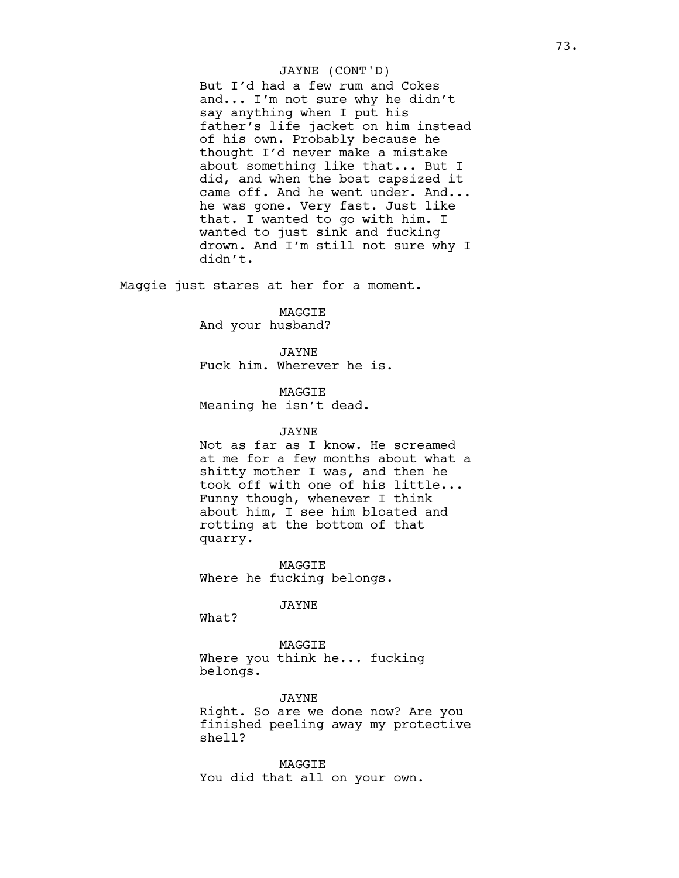JAYNE (CONT'D)

But I'd had a few rum and Cokes and... I'm not sure why he didn't say anything when I put his father's life jacket on him instead of his own. Probably because he thought I'd never make a mistake about something like that... But I did, and when the boat capsized it came off. And he went under. And... he was gone. Very fast. Just like that. I wanted to go with him. I wanted to just sink and fucking drown. And I'm still not sure why I didn't.

Maggie just stares at her for a moment.

MAGGIE

And your husband?

JAYNE

Fuck him. Wherever he is.

MAGGIE

Meaning he isn't dead.

JAYNE

Not as far as I know. He screamed at me for a few months about what a shitty mother I was, and then he took off with one of his little... Funny though, whenever I think about him, I see him bloated and rotting at the bottom of that quarry.

MAGGIE

Where he fucking belongs.

JAYNE

What?

MAGGIE

Where you think he... fucking belongs.

JAYNE

Right. So are we done now? Are you finished peeling away my protective shell?

MAGGIE

You did that all on your own.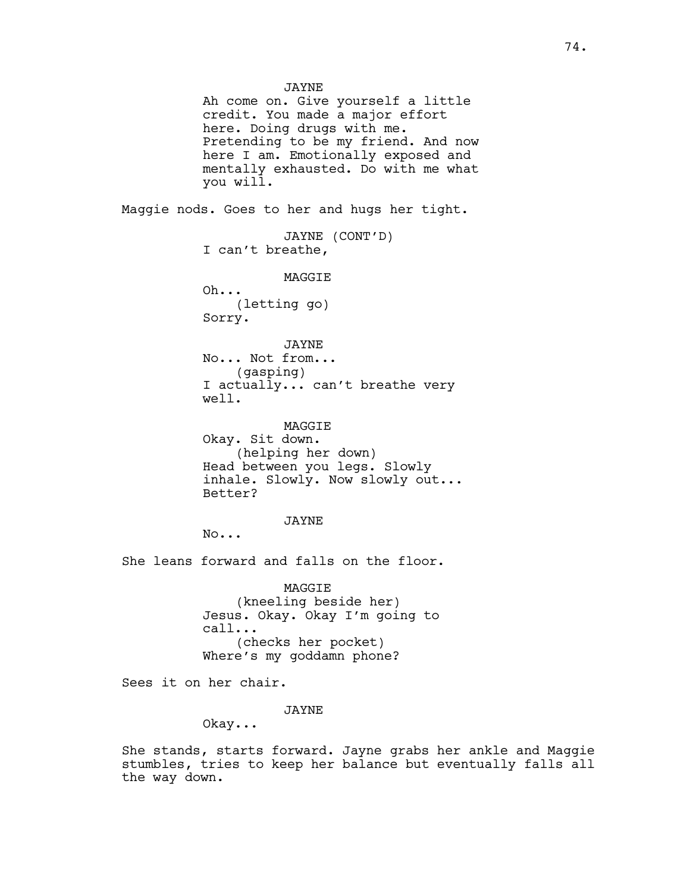JAYNE
Ah come on. Give yourself a little credit. You made a major effort here. Doing drugs with me. Pretending to be my friend. And now here I am. Emotionally exposed and mentally exhausted. Do with me what you will.

Maggie nods. Goes to her and hugs her tight.

JAYNE (CONT'D)
I can't breathe,

MAGGIE
Oh...
(letting go)
Sorry.

JAYNE
No... Not from...
(gasping)
I actually... can't breathe very well.

MAGGIE
Okay. Sit down.
(helping her down)
Head between you legs. Slowly inhale. Slowly. Now slowly out... Better?

JAYNE
No...

She leans forward and falls on the floor.

MAGGIE
(kneeling beside her)
Jesus. Okay. Okay I'm going to call...
(checks her pocket)
Where's my goddamn phone?

Sees it on her chair.

JAYNE
Okay...

She stands, starts forward. Jayne grabs her ankle and Maggie stumbles, tries to keep her balance but eventually falls all the way down.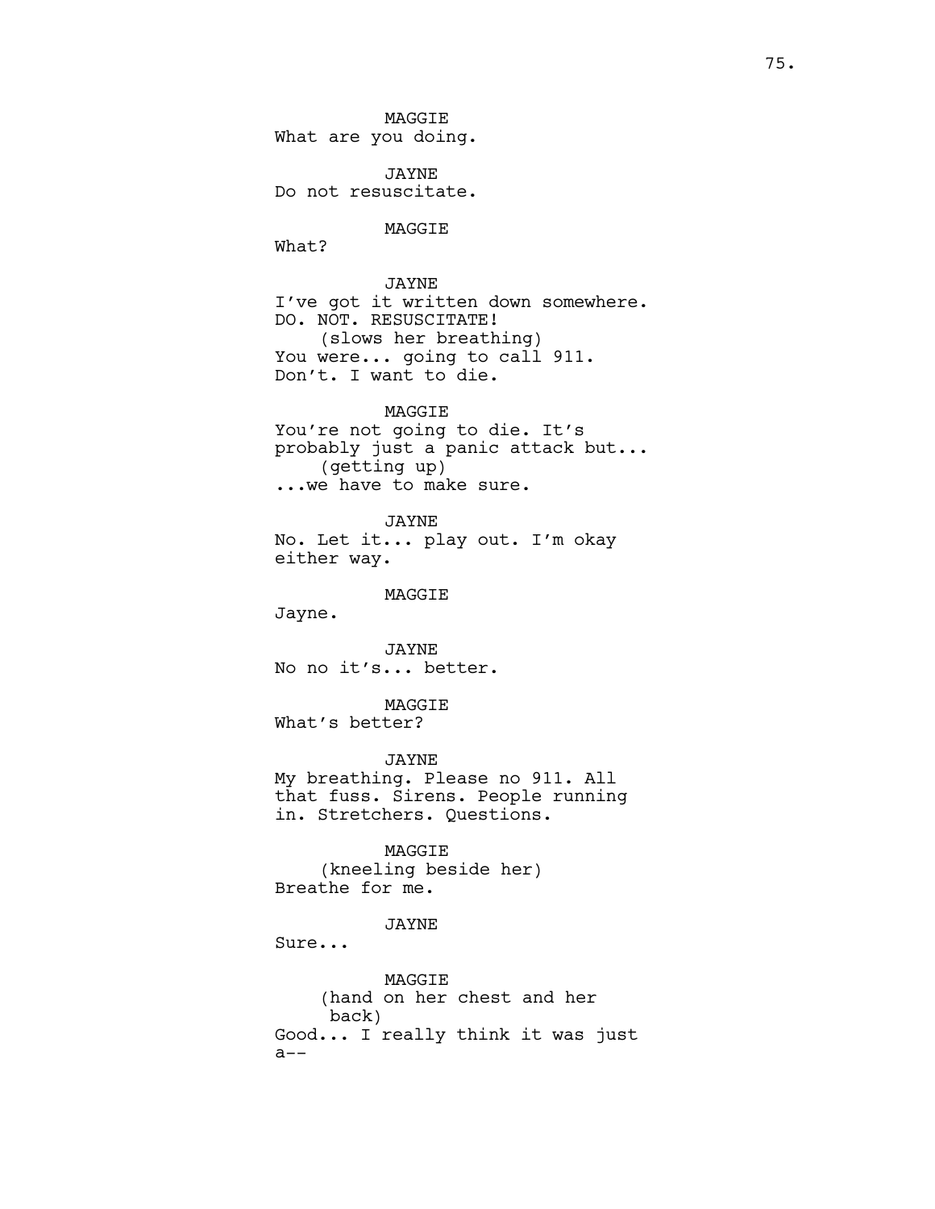MAGGIE
What are you doing.

JAYNE
Do not resuscitate.

MAGGIE
What?

JAYNE
I've got it written down somewhere.
DO. NOT. RESUSCITATE!
(slows her breathing)
You were... going to call 911.
Don't. I want to die.

MAGGIE
You're not going to die. It's
probably just a panic attack but...
(getting up)
...we have to make sure.

JAYNE
No. Let it... play out. I'm okay
either way.

MAGGIE
Jayne.

JAYNE
No no it's... better.

MAGGIE
What's better?

JAYNE
My breathing. Please no 911. All
that fuss. Sirens. People running
in. Stretchers. Questions.

MAGGIE
(kneeling beside her)
Breathe for me.

JAYNE
Sure...

MAGGIE
(hand on her chest and her
back)
Good... I really think it was just
a--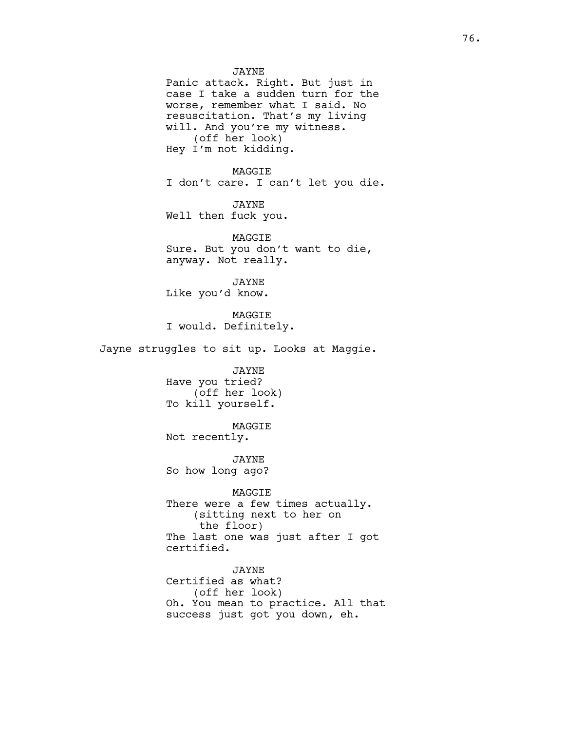JAYNE
Panic attack. Right. But just in case I take a sudden turn for the worse, remember what I said. No resuscitation. That's my living will. And you're my witness.
(off her look)
Hey I'm not kidding.

MAGGIE
I don't care. I can't let you die.

JAYNE
Well then fuck you.

MAGGIE
Sure. But you don't want to die, anyway. Not really.

JAYNE
Like you'd know.

MAGGIE
I would. Definitely.

Jayne struggles to sit up. Looks at Maggie.

JAYNE
Have you tried?
(off her look)
To kill yourself.

MAGGIE
Not recently.

JAYNE
So how long ago?

MAGGIE
There were a few times actually.
(sitting next to her on the floor)
The last one was just after I got certified.

JAYNE
Certified as what?
(off her look)
Oh. You mean to practice. All that success just got you down, eh.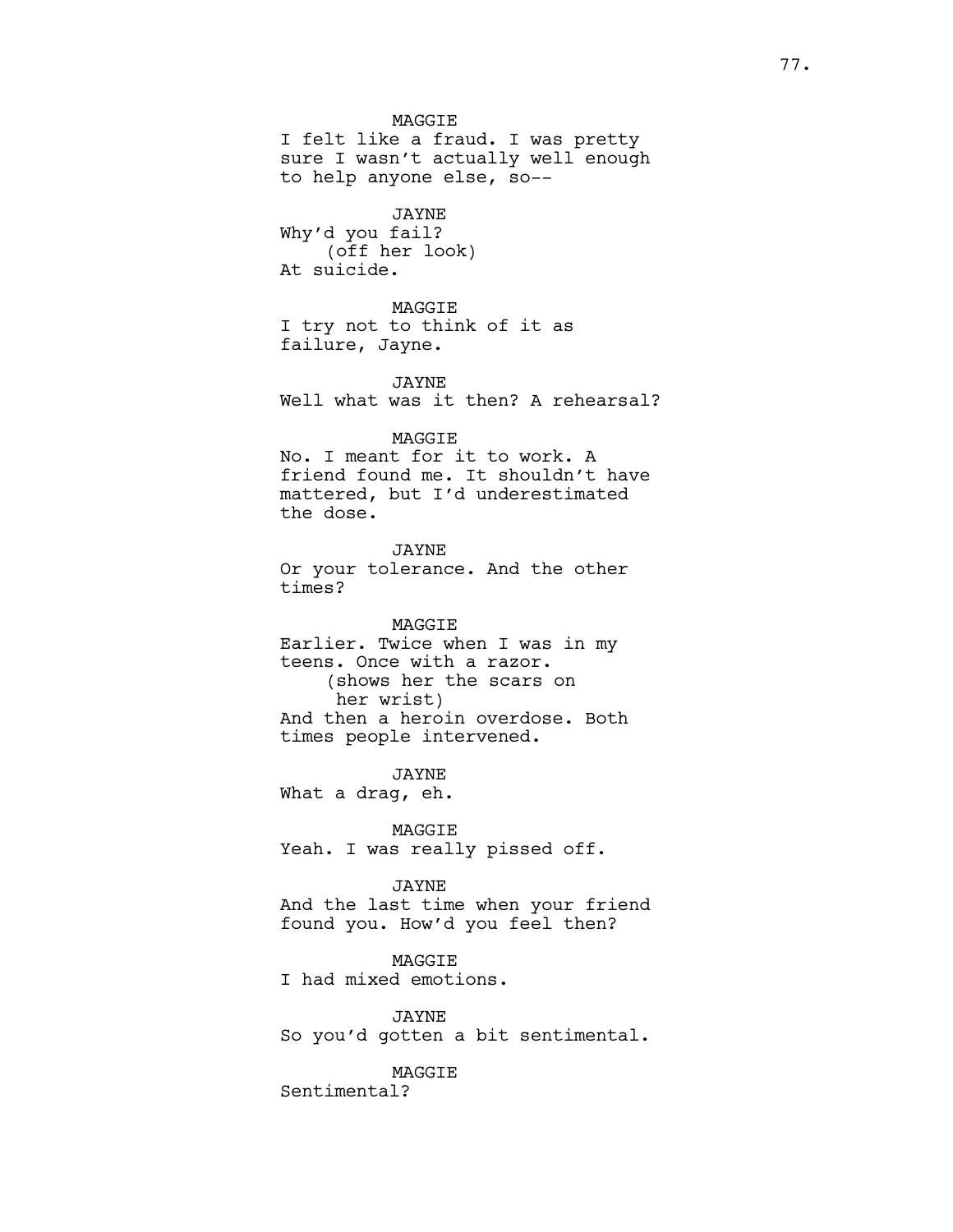MAGGIE
I felt like a fraud. I was pretty sure I wasn't actually well enough to help anyone else, so--

JAYNE
Why'd you fail?
(off her look)
At suicide.

MAGGIE
I try not to think of it as failure, Jayne.

JAYNE
Well what was it then? A rehearsal?

MAGGIE
No. I meant for it to work. A friend found me. It shouldn't have mattered, but I'd underestimated the dose.

JAYNE
Or your tolerance. And the other times?

MAGGIE
Earlier. Twice when I was in my teens. Once with a razor.
(shows her the scars on her wrist)
And then a heroin overdose. Both times people intervened.

JAYNE
What a drag, eh.

MAGGIE
Yeah. I was really pissed off.

JAYNE
And the last time when your friend found you. How'd you feel then?

MAGGIE
I had mixed emotions.

JAYNE
So you'd gotten a bit sentimental.

MAGGIE
Sentimental?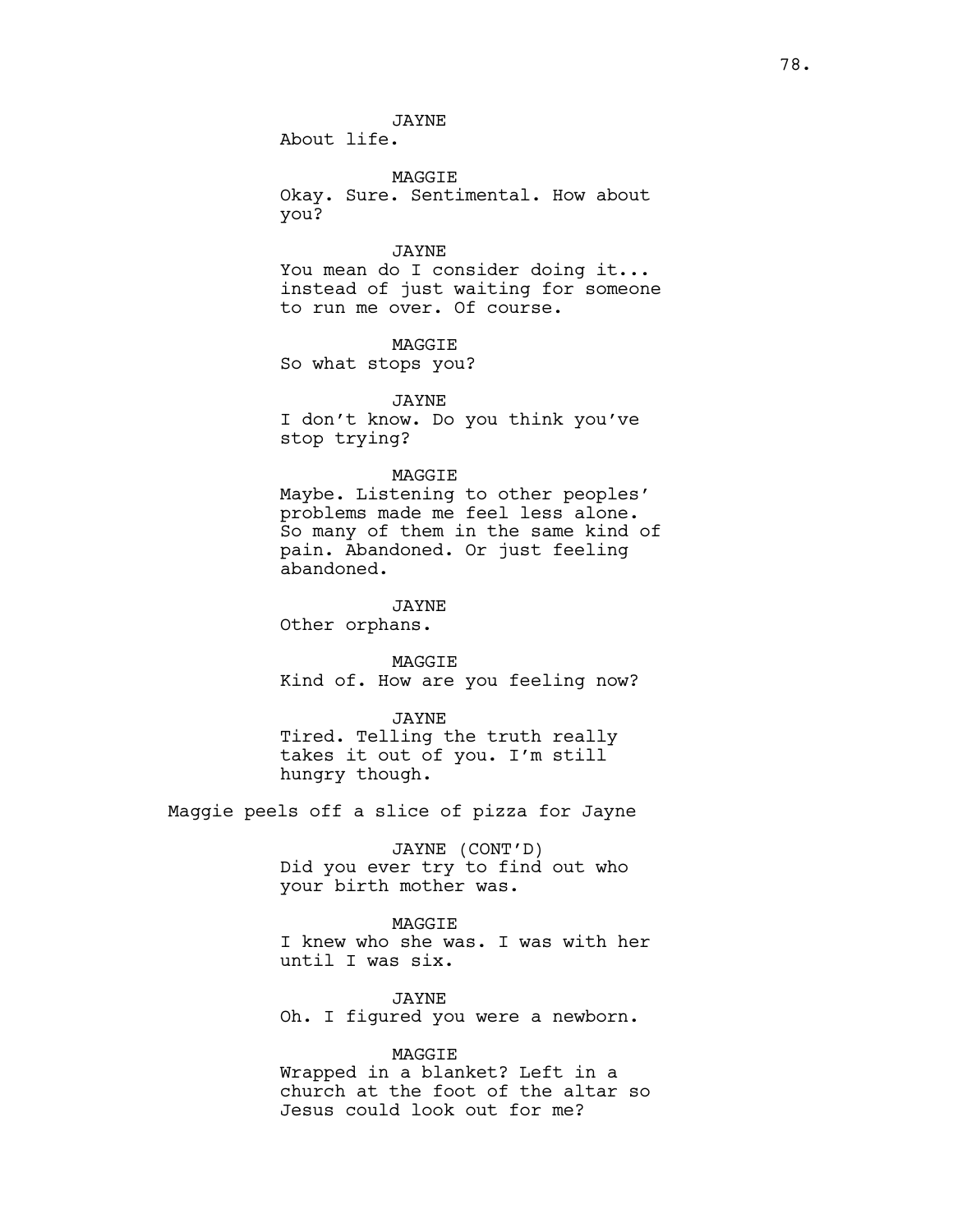JAYNE
About life.

MAGGIE
Okay. Sure. Sentimental. How about you?

JAYNE
You mean do I consider doing it... instead of just waiting for someone to run me over. Of course.

MAGGIE
So what stops you?

JAYNE
I don't know. Do you think you've stop trying?

MAGGIE
Maybe. Listening to other peoples' problems made me feel less alone. So many of them in the same kind of pain. Abandoned. Or just feeling abandoned.

JAYNE
Other orphans.

MAGGIE
Kind of. How are you feeling now?

JAYNE
Tired. Telling the truth really takes it out of you. I'm still hungry though.

Maggie peels off a slice of pizza for Jayne

JAYNE (CONT'D)
Did you ever try to find out who your birth mother was.

MAGGIE
I knew who she was. I was with her until I was six.

JAYNE
Oh. I figured you were a newborn.

MAGGIE
Wrapped in a blanket? Left in a church at the foot of the altar so Jesus could look out for me?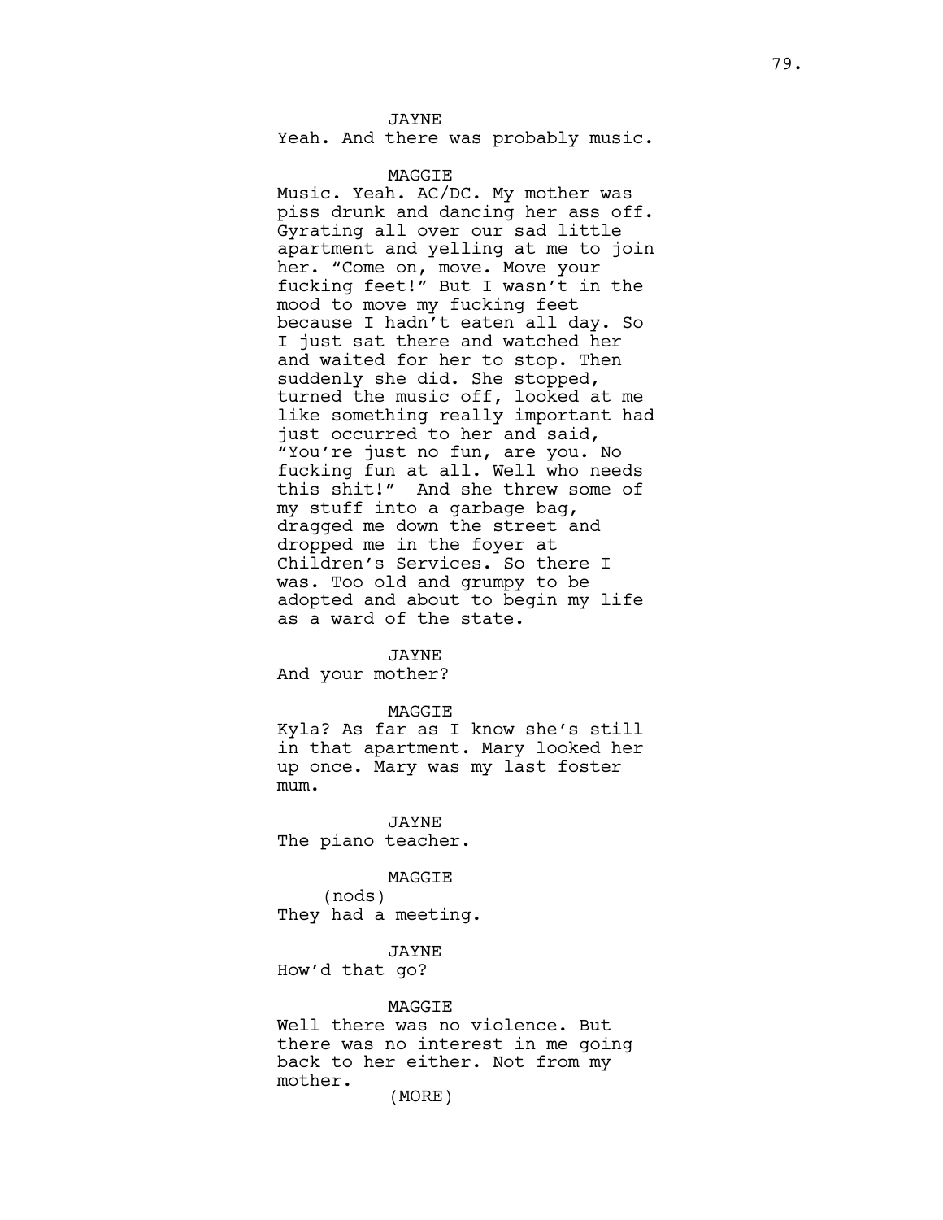JAYNE

Yeah. And there was probably music.

MAGGIE

Music. Yeah. AC/DC. My mother was piss drunk and dancing her ass off. Gyrating all over our sad little apartment and yelling at me to join her. "Come on, move. Move your fucking feet!" But I wasn't in the mood to move my fucking feet because I hadn't eaten all day. So I just sat there and watched her and waited for her to stop. Then suddenly she did. She stopped, turned the music off, looked at me like something really important had just occurred to her and said, "You're just no fun, are you. No fucking fun at all. Well who needs this shit!" And she threw some of my stuff into a garbage bag, dragged me down the street and dropped me in the foyer at Children's Services. So there I was. Too old and grumpy to be adopted and about to begin my life as a ward of the state.

JAYNE

And your mother?

MAGGIE

Kyla? As far as I know she's still in that apartment. Mary looked her up once. Mary was my last foster mum.

JAYNE

The piano teacher.

MAGGIE

(nods)

They had a meeting.

JAYNE

How'd that go?

MAGGIE

Well there was no violence. But there was no interest in me going back to her either. Not from my mother.

(MORE)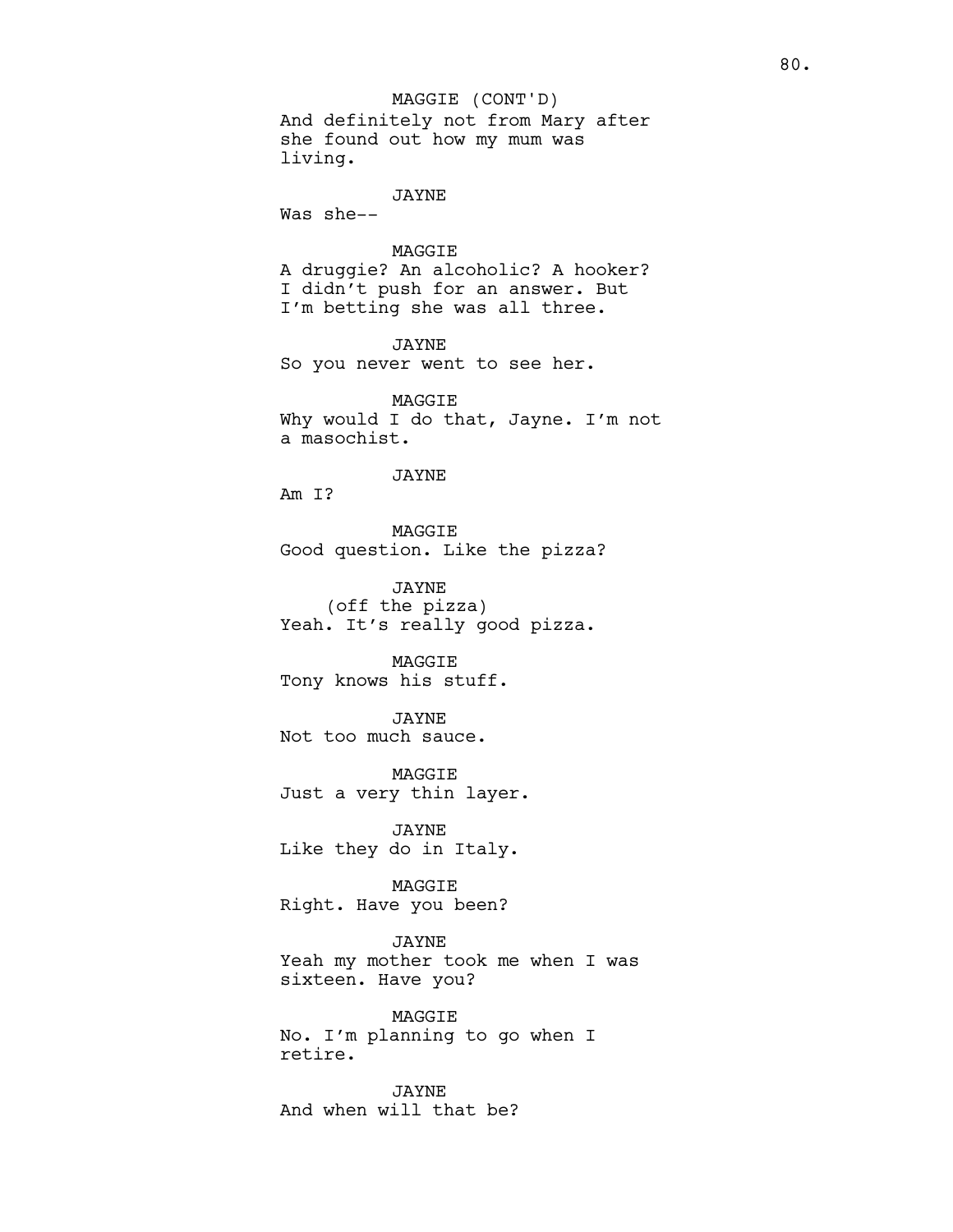MAGGIE (CONT'D)
And definitely not from Mary after she found out how my mum was living.

JAYNE
Was she--

MAGGIE
A druggie? An alcoholic? A hooker? I didn't push for an answer. But I'm betting she was all three.

JAYNE
So you never went to see her.

MAGGIE
Why would I do that, Jayne. I'm not a masochist.

JAYNE
Am I?

MAGGIE
Good question. Like the pizza?

JAYNE
(off the pizza)
Yeah. It's really good pizza.

MAGGIE
Tony knows his stuff.

JAYNE
Not too much sauce.

MAGGIE
Just a very thin layer.

JAYNE
Like they do in Italy.

MAGGIE
Right. Have you been?

JAYNE
Yeah my mother took me when I was sixteen. Have you?

MAGGIE
No. I'm planning to go when I retire.

JAYNE
And when will that be?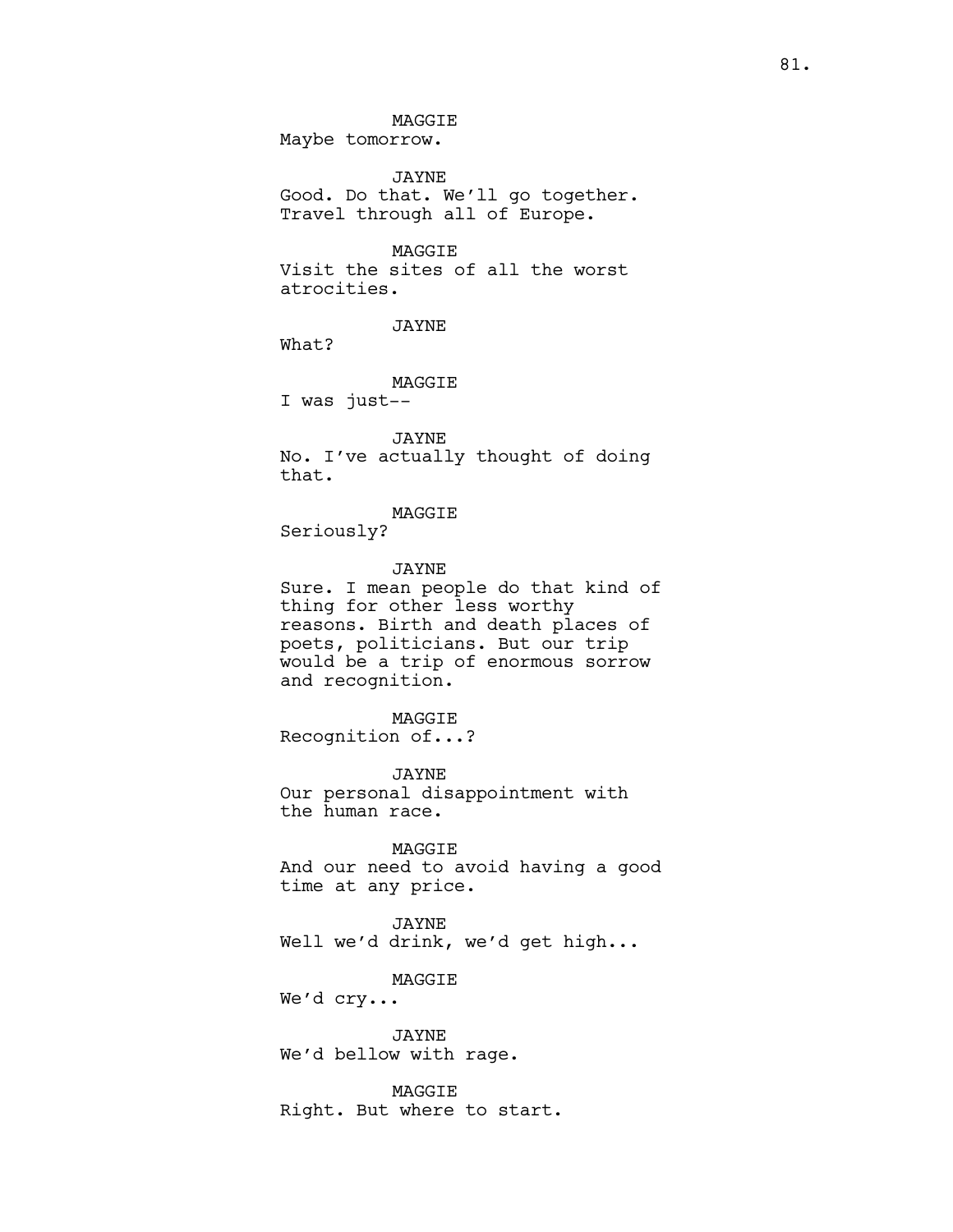MAGGIE
Maybe tomorrow.

JAYNE
Good. Do that. We'll go together. Travel through all of Europe.

MAGGIE
Visit the sites of all the worst atrocities.

JAYNE
What?

MAGGIE
I was just--

JAYNE
No. I've actually thought of doing that.

MAGGIE
Seriously?

JAYNE
Sure. I mean people do that kind of thing for other less worthy reasons. Birth and death places of poets, politicians. But our trip would be a trip of enormous sorrow and recognition.

MAGGIE
Recognition of...?

JAYNE
Our personal disappointment with the human race.

MAGGIE
And our need to avoid having a good time at any price.

JAYNE
Well we'd drink, we'd get high...

MAGGIE
We'd cry...

JAYNE
We'd bellow with rage.

MAGGIE
Right. But where to start.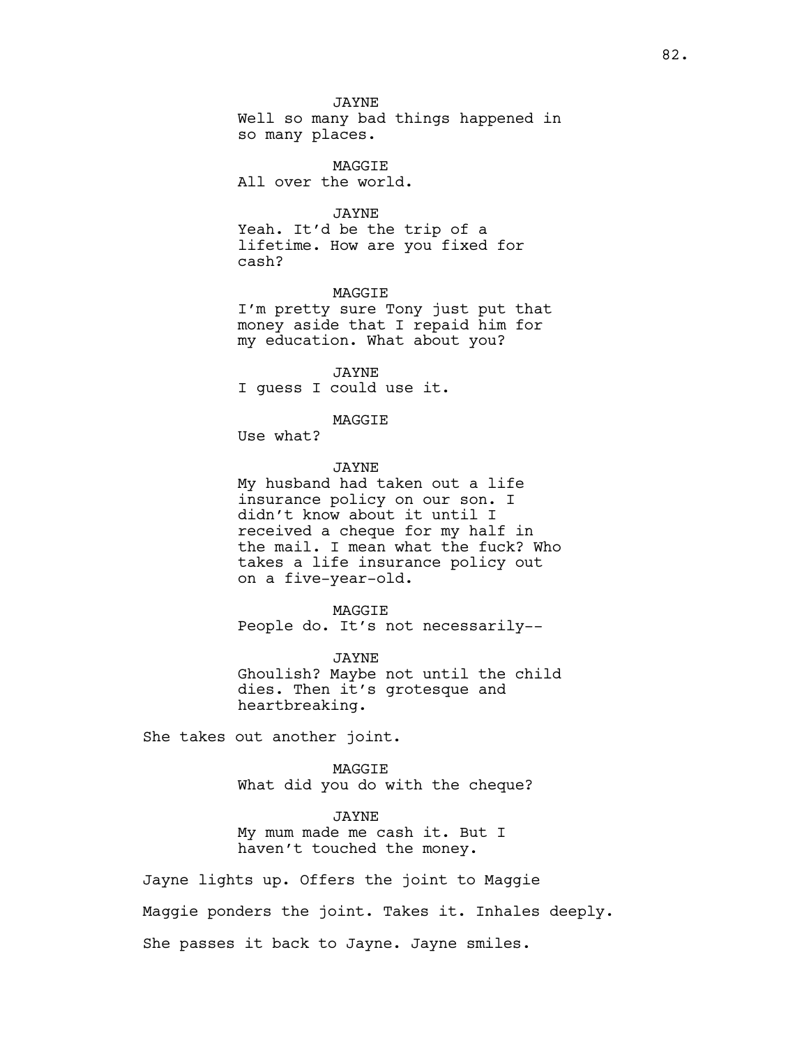JAYNE
Well so many bad things happened in so many places.

MAGGIE
All over the world.

JAYNE
Yeah. It'd be the trip of a lifetime. How are you fixed for cash?

MAGGIE
I'm pretty sure Tony just put that money aside that I repaid him for my education. What about you?

JAYNE
I guess I could use it.

MAGGIE
Use what?

JAYNE
My husband had taken out a life insurance policy on our son. I didn't know about it until I received a cheque for my half in the mail. I mean what the fuck? Who takes a life insurance policy out on a five-year-old.

MAGGIE
People do. It's not necessarily--

JAYNE
Ghoulish? Maybe not until the child dies. Then it's grotesque and heartbreaking.

She takes out another joint.

MAGGIE
What did you do with the cheque?

JAYNE
My mum made me cash it. But I haven't touched the money.

Jayne lights up. Offers the joint to Maggie

Maggie ponders the joint. Takes it. Inhales deeply.

She passes it back to Jayne. Jayne smiles.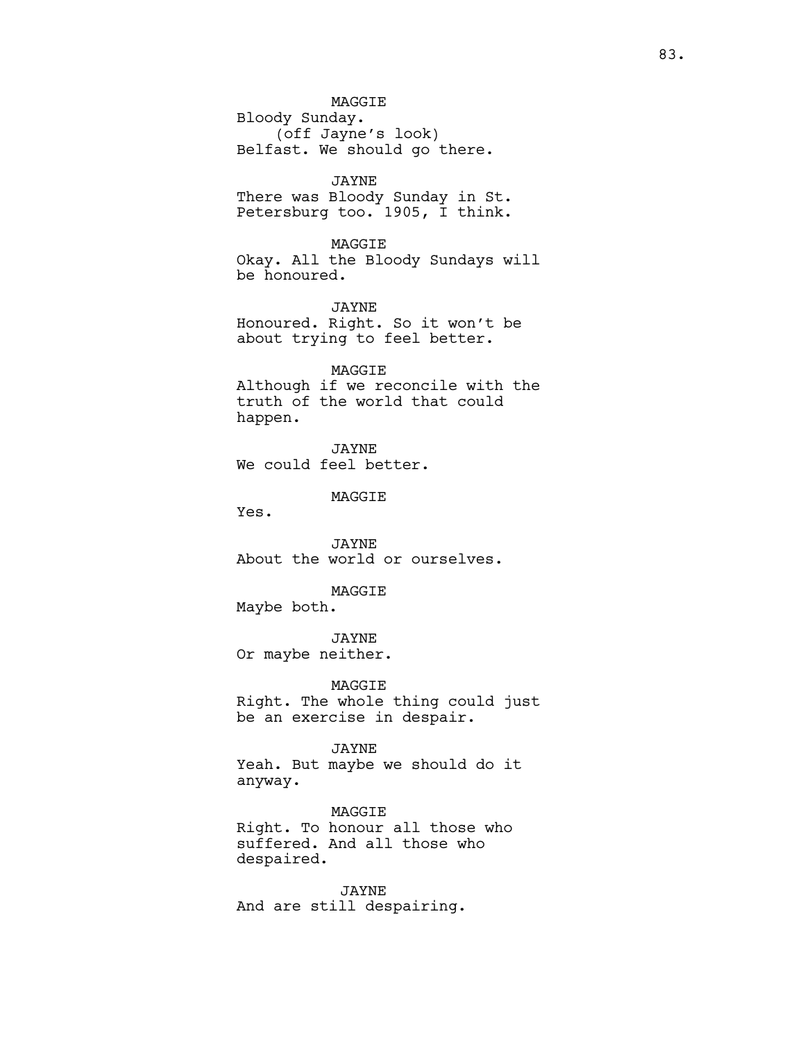MAGGIE
Bloody Sunday.
(off Jayne's look)
Belfast. We should go there.

JAYNE
There was Bloody Sunday in St. Petersburg too. 1905, I think.

MAGGIE
Okay. All the Bloody Sundays will be honoured.

JAYNE
Honoured. Right. So it won't be about trying to feel better.

MAGGIE
Although if we reconcile with the truth of the world that could happen.

JAYNE
We could feel better.

MAGGIE
Yes.

JAYNE
About the world or ourselves.

MAGGIE
Maybe both.

JAYNE
Or maybe neither.

MAGGIE
Right. The whole thing could just be an exercise in despair.

JAYNE
Yeah. But maybe we should do it anyway.

MAGGIE
Right. To honour all those who suffered. And all those who despaired.

JAYNE
And are still despairing.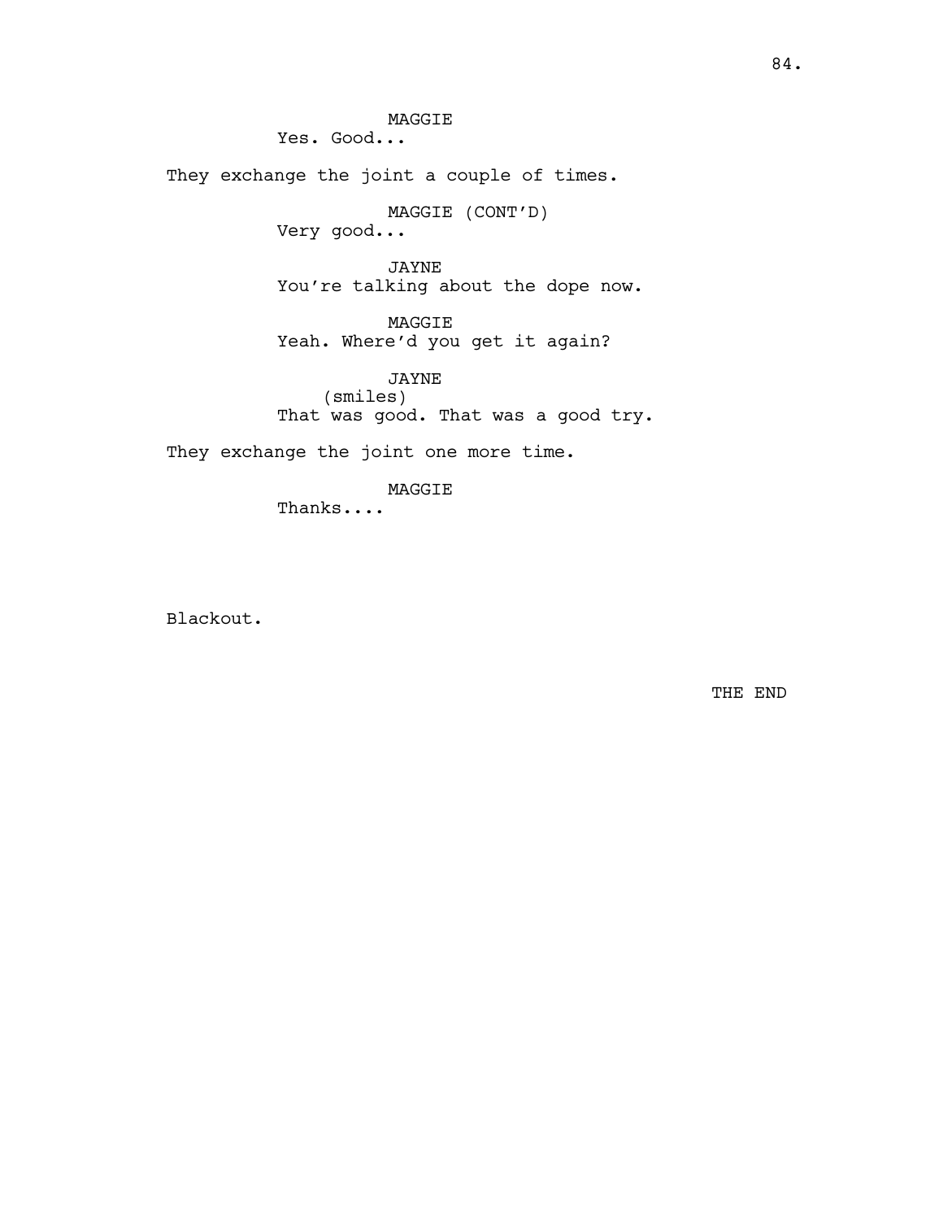MAGGIE
Yes. Good...

They exchange the joint a couple of times.

MAGGIE (CONT'D)
Very good...

JAYNE
You're talking about the dope now.

MAGGIE
Yeah. Where'd you get it again?

JAYNE
(smiles)
That was good. That was a good try.

They exchange the joint one more time.

MAGGIE
Thanks....

Blackout.

THE END